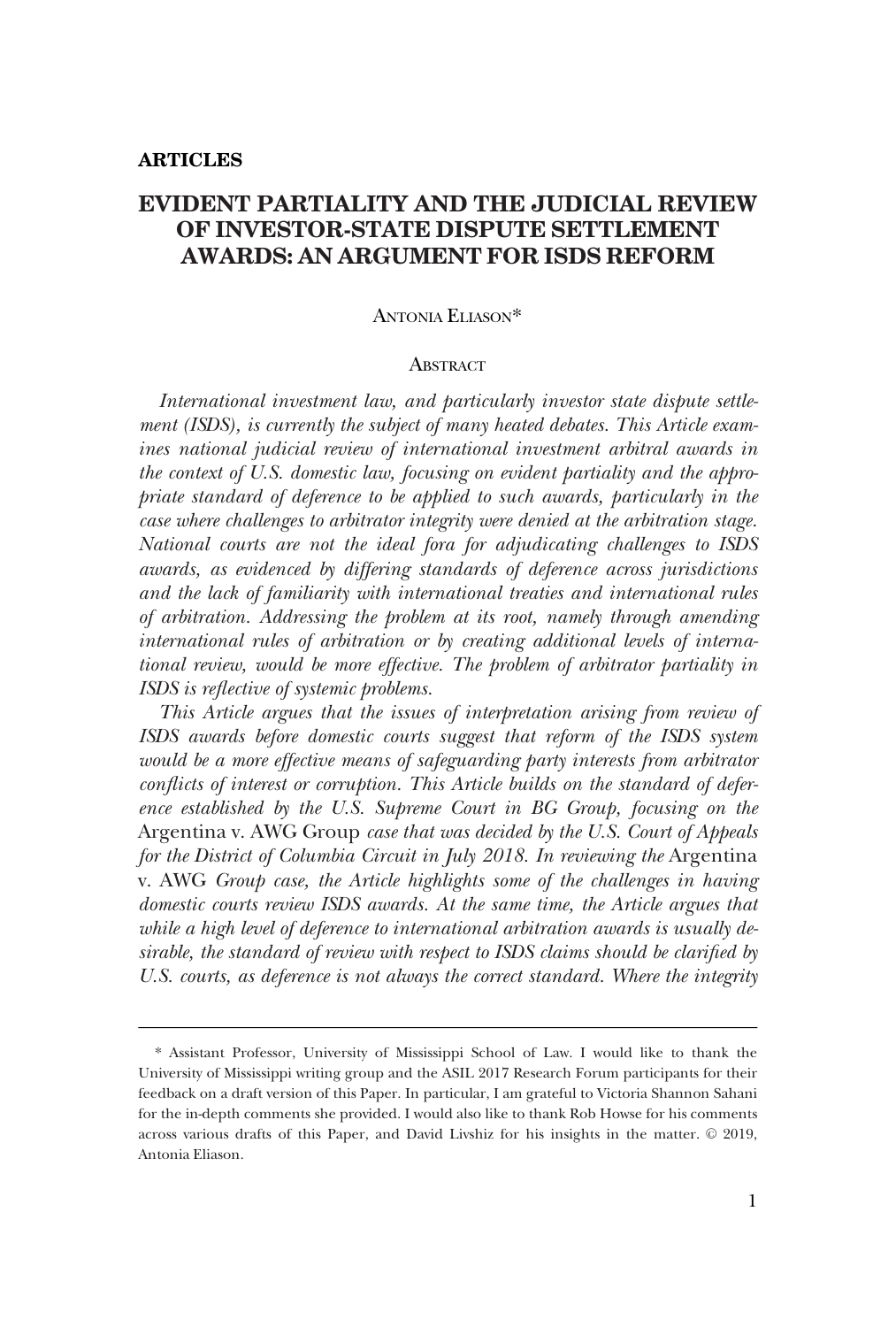**ARTICLES**

# EVIDENT PARTIALITY AND THE JUDICIAL REVIEW OF INVESTOR-STATE DISPUTE SETTLEMENT AWARDS: AN ARGUMENT FOR ISDS REFORM

Antonia Eliason*

## Abstract

*International investment law, and particularly investor state dispute settlement (ISDS), is currently the subject of many heated debates. This Article examines national judicial review of international investment arbitral awards in the context of U.S. domestic law, focusing on evident partiality and the appropriate standard of deference to be applied to such awards, particularly in the case where challenges to arbitrator integrity were denied at the arbitration stage. National courts are not the ideal fora for adjudicating challenges to ISDS awards, as evidenced by differing standards of deference across jurisdictions and the lack of familiarity with international treaties and international rules of arbitration. Addressing the problem at its root, namely through amending international rules of arbitration or by creating additional levels of international review, would be more effective. The problem of arbitrator partiality in ISDS is reflective of systemic problems.*

*This Article argues that the issues of interpretation arising from review of ISDS awards before domestic courts suggest that reform of the ISDS system would be a more effective means of safeguarding party interests from arbitrator conflicts of interest or corruption. This Article builds on the standard of deference established by the U.S. Supreme Court in BG Group, focusing on the* Argentina v. AWG Group *case that was decided by the U.S. Court of Appeals for the District of Columbia Circuit in July 2018. In reviewing the* Argentina v. AWG *Group case, the Article highlights some of the challenges in having domestic courts review ISDS awards. At the same time, the Article argues that while a high level of deference to international arbitration awards is usually desirable, the standard of review with respect to ISDS claims should be clarified by U.S. courts, as deference is not always the correct standard. Where the integrity*

---

\* Assistant Professor, University of Mississippi School of Law. I would like to thank the University of Mississippi writing group and the ASIL 2017 Research Forum participants for their feedback on a draft version of this Paper. In particular, I am grateful to Victoria Shannon Sahani for the in-depth comments she provided. I would also like to thank Rob Howse for his comments across various drafts of this Paper, and David Livshiz for his insights in the matter. © 2019, Antonia Eliason.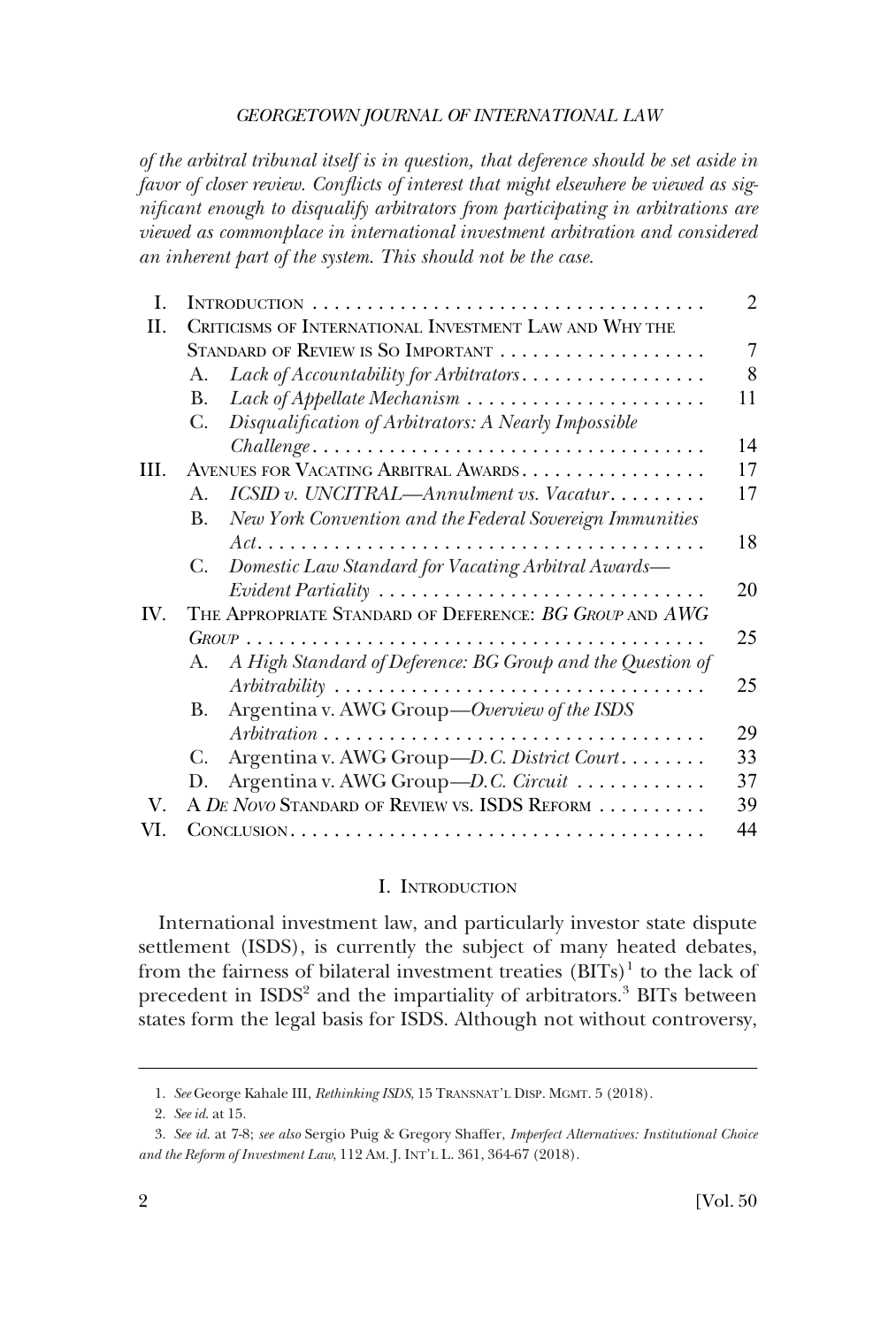*of the arbitral tribunal itself is in question, that deference should be set aside in favor of closer review. Conflicts of interest that might elsewhere be viewed as significant enough to disqualify arbitrators from participating in arbitrations are viewed as commonplace in international investment arbitration and considered an inherent part of the system. This should not be the case.*

| | | | |
|---|---|---|---|
| I. | INTRODUCTION | | 2 |
| II. | CRITICISMS OF INTERNATIONAL INVESTMENT LAW AND WHY THE STANDARD OF REVIEW IS SO IMPORTANT | | 7 |
| | A. | *Lack of Accountability for Arbitrators* | 8 |
| | B. | *Lack of Appellate Mechanism* | 11 |
| | C. | *Disqualification of Arbitrators: A Nearly Impossible Challenge* | 14 |
| III. | AVENUES FOR VACATING ARBITRAL AWARDS | | 17 |
| | A. | *ICSID v. UNCITRAL—Annulment vs. Vacatur* | 17 |
| | B. | *New York Convention and the Federal Sovereign Immunities Act* | 18 |
| | C. | *Domestic Law Standard for Vacating Arbitral Awards—Evident Partiality* | 20 |
| IV. | THE APPROPRIATE STANDARD OF DEFERENCE: *BG GROUP* AND *AWG GROUP* | | 25 |
| | A. | *A High Standard of Deference: BG Group and the Question of Arbitrability* | 25 |
| | B. | Argentina v. AWG Group—*Overview of the ISDS Arbitration* | 29 |
| | C. | Argentina v. AWG Group—*D.C. District Court* | 33 |
| | D. | Argentina v. AWG Group—*D.C. Circuit* | 37 |
| V. | A *DE NOVO* STANDARD OF REVIEW VS. ISDS REFORM | | 39 |
| VI. | CONCLUSION | | 44 |

## I. INTRODUCTION

International investment law, and particularly investor state dispute settlement (ISDS), is currently the subject of many heated debates, from the fairness of bilateral investment treaties (BITs)[1] to the lack of precedent in ISDS[2] and the impartiality of arbitrators.[3] BITs between states form the legal basis for ISDS. Although not without controversy,

1. *See* George Kahale III, *Rethinking ISDS*, 15 TRANSNAT'L DISP. MGMT. 5 (2018).

2. *See id.* at 15.

3. *See id.* at 7-8; *see also* Sergio Puig & Gregory Shaffer, *Imperfect Alternatives: Institutional Choice and the Reform of Investment Law*, 112 AM. J. INT'L L. 361, 364-67 (2018).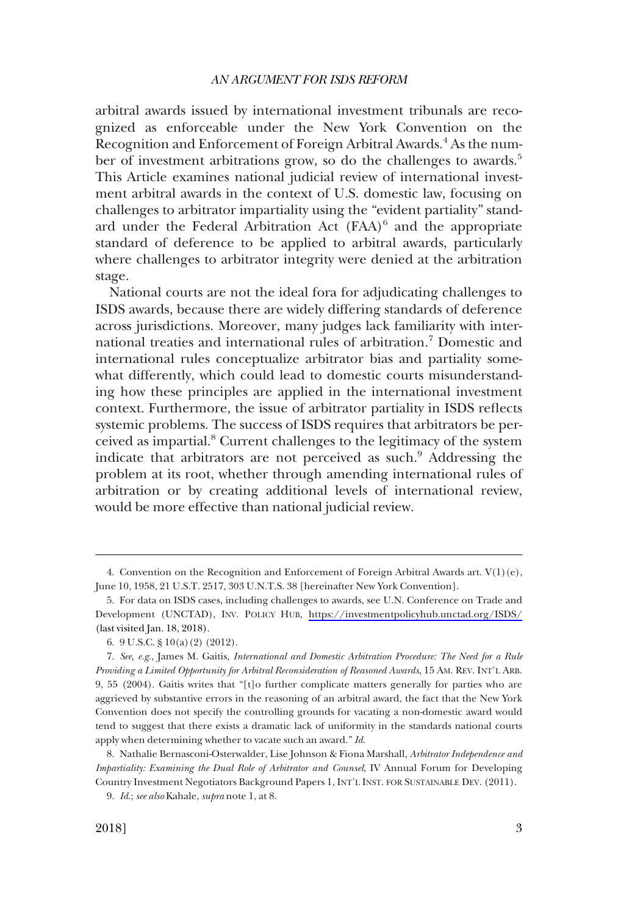arbitral awards issued by international investment tribunals are recognized as enforceable under the New York Convention on the Recognition and Enforcement of Foreign Arbitral Awards.[4] As the number of investment arbitrations grow, so do the challenges to awards.[5] This Article examines national judicial review of international investment arbitral awards in the context of U.S. domestic law, focusing on challenges to arbitrator impartiality using the "evident partiality" standard under the Federal Arbitration Act (FAA)[6] and the appropriate standard of deference to be applied to arbitral awards, particularly where challenges to arbitrator integrity were denied at the arbitration stage.

National courts are not the ideal fora for adjudicating challenges to ISDS awards, because there are widely differing standards of deference across jurisdictions. Moreover, many judges lack familiarity with international treaties and international rules of arbitration.[7] Domestic and international rules conceptualize arbitrator bias and partiality somewhat differently, which could lead to domestic courts misunderstanding how these principles are applied in the international investment context. Furthermore, the issue of arbitrator partiality in ISDS reflects systemic problems. The success of ISDS requires that arbitrators be perceived as impartial.[8] Current challenges to the legitimacy of the system indicate that arbitrators are not perceived as such.[9] Addressing the problem at its root, whether through amending international rules of arbitration or by creating additional levels of international review, would be more effective than national judicial review.

---

4. Convention on the Recognition and Enforcement of Foreign Arbitral Awards art. V(1)(e), June 10, 1958, 21 U.S.T. 2517, 303 U.N.T.S. 38 [hereinafter New York Convention].

5. For data on ISDS cases, including challenges to awards, see U.N. Conference on Trade and Development (UNCTAD), INV. POLICY HUB, https://investmentpolicyhub.unctad.org/ISDS/ (last visited Jan. 18, 2018).

6. 9 U.S.C. § 10(a)(2) (2012).

7. *See, e.g.*, James M. Gaitis, *International and Domestic Arbitration Procedure: The Need for a Rule Providing a Limited Opportunity for Arbitral Reconsideration of Reasoned Awards*, 15 AM. REV. INT'L ARB. 9, 55 (2004). Gaitis writes that "[t]o further complicate matters generally for parties who are aggrieved by substantive errors in the reasoning of an arbitral award, the fact that the New York Convention does not specify the controlling grounds for vacating a non-domestic award would tend to suggest that there exists a dramatic lack of uniformity in the standards national courts apply when determining whether to vacate such an award." *Id.*

8. Nathalie Bernasconi-Osterwalder, Lise Johnson & Fiona Marshall, *Arbitrator Independence and Impartiality: Examining the Dual Role of Arbitrator and Counsel*, IV Annual Forum for Developing Country Investment Negotiators Background Papers 1, INT'L INST. FOR SUSTAINABLE DEV. (2011).

9. *Id.*; *see also* Kahale, *supra* note 1, at 8.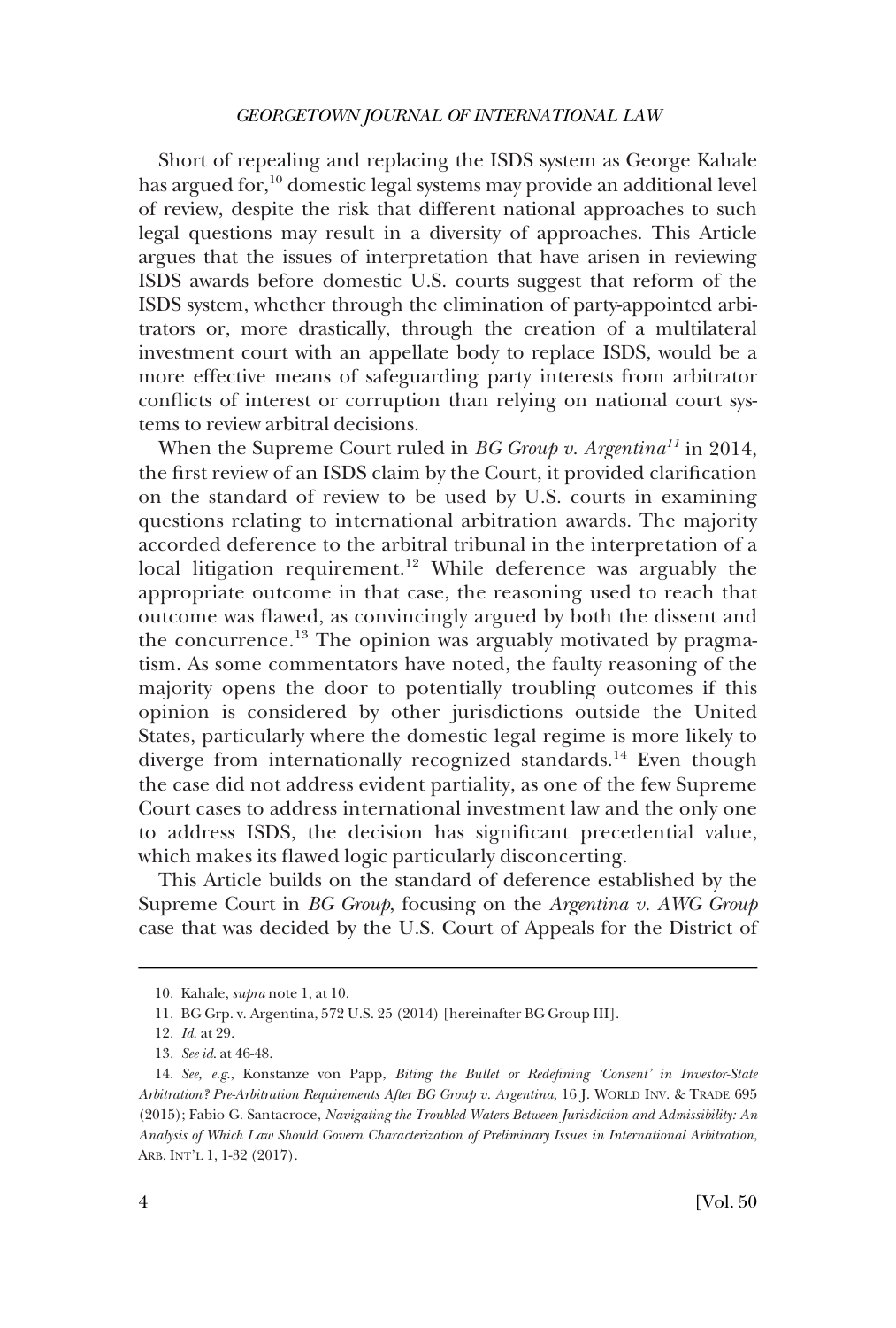Short of repealing and replacing the ISDS system as George Kahale has argued for,[10] domestic legal systems may provide an additional level of review, despite the risk that different national approaches to such legal questions may result in a diversity of approaches. This Article argues that the issues of interpretation that have arisen in reviewing ISDS awards before domestic U.S. courts suggest that reform of the ISDS system, whether through the elimination of party-appointed arbitrators or, more drastically, through the creation of a multilateral investment court with an appellate body to replace ISDS, would be a more effective means of safeguarding party interests from arbitrator conflicts of interest or corruption than relying on national court systems to review arbitral decisions.

When the Supreme Court ruled in *BG Group v. Argentina*[11] in 2014, the first review of an ISDS claim by the Court, it provided clarification on the standard of review to be used by U.S. courts in examining questions relating to international arbitration awards. The majority accorded deference to the arbitral tribunal in the interpretation of a local litigation requirement.[12] While deference was arguably the appropriate outcome in that case, the reasoning used to reach that outcome was flawed, as convincingly argued by both the dissent and the concurrence.[13] The opinion was arguably motivated by pragmatism. As some commentators have noted, the faulty reasoning of the majority opens the door to potentially troubling outcomes if this opinion is considered by other jurisdictions outside the United States, particularly where the domestic legal regime is more likely to diverge from internationally recognized standards.[14] Even though the case did not address evident partiality, as one of the few Supreme Court cases to address international investment law and the only one to address ISDS, the decision has significant precedential value, which makes its flawed logic particularly disconcerting.

This Article builds on the standard of deference established by the Supreme Court in *BG Group*, focusing on the *Argentina v. AWG Group* case that was decided by the U.S. Court of Appeals for the District of

---

10. Kahale, *supra* note 1, at 10.

11. BG Grp. v. Argentina, 572 U.S. 25 (2014) [hereinafter BG Group III].

12. *Id.* at 29.

13. *See id.* at 46-48.

14. *See, e.g.*, Konstanze von Papp, *Biting the Bullet or Redefining 'Consent' in Investor-State Arbitration? Pre-Arbitration Requirements After BG Group v. Argentina*, 16 J. WORLD INV. & TRADE 695 (2015); Fabio G. Santacroce, *Navigating the Troubled Waters Between Jurisdiction and Admissibility: An Analysis of Which Law Should Govern Characterization of Preliminary Issues in International Arbitration*, ARB. INT'L 1, 1-32 (2017).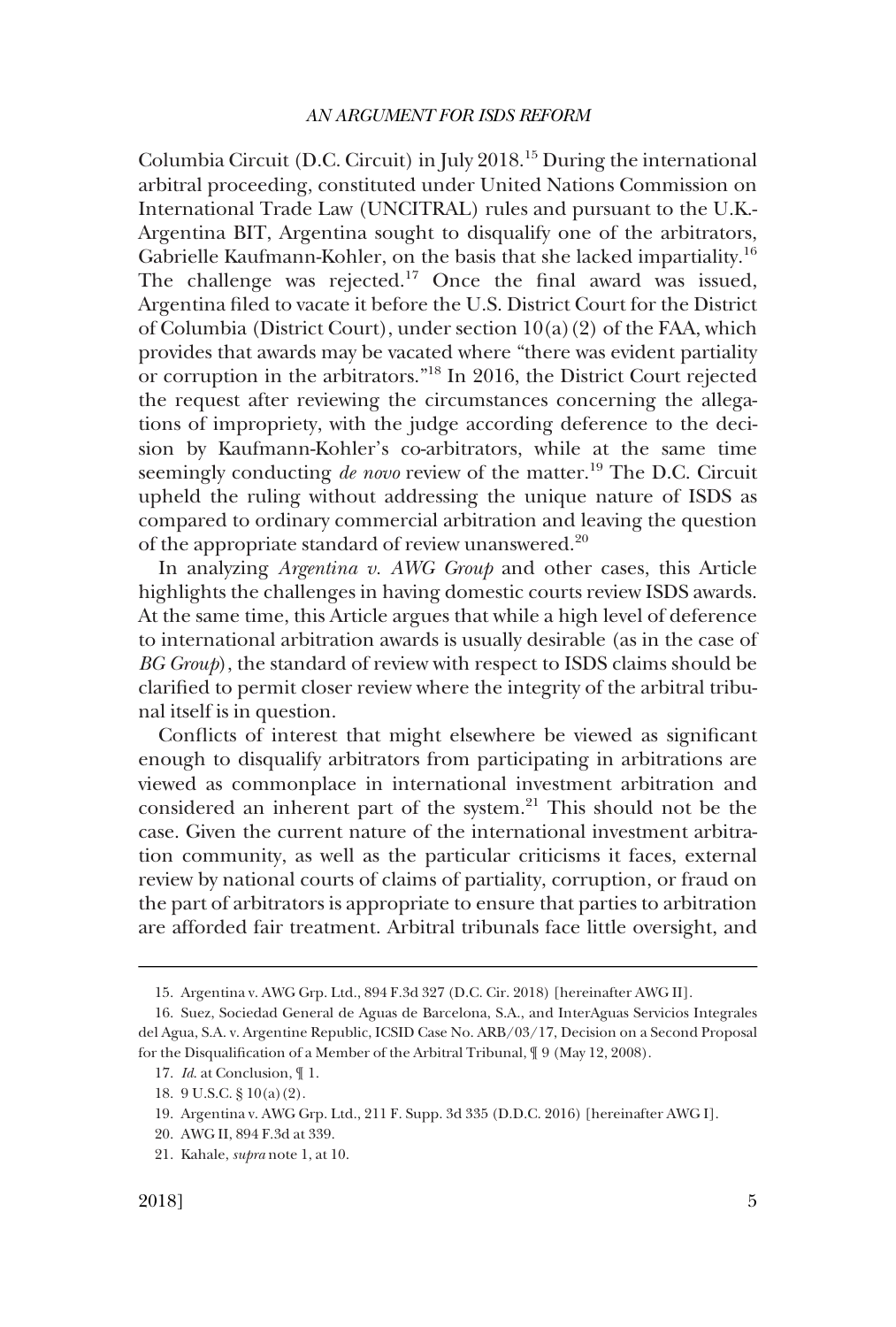Columbia Circuit (D.C. Circuit) in July 2018.[15] During the international arbitral proceeding, constituted under United Nations Commission on International Trade Law (UNCITRAL) rules and pursuant to the U.K.-Argentina BIT, Argentina sought to disqualify one of the arbitrators, Gabrielle Kaufmann-Kohler, on the basis that she lacked impartiality.[16] The challenge was rejected.[17] Once the final award was issued, Argentina filed to vacate it before the U.S. District Court for the District of Columbia (District Court), under section 10(a)(2) of the FAA, which provides that awards may be vacated where "there was evident partiality or corruption in the arbitrators."[18] In 2016, the District Court rejected the request after reviewing the circumstances concerning the allegations of impropriety, with the judge according deference to the decision by Kaufmann-Kohler's co-arbitrators, while at the same time seemingly conducting *de novo* review of the matter.[19] The D.C. Circuit upheld the ruling without addressing the unique nature of ISDS as compared to ordinary commercial arbitration and leaving the question of the appropriate standard of review unanswered.[20]

In analyzing *Argentina v. AWG Group* and other cases, this Article highlights the challenges in having domestic courts review ISDS awards. At the same time, this Article argues that while a high level of deference to international arbitration awards is usually desirable (as in the case of *BG Group*), the standard of review with respect to ISDS claims should be clarified to permit closer review where the integrity of the arbitral tribunal itself is in question.

Conflicts of interest that might elsewhere be viewed as significant enough to disqualify arbitrators from participating in arbitrations are viewed as commonplace in international investment arbitration and considered an inherent part of the system.[21] This should not be the case. Given the current nature of the international investment arbitration community, as well as the particular criticisms it faces, external review by national courts of claims of partiality, corruption, or fraud on the part of arbitrators is appropriate to ensure that parties to arbitration are afforded fair treatment. Arbitral tribunals face little oversight, and

---

15. Argentina v. AWG Grp. Ltd., 894 F.3d 327 (D.C. Cir. 2018) [hereinafter AWG II].

16. Suez, Sociedad General de Aguas de Barcelona, S.A., and InterAguas Servicios Integrales del Agua, S.A. v. Argentine Republic, ICSID Case No. ARB/03/17, Decision on a Second Proposal for the Disqualification of a Member of the Arbitral Tribunal, ¶ 9 (May 12, 2008).

17. *Id.* at Conclusion, ¶ 1.

18. 9 U.S.C. § 10(a)(2).

19. Argentina v. AWG Grp. Ltd., 211 F. Supp. 3d 335 (D.D.C. 2016) [hereinafter AWG I].

20. AWG II, 894 F.3d at 339.

21. Kahale, *supra* note 1, at 10.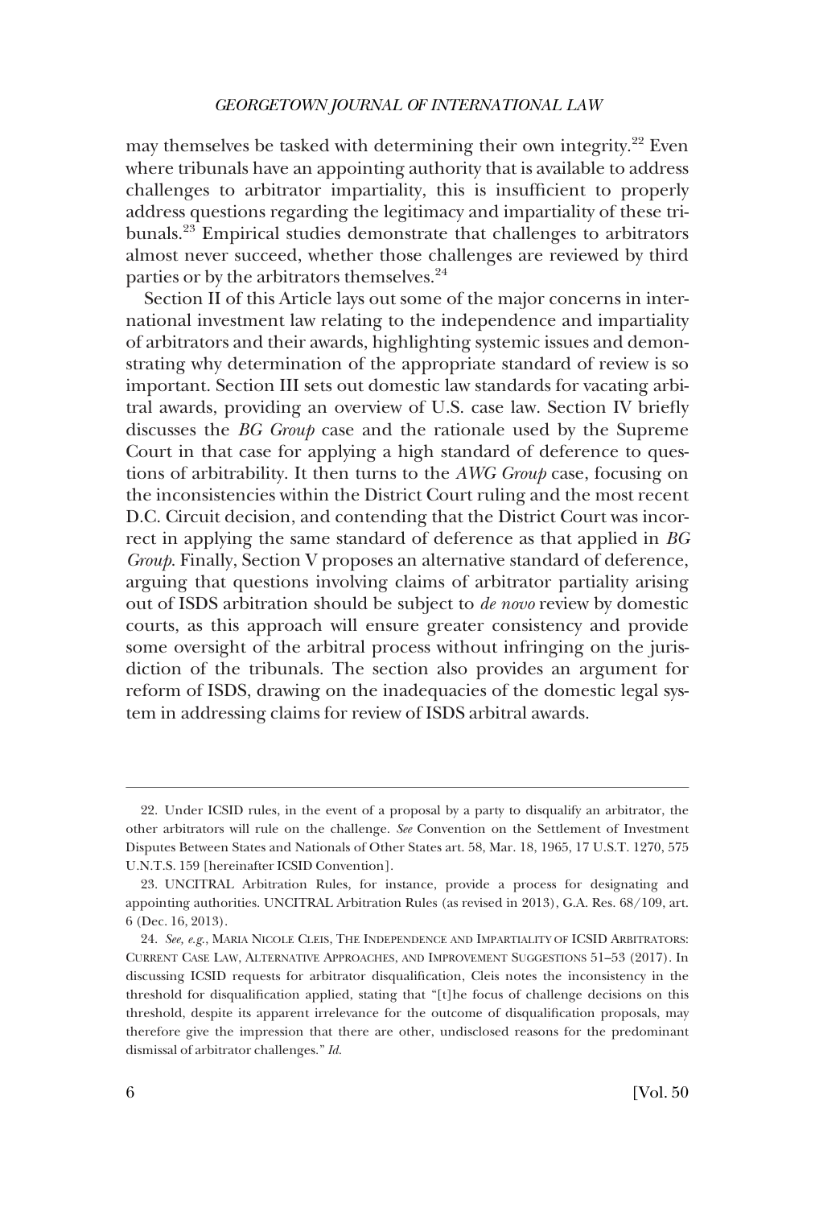may themselves be tasked with determining their own integrity.[22] Even where tribunals have an appointing authority that is available to address challenges to arbitrator impartiality, this is insufficient to properly address questions regarding the legitimacy and impartiality of these tribunals.[23] Empirical studies demonstrate that challenges to arbitrators almost never succeed, whether those challenges are reviewed by third parties or by the arbitrators themselves.[24]

Section II of this Article lays out some of the major concerns in international investment law relating to the independence and impartiality of arbitrators and their awards, highlighting systemic issues and demonstrating why determination of the appropriate standard of review is so important. Section III sets out domestic law standards for vacating arbitral awards, providing an overview of U.S. case law. Section IV briefly discusses the *BG Group* case and the rationale used by the Supreme Court in that case for applying a high standard of deference to questions of arbitrability. It then turns to the *AWG Group* case, focusing on the inconsistencies within the District Court ruling and the most recent D.C. Circuit decision, and contending that the District Court was incorrect in applying the same standard of deference as that applied in *BG Group*. Finally, Section V proposes an alternative standard of deference, arguing that questions involving claims of arbitrator partiality arising out of ISDS arbitration should be subject to *de novo* review by domestic courts, as this approach will ensure greater consistency and provide some oversight of the arbitral process without infringing on the jurisdiction of the tribunals. The section also provides an argument for reform of ISDS, drawing on the inadequacies of the domestic legal system in addressing claims for review of ISDS arbitral awards.

---

22. Under ICSID rules, in the event of a proposal by a party to disqualify an arbitrator, the other arbitrators will rule on the challenge. *See* Convention on the Settlement of Investment Disputes Between States and Nationals of Other States art. 58, Mar. 18, 1965, 17 U.S.T. 1270, 575 U.N.T.S. 159 [hereinafter ICSID Convention].

23. UNCITRAL Arbitration Rules, for instance, provide a process for designating and appointing authorities. UNCITRAL Arbitration Rules (as revised in 2013), G.A. Res. 68/109, art. 6 (Dec. 16, 2013).

24. *See, e.g.*, MARIA NICOLE CLEIS, THE INDEPENDENCE AND IMPARTIALITY OF ICSID ARBITRATORS: CURRENT CASE LAW, ALTERNATIVE APPROACHES, AND IMPROVEMENT SUGGESTIONS 51–53 (2017). In discussing ICSID requests for arbitrator disqualification, Cleis notes the inconsistency in the threshold for disqualification applied, stating that "[t]he focus of challenge decisions on this threshold, despite its apparent irrelevance for the outcome of disqualification proposals, may therefore give the impression that there are other, undisclosed reasons for the predominant dismissal of arbitrator challenges." *Id.*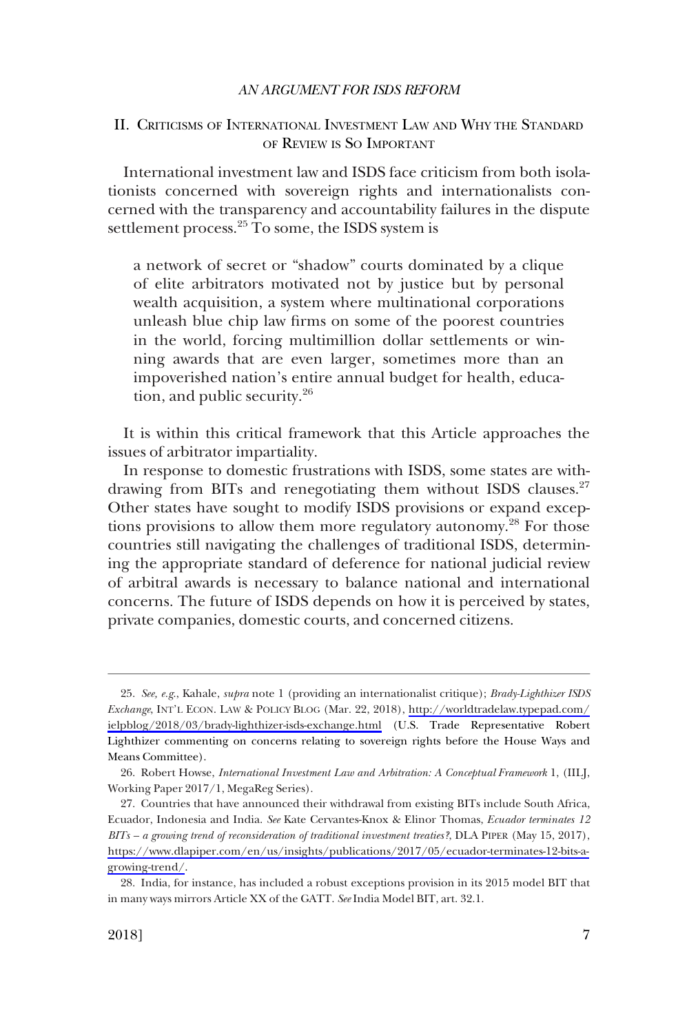## II. Criticisms of International Investment Law and Why the Standard of Review is So Important

International investment law and ISDS face criticism from both isolationists concerned with sovereign rights and internationalists concerned with the transparency and accountability failures in the dispute settlement process.[25] To some, the ISDS system is

> a network of secret or "shadow" courts dominated by a clique of elite arbitrators motivated not by justice but by personal wealth acquisition, a system where multinational corporations unleash blue chip law firms on some of the poorest countries in the world, forcing multimillion dollar settlements or winning awards that are even larger, sometimes more than an impoverished nation's entire annual budget for health, education, and public security.[26]

It is within this critical framework that this Article approaches the issues of arbitrator impartiality.

In response to domestic frustrations with ISDS, some states are withdrawing from BITs and renegotiating them without ISDS clauses.[27] Other states have sought to modify ISDS provisions or expand exceptions provisions to allow them more regulatory autonomy.[28] For those countries still navigating the challenges of traditional ISDS, determining the appropriate standard of deference for national judicial review of arbitral awards is necessary to balance national and international concerns. The future of ISDS depends on how it is perceived by states, private companies, domestic courts, and concerned citizens.

---

25. *See, e.g.*, Kahale, *supra* note 1 (providing an internationalist critique); *Brady-Lighthizer ISDS Exchange*, INT'L ECON. LAW & POLICY BLOG (Mar. 22, 2018), http://worldtradelaw.typepad.com/ielpblog/2018/03/brady-lighthizer-isds-exchange.html (U.S. Trade Representative Robert Lighthizer commenting on concerns relating to sovereign rights before the House Ways and Means Committee).

26. Robert Howse, *International Investment Law and Arbitration: A Conceptual Framework* 1, (IILJ, Working Paper 2017/1, MegaReg Series).

27. Countries that have announced their withdrawal from existing BITs include South Africa, Ecuador, Indonesia and India. *See* Kate Cervantes-Knox & Elinor Thomas, *Ecuador terminates 12 BITs – a growing trend of reconsideration of traditional investment treaties?*, DLA PIPER (May 15, 2017), https://www.dlapiper.com/en/us/insights/publications/2017/05/ecuador-terminates-12-bits-a-growing-trend/.

28. India, for instance, has included a robust exceptions provision in its 2015 model BIT that in many ways mirrors Article XX of the GATT. *See* India Model BIT, art. 32.1.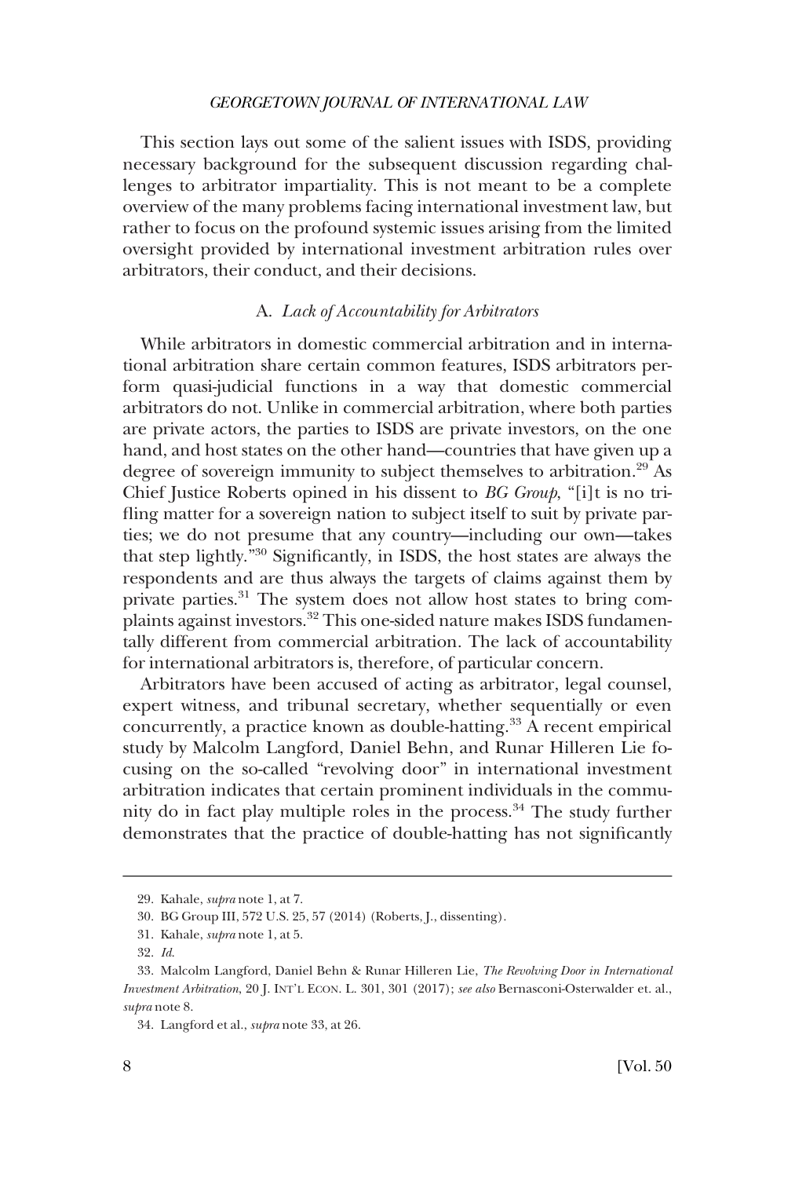This section lays out some of the salient issues with ISDS, providing necessary background for the subsequent discussion regarding challenges to arbitrator impartiality. This is not meant to be a complete overview of the many problems facing international investment law, but rather to focus on the profound systemic issues arising from the limited oversight provided by international investment arbitration rules over arbitrators, their conduct, and their decisions.

### A. *Lack of Accountability for Arbitrators*

While arbitrators in domestic commercial arbitration and in international arbitration share certain common features, ISDS arbitrators perform quasi-judicial functions in a way that domestic commercial arbitrators do not. Unlike in commercial arbitration, where both parties are private actors, the parties to ISDS are private investors, on the one hand, and host states on the other hand—countries that have given up a degree of sovereign immunity to subject themselves to arbitration.[29] As Chief Justice Roberts opined in his dissent to *BG Group*, "[i]t is no trifling matter for a sovereign nation to subject itself to suit by private parties; we do not presume that any country—including our own—takes that step lightly."[30] Significantly, in ISDS, the host states are always the respondents and are thus always the targets of claims against them by private parties.[31] The system does not allow host states to bring complaints against investors.[32] This one-sided nature makes ISDS fundamentally different from commercial arbitration. The lack of accountability for international arbitrators is, therefore, of particular concern.

Arbitrators have been accused of acting as arbitrator, legal counsel, expert witness, and tribunal secretary, whether sequentially or even concurrently, a practice known as double-hatting.[33] A recent empirical study by Malcolm Langford, Daniel Behn, and Runar Hilleren Lie focusing on the so-called "revolving door" in international investment arbitration indicates that certain prominent individuals in the community do in fact play multiple roles in the process.[34] The study further demonstrates that the practice of double-hatting has not significantly

---

29. Kahale, *supra* note 1, at 7.

30. BG Group III, 572 U.S. 25, 57 (2014) (Roberts, J., dissenting).

31. Kahale, *supra* note 1, at 5.

32. *Id.*

33. Malcolm Langford, Daniel Behn & Runar Hilleren Lie, *The Revolving Door in International Investment Arbitration*, 20 J. INT'L ECON. L. 301, 301 (2017); *see also* Bernasconi-Osterwalder et. al., *supra* note 8.

34. Langford et al., *supra* note 33, at 26.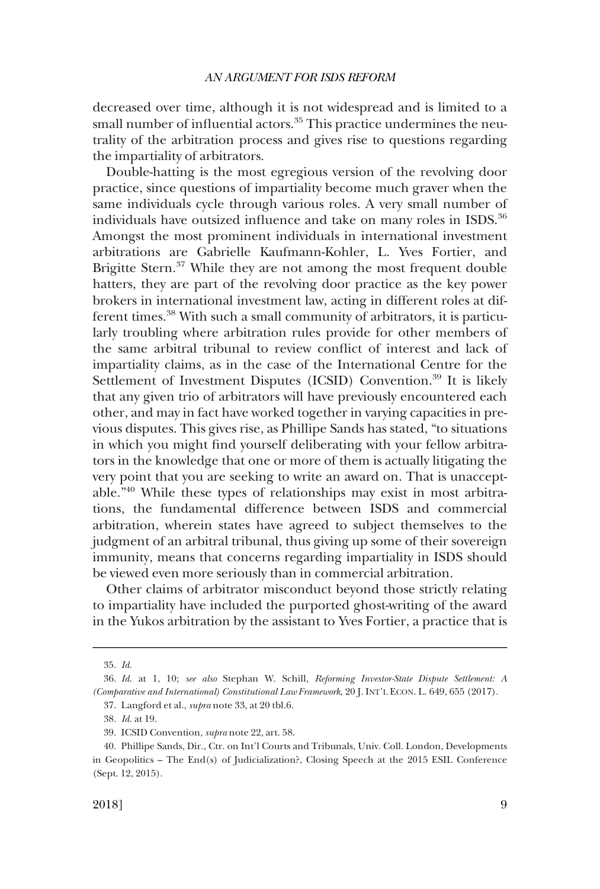decreased over time, although it is not widespread and is limited to a small number of influential actors.[35] This practice undermines the neutrality of the arbitration process and gives rise to questions regarding the impartiality of arbitrators.

Double-hatting is the most egregious version of the revolving door practice, since questions of impartiality become much graver when the same individuals cycle through various roles. A very small number of individuals have outsized influence and take on many roles in ISDS.[36] Amongst the most prominent individuals in international investment arbitrations are Gabrielle Kaufmann-Kohler, L. Yves Fortier, and Brigitte Stern.[37] While they are not among the most frequent double hatters, they are part of the revolving door practice as the key power brokers in international investment law, acting in different roles at different times.[38] With such a small community of arbitrators, it is particularly troubling where arbitration rules provide for other members of the same arbitral tribunal to review conflict of interest and lack of impartiality claims, as in the case of the International Centre for the Settlement of Investment Disputes (ICSID) Convention.[39] It is likely that any given trio of arbitrators will have previously encountered each other, and may in fact have worked together in varying capacities in previous disputes. This gives rise, as Phillipe Sands has stated, "to situations in which you might find yourself deliberating with your fellow arbitrators in the knowledge that one or more of them is actually litigating the very point that you are seeking to write an award on. That is unacceptable."[40] While these types of relationships may exist in most arbitrations, the fundamental difference between ISDS and commercial arbitration, wherein states have agreed to subject themselves to the judgment of an arbitral tribunal, thus giving up some of their sovereign immunity, means that concerns regarding impartiality in ISDS should be viewed even more seriously than in commercial arbitration.

Other claims of arbitrator misconduct beyond those strictly relating to impartiality have included the purported ghost-writing of the award in the Yukos arbitration by the assistant to Yves Fortier, a practice that is

---

35. *Id.*

36. *Id.* at 1, 10; *see also* Stephan W. Schill, *Reforming Investor-State Dispute Settlement: A (Comparative and International) Constitutional Law Framework*, 20 J. INT'L ECON. L. 649, 655 (2017).

37. Langford et al., *supra* note 33, at 20 tbl.6.

38. *Id.* at 19.

39. ICSID Convention, *supra* note 22, art. 58.

40. Phillipe Sands, Dir., Ctr. on Int'l Courts and Tribunals, Univ. Coll. London, Developments in Geopolitics – The End(s) of Judicialization?, Closing Speech at the 2015 ESIL Conference (Sept. 12, 2015).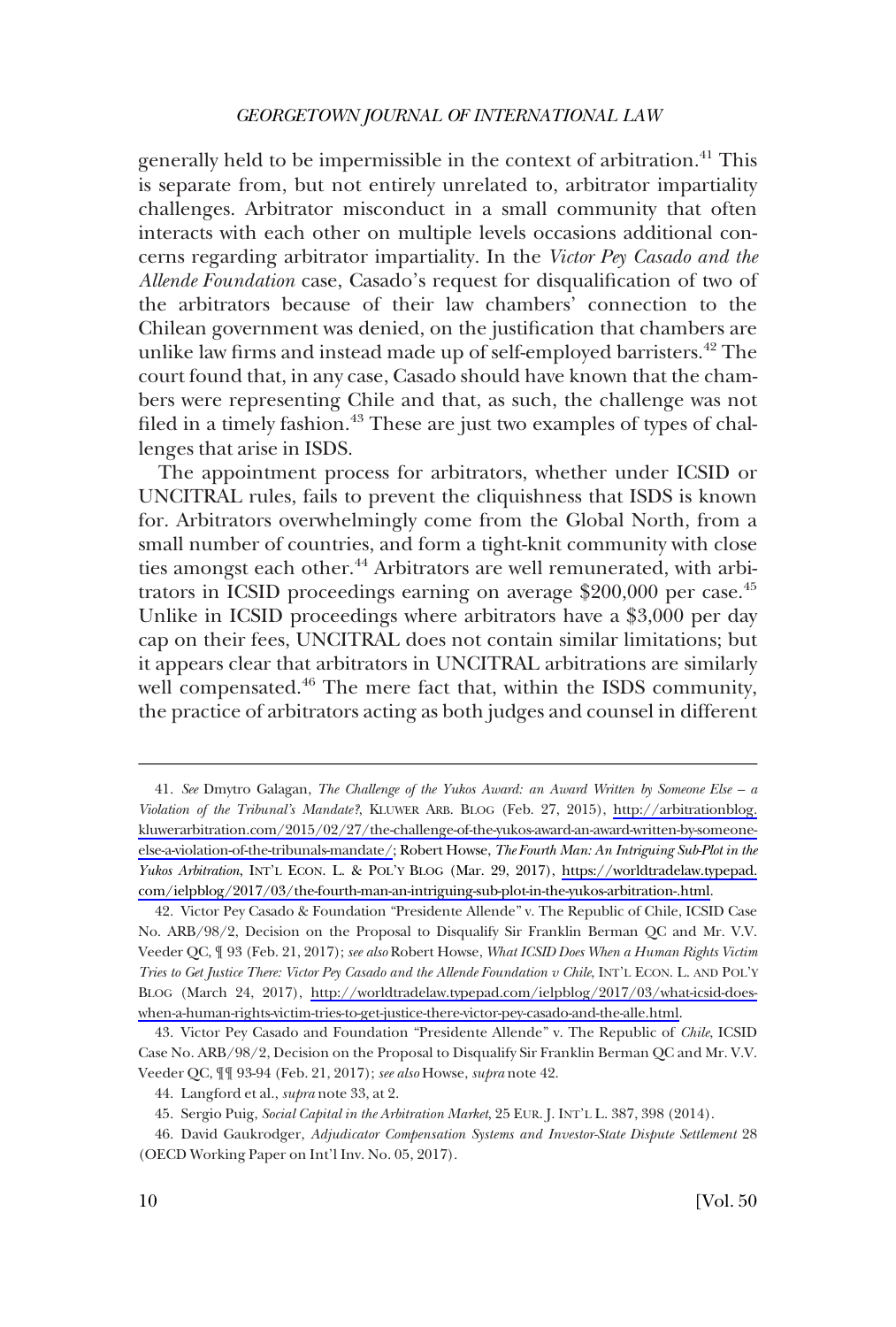generally held to be impermissible in the context of arbitration.[41] This is separate from, but not entirely unrelated to, arbitrator impartiality challenges. Arbitrator misconduct in a small community that often interacts with each other on multiple levels occasions additional concerns regarding arbitrator impartiality. In the *Victor Pey Casado and the Allende Foundation* case, Casado's request for disqualification of two of the arbitrators because of their law chambers' connection to the Chilean government was denied, on the justification that chambers are unlike law firms and instead made up of self-employed barristers.[42] The court found that, in any case, Casado should have known that the chambers were representing Chile and that, as such, the challenge was not filed in a timely fashion.[43] These are just two examples of types of challenges that arise in ISDS.

The appointment process for arbitrators, whether under ICSID or UNCITRAL rules, fails to prevent the cliquishness that ISDS is known for. Arbitrators overwhelmingly come from the Global North, from a small number of countries, and form a tight-knit community with close ties amongst each other.[44] Arbitrators are well remunerated, with arbitrators in ICSID proceedings earning on average $200,000 per case.[45] Unlike in ICSID proceedings where arbitrators have a $3,000 per day cap on their fees, UNCITRAL does not contain similar limitations; but it appears clear that arbitrators in UNCITRAL arbitrations are similarly well compensated.[46] The mere fact that, within the ISDS community, the practice of arbitrators acting as both judges and counsel in different

---

41. *See* Dmytro Galagan, *The Challenge of the Yukos Award: an Award Written by Someone Else – a Violation of the Tribunal's Mandate?*, KLUWER ARB. BLOG (Feb. 27, 2015), http://arbitrationblog.kluwerarbitration.com/2015/02/27/the-challenge-of-the-yukos-award-an-award-written-by-someone-else-a-violation-of-the-tribunals-mandate/; Robert Howse, *The Fourth Man: An Intriguing Sub-Plot in the Yukos Arbitration*, INT'L ECON. L. & POL'Y BLOG (Mar. 29, 2017), https://worldtradelaw.typepad.com/ielpblog/2017/03/the-fourth-man-an-intriguing-sub-plot-in-the-yukos-arbitration-.html.

42. Victor Pey Casado & Foundation "Presidente Allende" v. The Republic of Chile, ICSID Case No. ARB/98/2, Decision on the Proposal to Disqualify Sir Franklin Berman QC and Mr. V.V. Veeder QC, ¶ 93 (Feb. 21, 2017); *see also* Robert Howse, *What ICSID Does When a Human Rights Victim Tries to Get Justice There: Victor Pey Casado and the Allende Foundation v Chile*, INT'L ECON. L. AND POL'Y BLOG (March 24, 2017), http://worldtradelaw.typepad.com/ielpblog/2017/03/what-icsid-does-when-a-human-rights-victim-tries-to-get-justice-there-victor-pey-casado-and-the-alle.html.

43. Victor Pey Casado and Foundation "Presidente Allende" v. The Republic of *Chile*, ICSID Case No. ARB/98/2, Decision on the Proposal to Disqualify Sir Franklin Berman QC and Mr. V.V. Veeder QC, ¶¶ 93-94 (Feb. 21, 2017); *see also* Howse, *supra* note 42.

44. Langford et al., *supra* note 33, at 2.

45. Sergio Puig, *Social Capital in the Arbitration Market*, 25 EUR. J. INT'L L. 387, 398 (2014).

46. David Gaukrodger, *Adjudicator Compensation Systems and Investor-State Dispute Settlement* 28 (OECD Working Paper on Int'l Inv. No. 05, 2017).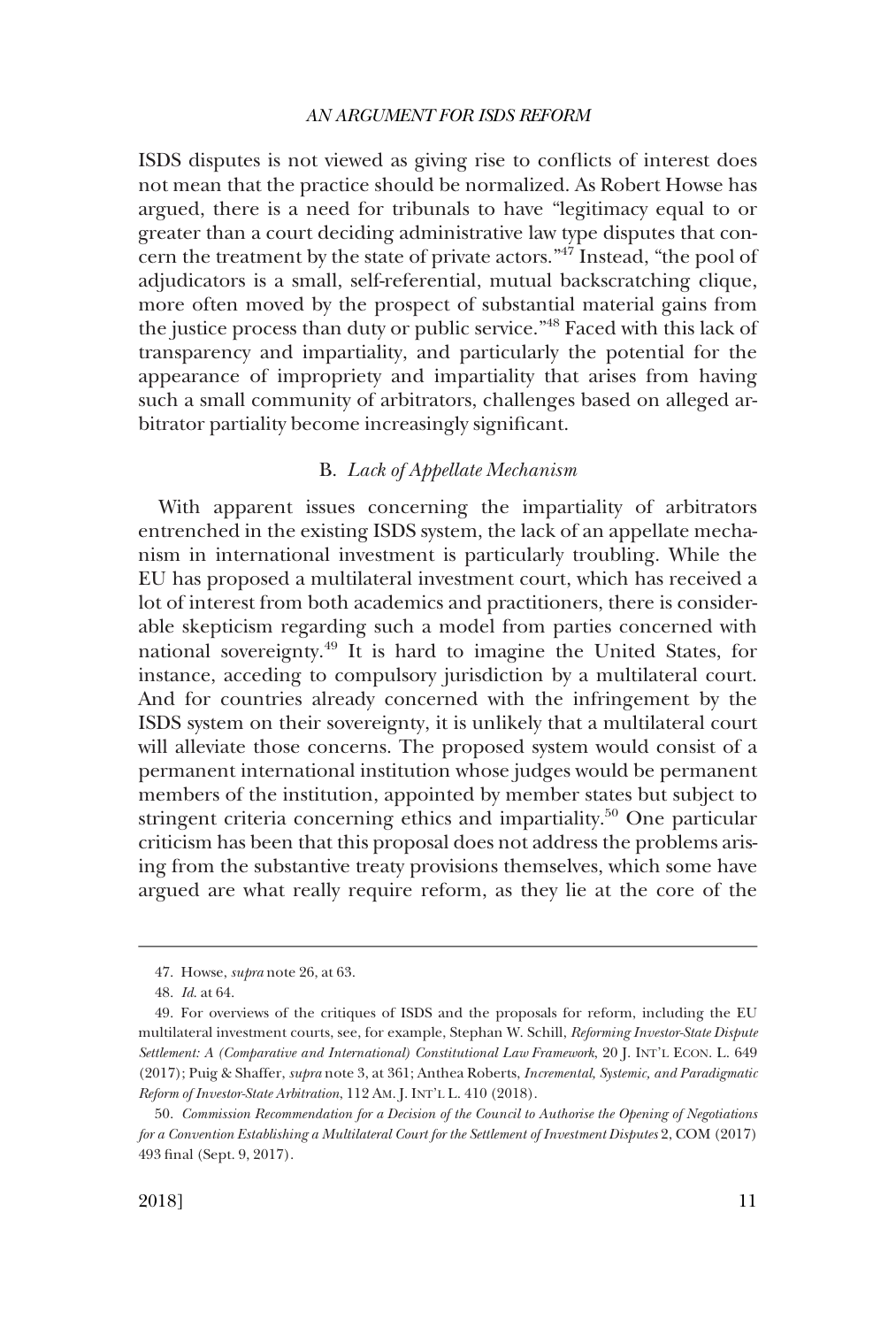ISDS disputes is not viewed as giving rise to conflicts of interest does not mean that the practice should be normalized. As Robert Howse has argued, there is a need for tribunals to have "legitimacy equal to or greater than a court deciding administrative law type disputes that concern the treatment by the state of private actors."[47] Instead, "the pool of adjudicators is a small, self-referential, mutual backscratching clique, more often moved by the prospect of substantial material gains from the justice process than duty or public service."[48] Faced with this lack of transparency and impartiality, and particularly the potential for the appearance of impropriety and impartiality that arises from having such a small community of arbitrators, challenges based on alleged arbitrator partiality become increasingly significant.

### B. *Lack of Appellate Mechanism*

With apparent issues concerning the impartiality of arbitrators entrenched in the existing ISDS system, the lack of an appellate mechanism in international investment is particularly troubling. While the EU has proposed a multilateral investment court, which has received a lot of interest from both academics and practitioners, there is considerable skepticism regarding such a model from parties concerned with national sovereignty.[49] It is hard to imagine the United States, for instance, acceding to compulsory jurisdiction by a multilateral court. And for countries already concerned with the infringement by the ISDS system on their sovereignty, it is unlikely that a multilateral court will alleviate those concerns. The proposed system would consist of a permanent international institution whose judges would be permanent members of the institution, appointed by member states but subject to stringent criteria concerning ethics and impartiality.[50] One particular criticism has been that this proposal does not address the problems arising from the substantive treaty provisions themselves, which some have argued are what really require reform, as they lie at the core of the

---

47. Howse, *supra* note 26, at 63.

48. *Id.* at 64.

49. For overviews of the critiques of ISDS and the proposals for reform, including the EU multilateral investment courts, see, for example, Stephan W. Schill, *Reforming Investor-State Dispute Settlement: A (Comparative and International) Constitutional Law Framework*, 20 J. INT'L ECON. L. 649 (2017); Puig & Shaffer, *supra* note 3, at 361; Anthea Roberts, *Incremental, Systemic, and Paradigmatic Reform of Investor-State Arbitration*, 112 AM. J. INT'L L. 410 (2018).

50. *Commission Recommendation for a Decision of the Council to Authorise the Opening of Negotiations for a Convention Establishing a Multilateral Court for the Settlement of Investment Disputes* 2, COM (2017) 493 final (Sept. 9, 2017).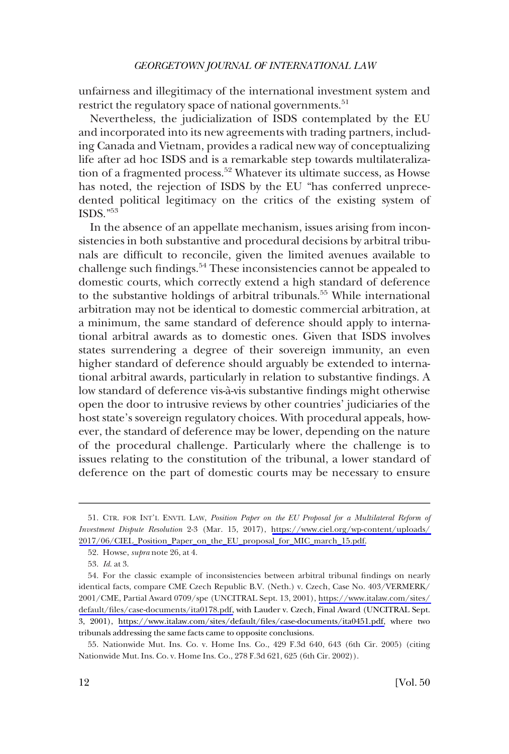unfairness and illegitimacy of the international investment system and restrict the regulatory space of national governments.[51]

Nevertheless, the judicialization of ISDS contemplated by the EU and incorporated into its new agreements with trading partners, including Canada and Vietnam, provides a radical new way of conceptualizing life after ad hoc ISDS and is a remarkable step towards multilateralization of a fragmented process.[52] Whatever its ultimate success, as Howse has noted, the rejection of ISDS by the EU "has conferred unprecedented political legitimacy on the critics of the existing system of ISDS."[53]

In the absence of an appellate mechanism, issues arising from inconsistencies in both substantive and procedural decisions by arbitral tribunals are difficult to reconcile, given the limited avenues available to challenge such findings.[54] These inconsistencies cannot be appealed to domestic courts, which correctly extend a high standard of deference to the substantive holdings of arbitral tribunals.[55] While international arbitration may not be identical to domestic commercial arbitration, at a minimum, the same standard of deference should apply to international arbitral awards as to domestic ones. Given that ISDS involves states surrendering a degree of their sovereign immunity, an even higher standard of deference should arguably be extended to international arbitral awards, particularly in relation to substantive findings. A low standard of deference vis-à-vis substantive findings might otherwise open the door to intrusive reviews by other countries' judiciaries of the host state's sovereign regulatory choices. With procedural appeals, however, the standard of deference may be lower, depending on the nature of the procedural challenge. Particularly where the challenge is to issues relating to the constitution of the tribunal, a lower standard of deference on the part of domestic courts may be necessary to ensure

---

51. CTR. FOR INT'L ENVTL LAW, *Position Paper on the EU Proposal for a Multilateral Reform of Investment Dispute Resolution* 2-3 (Mar. 15, 2017), https://www.ciel.org/wp-content/uploads/2017/06/CIEL_Position_Paper_on_the_EU_proposal_for_MIC_march_15.pdf.

52. Howse, *supra* note 26, at 4.

53. *Id.* at 3.

54. For the classic example of inconsistencies between arbitral tribunal findings on nearly identical facts, compare CME Czech Republic B.V. (Neth.) v. Czech, Case No. 403/VERMERK/2001/CME, Partial Award 0709/spe (UNCITRAL Sept. 13, 2001), https://www.italaw.com/sites/default/files/case-documents/ita0178.pdf, with Lauder v. Czech, Final Award (UNCITRAL Sept. 3, 2001), https://www.italaw.com/sites/default/files/case-documents/ita0451.pdf, where two tribunals addressing the same facts came to opposite conclusions.

55. Nationwide Mut. Ins. Co. v. Home Ins. Co., 429 F.3d 640, 643 (6th Cir. 2005) (citing Nationwide Mut. Ins. Co. v. Home Ins. Co., 278 F.3d 621, 625 (6th Cir. 2002)).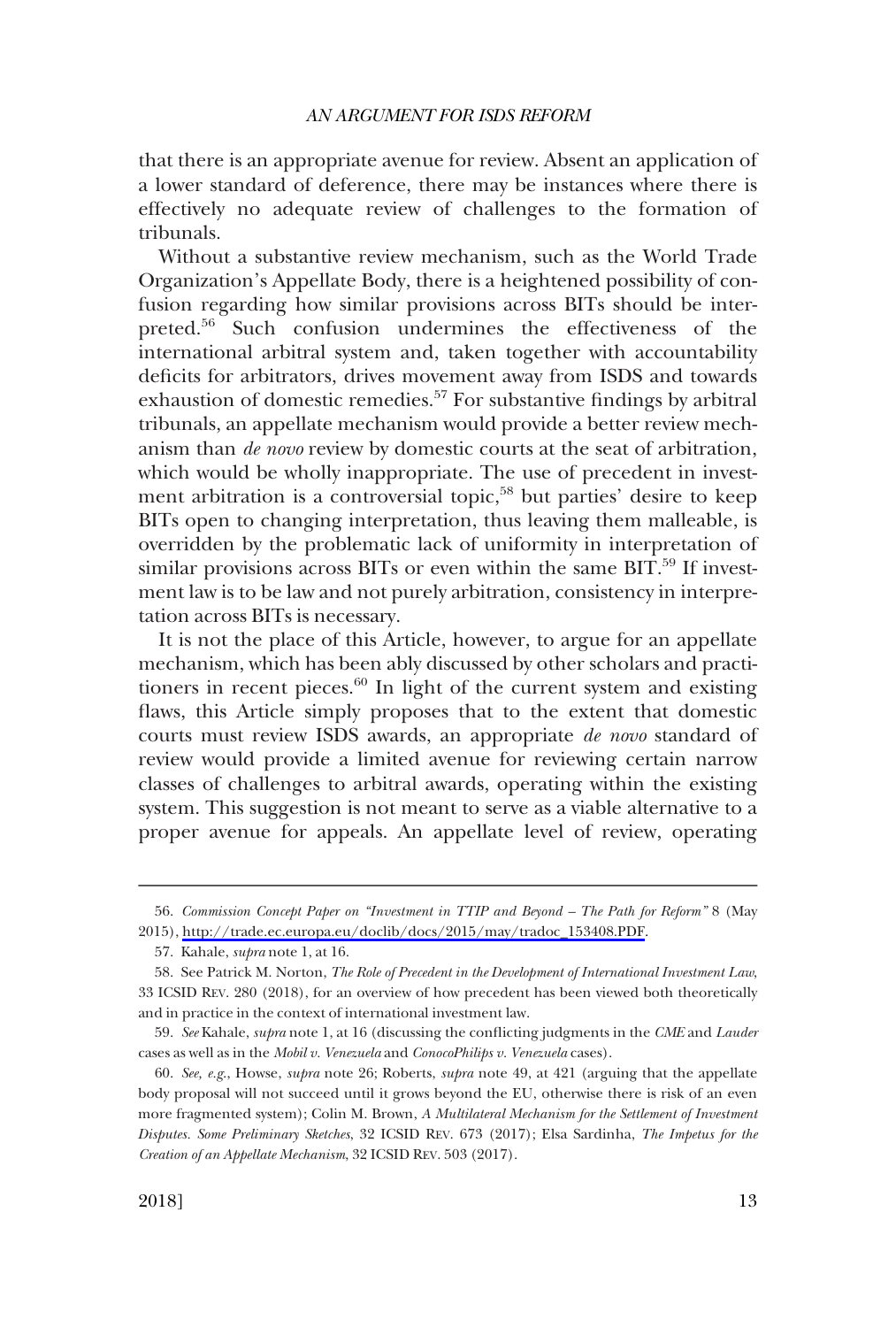that there is an appropriate avenue for review. Absent an application of a lower standard of deference, there may be instances where there is effectively no adequate review of challenges to the formation of tribunals.

Without a substantive review mechanism, such as the World Trade Organization's Appellate Body, there is a heightened possibility of confusion regarding how similar provisions across BITs should be interpreted.[56] Such confusion undermines the effectiveness of the international arbitral system and, taken together with accountability deficits for arbitrators, drives movement away from ISDS and towards exhaustion of domestic remedies.[57] For substantive findings by arbitral tribunals, an appellate mechanism would provide a better review mechanism than *de novo* review by domestic courts at the seat of arbitration, which would be wholly inappropriate. The use of precedent in investment arbitration is a controversial topic,[58] but parties' desire to keep BITs open to changing interpretation, thus leaving them malleable, is overridden by the problematic lack of uniformity in interpretation of similar provisions across BITs or even within the same BIT.[59] If investment law is to be law and not purely arbitration, consistency in interpretation across BITs is necessary.

It is not the place of this Article, however, to argue for an appellate mechanism, which has been ably discussed by other scholars and practitioners in recent pieces.[60] In light of the current system and existing flaws, this Article simply proposes that to the extent that domestic courts must review ISDS awards, an appropriate *de novo* standard of review would provide a limited avenue for reviewing certain narrow classes of challenges to arbitral awards, operating within the existing system. This suggestion is not meant to serve as a viable alternative to a proper avenue for appeals. An appellate level of review, operating

---

56. *Commission Concept Paper on "Investment in TTIP and Beyond – The Path for Reform"* 8 (May 2015), http://trade.ec.europa.eu/doclib/docs/2015/may/tradoc_153408.PDF.

57. Kahale, *supra* note 1, at 16.

58. See Patrick M. Norton, *The Role of Precedent in the Development of International Investment Law*, 33 ICSID REV. 280 (2018), for an overview of how precedent has been viewed both theoretically and in practice in the context of international investment law.

59. *See* Kahale, *supra* note 1, at 16 (discussing the conflicting judgments in the *CME* and *Lauder* cases as well as in the *Mobil v. Venezuela* and *ConocoPhilips v. Venezuela* cases).

60. *See, e.g.*, Howse, *supra* note 26; Roberts, *supra* note 49, at 421 (arguing that the appellate body proposal will not succeed until it grows beyond the EU, otherwise there is risk of an even more fragmented system); Colin M. Brown, *A Multilateral Mechanism for the Settlement of Investment Disputes. Some Preliminary Sketches*, 32 ICSID REV. 673 (2017); Elsa Sardinha, *The Impetus for the Creation of an Appellate Mechanism*, 32 ICSID REV. 503 (2017).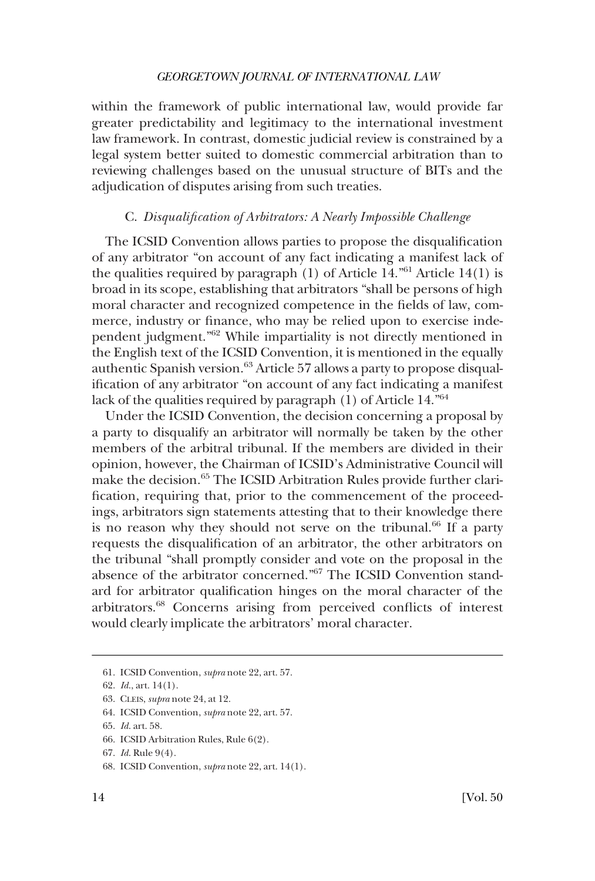within the framework of public international law, would provide far greater predictability and legitimacy to the international investment law framework. In contrast, domestic judicial review is constrained by a legal system better suited to domestic commercial arbitration than to reviewing challenges based on the unusual structure of BITs and the adjudication of disputes arising from such treaties.

### C. *Disqualification of Arbitrators: A Nearly Impossible Challenge*

The ICSID Convention allows parties to propose the disqualification of any arbitrator "on account of any fact indicating a manifest lack of the qualities required by paragraph (1) of Article 14."[61] Article 14(1) is broad in its scope, establishing that arbitrators "shall be persons of high moral character and recognized competence in the fields of law, commerce, industry or finance, who may be relied upon to exercise independent judgment."[62] While impartiality is not directly mentioned in the English text of the ICSID Convention, it is mentioned in the equally authentic Spanish version.[63] Article 57 allows a party to propose disqualification of any arbitrator "on account of any fact indicating a manifest lack of the qualities required by paragraph (1) of Article 14."[64]

Under the ICSID Convention, the decision concerning a proposal by a party to disqualify an arbitrator will normally be taken by the other members of the arbitral tribunal. If the members are divided in their opinion, however, the Chairman of ICSID's Administrative Council will make the decision.[65] The ICSID Arbitration Rules provide further clarification, requiring that, prior to the commencement of the proceedings, arbitrators sign statements attesting that to their knowledge there is no reason why they should not serve on the tribunal.[66] If a party requests the disqualification of an arbitrator, the other arbitrators on the tribunal "shall promptly consider and vote on the proposal in the absence of the arbitrator concerned."[67] The ICSID Convention standard for arbitrator qualification hinges on the moral character of the arbitrators.[68] Concerns arising from perceived conflicts of interest would clearly implicate the arbitrators' moral character.

---

61. ICSID Convention, *supra* note 22, art. 57.
62. *Id.*, art. 14(1).
63. CLEIS, *supra* note 24, at 12.
64. ICSID Convention, *supra* note 22, art. 57.
65. *Id.* art. 58.
66. ICSID Arbitration Rules, Rule 6(2).
67. *Id.* Rule 9(4).
68. ICSID Convention, *supra* note 22, art. 14(1).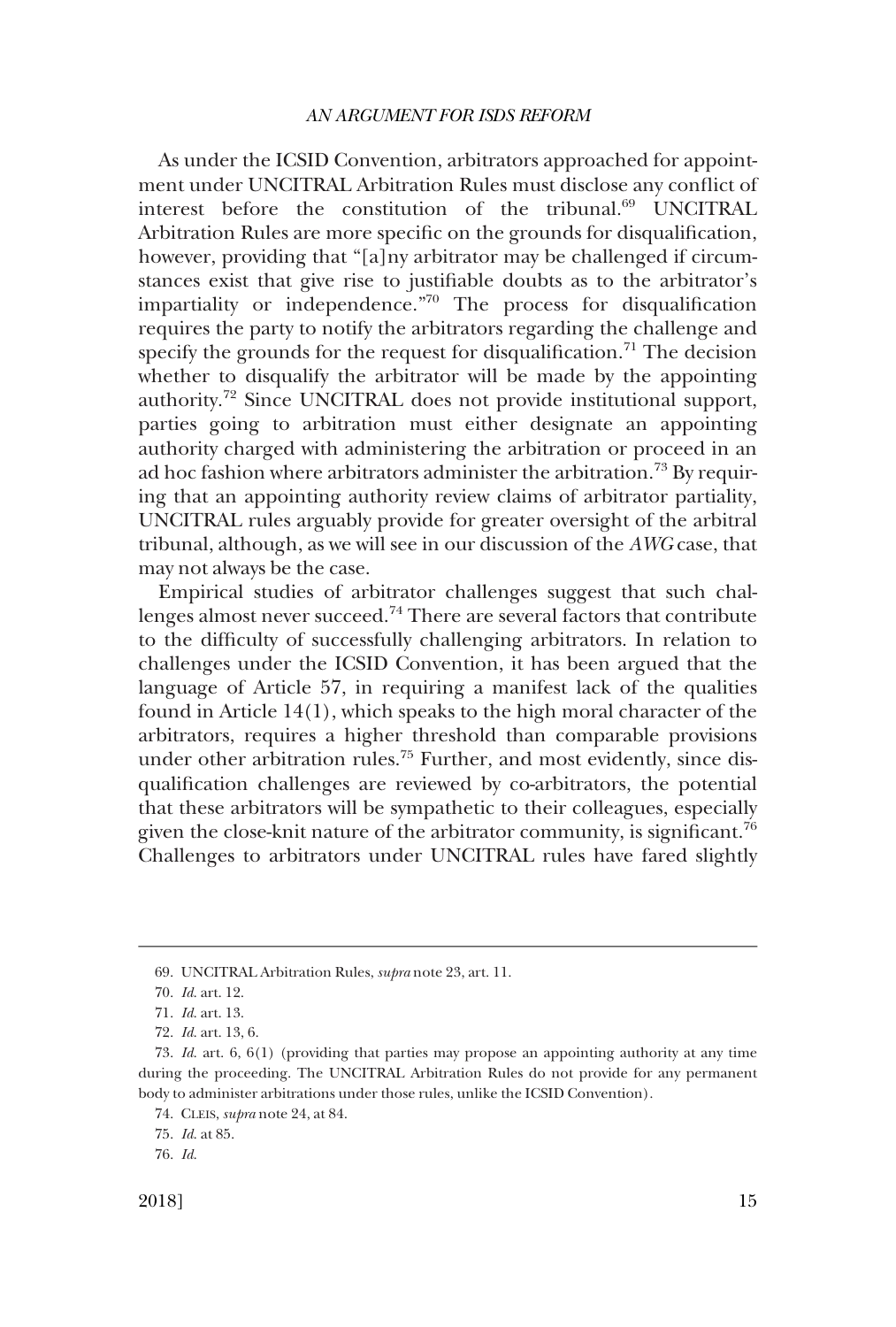As under the ICSID Convention, arbitrators approached for appointment under UNCITRAL Arbitration Rules must disclose any conflict of interest before the constitution of the tribunal.[69] UNCITRAL Arbitration Rules are more specific on the grounds for disqualification, however, providing that "[a]ny arbitrator may be challenged if circumstances exist that give rise to justifiable doubts as to the arbitrator's impartiality or independence."[70] The process for disqualification requires the party to notify the arbitrators regarding the challenge and specify the grounds for the request for disqualification.[71] The decision whether to disqualify the arbitrator will be made by the appointing authority.[72] Since UNCITRAL does not provide institutional support, parties going to arbitration must either designate an appointing authority charged with administering the arbitration or proceed in an ad hoc fashion where arbitrators administer the arbitration.[73] By requiring that an appointing authority review claims of arbitrator partiality, UNCITRAL rules arguably provide for greater oversight of the arbitral tribunal, although, as we will see in our discussion of the *AWG* case, that may not always be the case.

Empirical studies of arbitrator challenges suggest that such challenges almost never succeed.[74] There are several factors that contribute to the difficulty of successfully challenging arbitrators. In relation to challenges under the ICSID Convention, it has been argued that the language of Article 57, in requiring a manifest lack of the qualities found in Article 14(1), which speaks to the high moral character of the arbitrators, requires a higher threshold than comparable provisions under other arbitration rules.[75] Further, and most evidently, since disqualification challenges are reviewed by co-arbitrators, the potential that these arbitrators will be sympathetic to their colleagues, especially given the close-knit nature of the arbitrator community, is significant.[76] Challenges to arbitrators under UNCITRAL rules have fared slightly

---

69. UNCITRAL Arbitration Rules, *supra* note 23, art. 11.

70. *Id.* art. 12.

71. *Id.* art. 13.

72. *Id.* art. 13, 6.

73. *Id.* art. 6, 6(1) (providing that parties may propose an appointing authority at any time during the proceeding. The UNCITRAL Arbitration Rules do not provide for any permanent body to administer arbitrations under those rules, unlike the ICSID Convention).

74. CLEIS, *supra* note 24, at 84.

75. *Id.* at 85.

76. *Id.*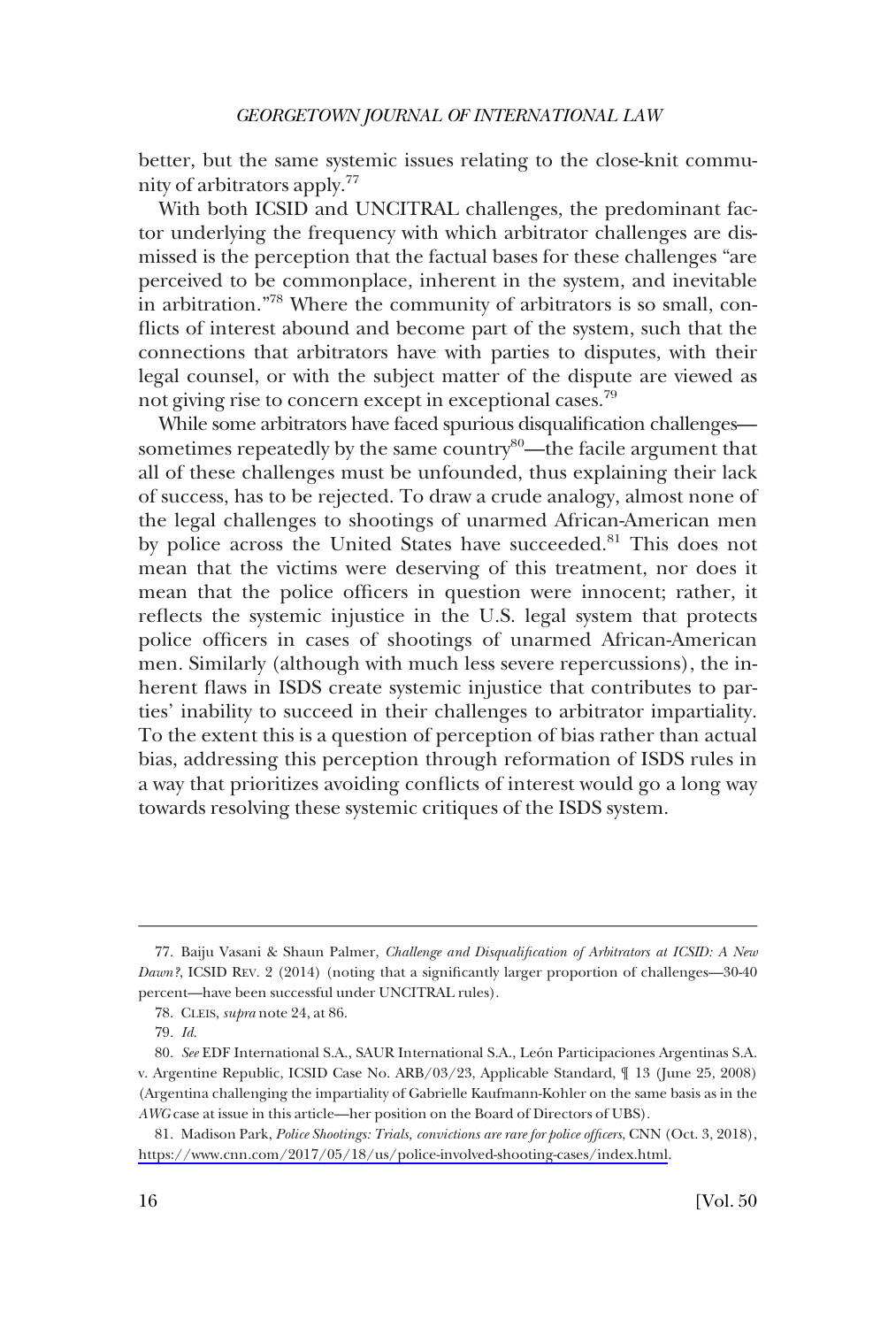better, but the same systemic issues relating to the close-knit community of arbitrators apply.[77]

With both ICSID and UNCITRAL challenges, the predominant factor underlying the frequency with which arbitrator challenges are dismissed is the perception that the factual bases for these challenges "are perceived to be commonplace, inherent in the system, and inevitable in arbitration."[78] Where the community of arbitrators is so small, conflicts of interest abound and become part of the system, such that the connections that arbitrators have with parties to disputes, with their legal counsel, or with the subject matter of the dispute are viewed as not giving rise to concern except in exceptional cases.[79]

While some arbitrators have faced spurious disqualification challenges—sometimes repeatedly by the same country[80]—the facile argument that all of these challenges must be unfounded, thus explaining their lack of success, has to be rejected. To draw a crude analogy, almost none of the legal challenges to shootings of unarmed African-American men by police across the United States have succeeded.[81] This does not mean that the victims were deserving of this treatment, nor does it mean that the police officers in question were innocent; rather, it reflects the systemic injustice in the U.S. legal system that protects police officers in cases of shootings of unarmed African-American men. Similarly (although with much less severe repercussions), the inherent flaws in ISDS create systemic injustice that contributes to parties' inability to succeed in their challenges to arbitrator impartiality. To the extent this is a question of perception of bias rather than actual bias, addressing this perception through reformation of ISDS rules in a way that prioritizes avoiding conflicts of interest would go a long way towards resolving these systemic critiques of the ISDS system.

---

77. Baiju Vasani & Shaun Palmer, *Challenge and Disqualification of Arbitrators at ICSID: A New Dawn?*, ICSID REV. 2 (2014) (noting that a significantly larger proportion of challenges—30-40 percent—have been successful under UNCITRAL rules).

78. CLEIS, *supra* note 24, at 86.

79. *Id.*

80. *See* EDF International S.A., SAUR International S.A., León Participaciones Argentinas S.A. v. Argentine Republic, ICSID Case No. ARB/03/23, Applicable Standard, ¶ 13 (June 25, 2008) (Argentina challenging the impartiality of Gabrielle Kaufmann-Kohler on the same basis as in the *AWG* case at issue in this article—her position on the Board of Directors of UBS).

81. Madison Park, *Police Shootings: Trials, convictions are rare for police officers*, CNN (Oct. 3, 2018), https://www.cnn.com/2017/05/18/us/police-involved-shooting-cases/index.html.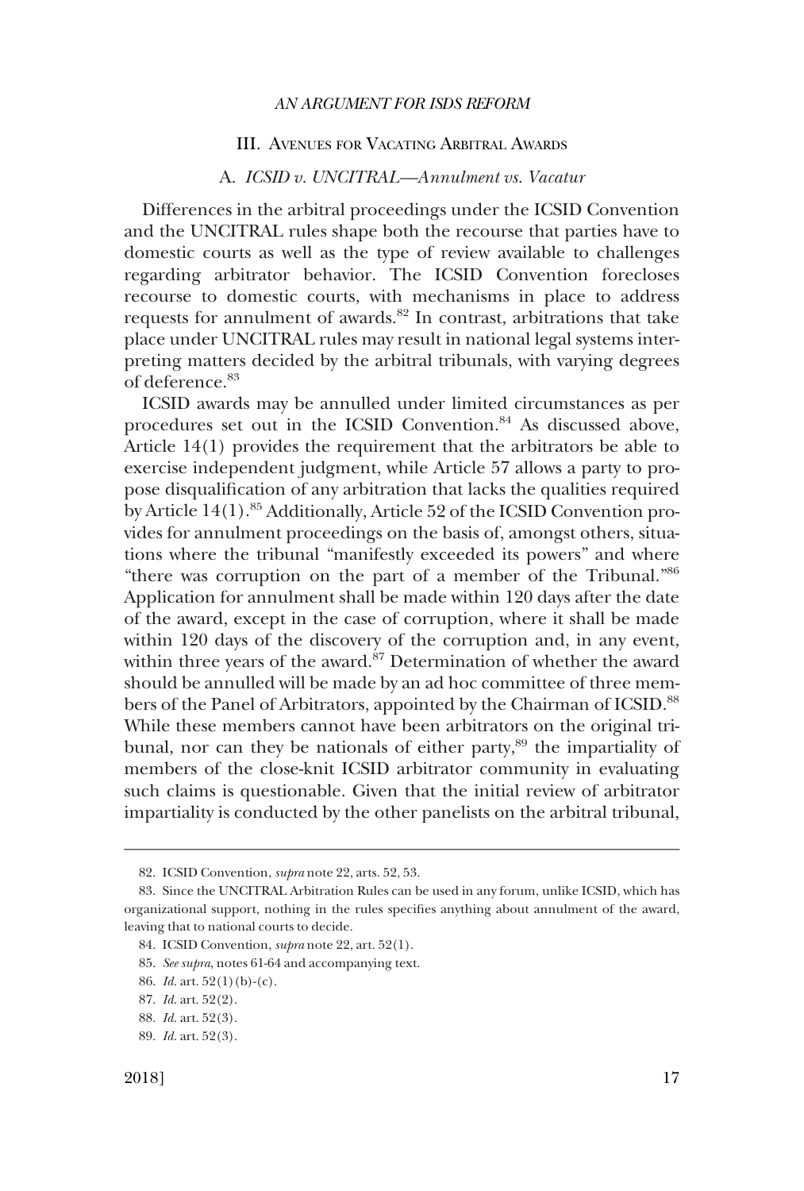## III. Avenues for Vacating Arbitral Awards

### A. *ICSID v. UNCITRAL—Annulment vs. Vacatur*

Differences in the arbitral proceedings under the ICSID Convention and the UNCITRAL rules shape both the recourse that parties have to domestic courts as well as the type of review available to challenges regarding arbitrator behavior. The ICSID Convention forecloses recourse to domestic courts, with mechanisms in place to address requests for annulment of awards.[82] In contrast, arbitrations that take place under UNCITRAL rules may result in national legal systems interpreting matters decided by the arbitral tribunals, with varying degrees of deference.[83]

ICSID awards may be annulled under limited circumstances as per procedures set out in the ICSID Convention.[84] As discussed above, Article 14(1) provides the requirement that the arbitrators be able to exercise independent judgment, while Article 57 allows a party to propose disqualification of any arbitration that lacks the qualities required by Article 14(1).[85] Additionally, Article 52 of the ICSID Convention provides for annulment proceedings on the basis of, amongst others, situations where the tribunal "manifestly exceeded its powers" and where "there was corruption on the part of a member of the Tribunal."[86] Application for annulment shall be made within 120 days after the date of the award, except in the case of corruption, where it shall be made within 120 days of the discovery of the corruption and, in any event, within three years of the award.[87] Determination of whether the award should be annulled will be made by an ad hoc committee of three members of the Panel of Arbitrators, appointed by the Chairman of ICSID.[88] While these members cannot have been arbitrators on the original tribunal, nor can they be nationals of either party,[89] the impartiality of members of the close-knit ICSID arbitrator community in evaluating such claims is questionable. Given that the initial review of arbitrator impartiality is conducted by the other panelists on the arbitral tribunal,

---

82. ICSID Convention, *supra* note 22, arts. 52, 53.

83. Since the UNCITRAL Arbitration Rules can be used in any forum, unlike ICSID, which has organizational support, nothing in the rules specifies anything about annulment of the award, leaving that to national courts to decide.

84. ICSID Convention, *supra* note 22, art. 52(1).

85. *See supra*, notes 61-64 and accompanying text.

86. *Id.* art. 52(1)(b)-(c).

87. *Id.* art. 52(2).

88. *Id.* art. 52(3).

89. *Id.* art. 52(3).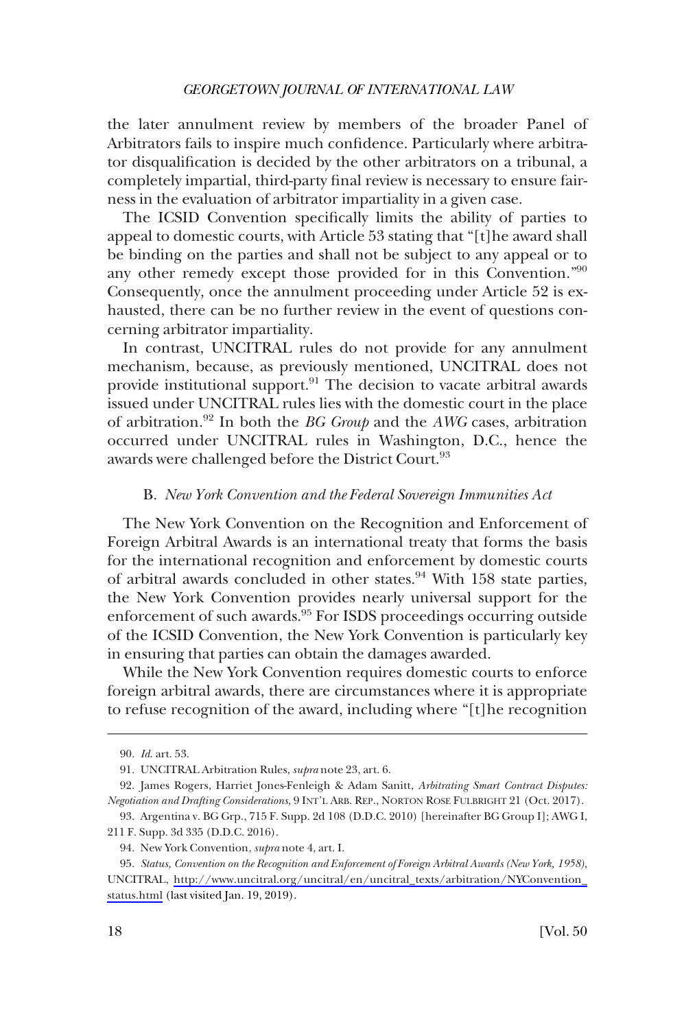the later annulment review by members of the broader Panel of Arbitrators fails to inspire much confidence. Particularly where arbitrator disqualification is decided by the other arbitrators on a tribunal, a completely impartial, third-party final review is necessary to ensure fairness in the evaluation of arbitrator impartiality in a given case.

The ICSID Convention specifically limits the ability of parties to appeal to domestic courts, with Article 53 stating that "[t]he award shall be binding on the parties and shall not be subject to any appeal or to any other remedy except those provided for in this Convention."[90] Consequently, once the annulment proceeding under Article 52 is exhausted, there can be no further review in the event of questions concerning arbitrator impartiality.

In contrast, UNCITRAL rules do not provide for any annulment mechanism, because, as previously mentioned, UNCITRAL does not provide institutional support.[91] The decision to vacate arbitral awards issued under UNCITRAL rules lies with the domestic court in the place of arbitration.[92] In both the *BG Group* and the *AWG* cases, arbitration occurred under UNCITRAL rules in Washington, D.C., hence the awards were challenged before the District Court.[93]

### B. *New York Convention and the Federal Sovereign Immunities Act*

The New York Convention on the Recognition and Enforcement of Foreign Arbitral Awards is an international treaty that forms the basis for the international recognition and enforcement by domestic courts of arbitral awards concluded in other states.[94] With 158 state parties, the New York Convention provides nearly universal support for the enforcement of such awards.[95] For ISDS proceedings occurring outside of the ICSID Convention, the New York Convention is particularly key in ensuring that parties can obtain the damages awarded.

While the New York Convention requires domestic courts to enforce foreign arbitral awards, there are circumstances where it is appropriate to refuse recognition of the award, including where "[t]he recognition

---

90. *Id.* art. 53.

91. UNCITRAL Arbitration Rules, *supra* note 23, art. 6.

92. James Rogers, Harriet Jones-Fenleigh & Adam Sanitt, *Arbitrating Smart Contract Disputes: Negotiation and Drafting Considerations*, 9 INT'L ARB. REP., NORTON ROSE FULBRIGHT 21 (Oct. 2017).

93. Argentina v. BG Grp., 715 F. Supp. 2d 108 (D.D.C. 2010) [hereinafter BG Group I]; AWG I, 211 F. Supp. 3d 335 (D.D.C. 2016).

94. New York Convention, *supra* note 4, art. I.

95. *Status, Convention on the Recognition and Enforcement of Foreign Arbitral Awards (New York, 1958)*, UNCITRAL, http://www.uncitral.org/uncitral/en/uncitral_texts/arbitration/NYConvention_status.html (last visited Jan. 19, 2019).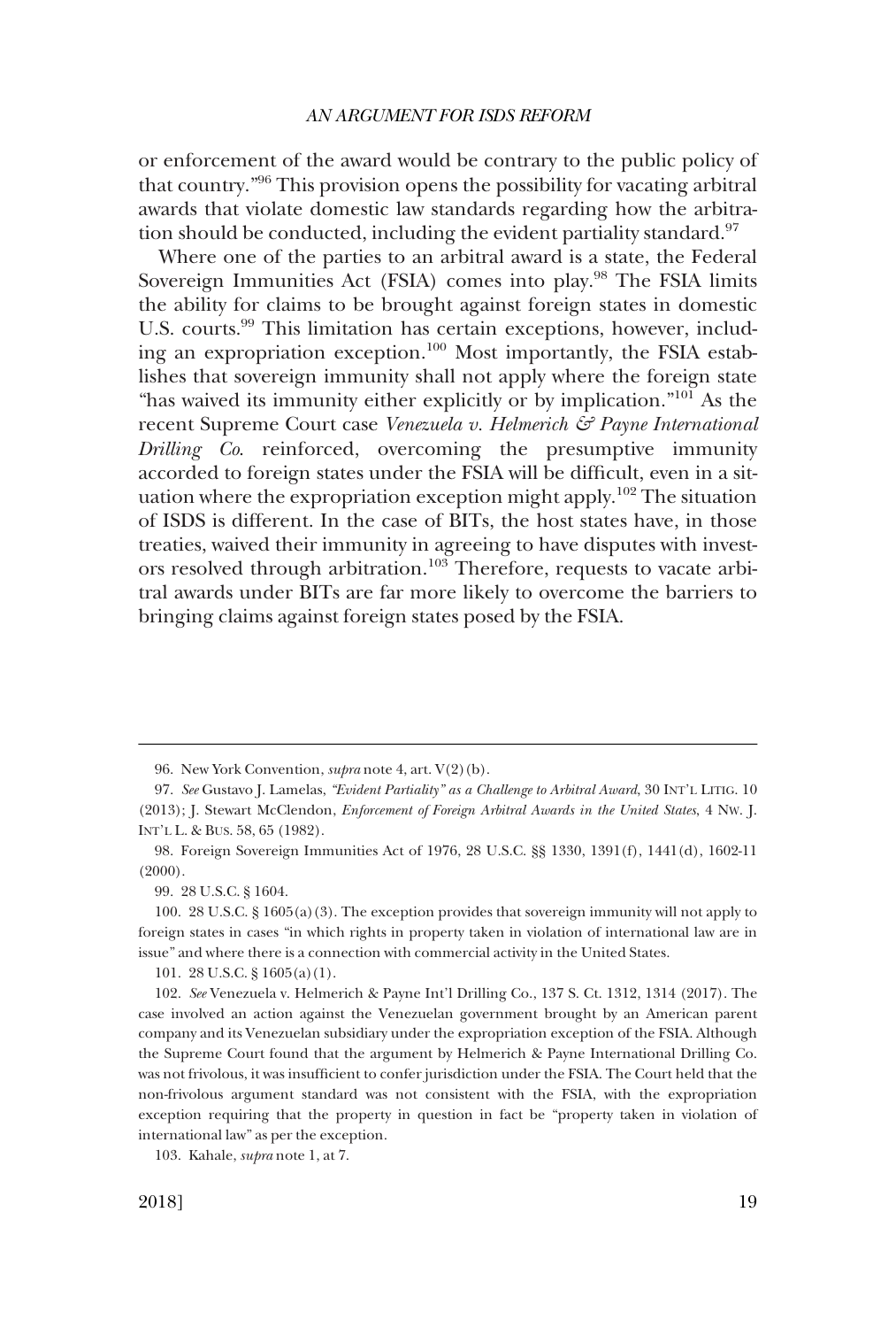or enforcement of the award would be contrary to the public policy of that country."[96] This provision opens the possibility for vacating arbitral awards that violate domestic law standards regarding how the arbitration should be conducted, including the evident partiality standard.[97]

Where one of the parties to an arbitral award is a state, the Federal Sovereign Immunities Act (FSIA) comes into play.[98] The FSIA limits the ability for claims to be brought against foreign states in domestic U.S. courts.[99] This limitation has certain exceptions, however, including an expropriation exception.[100] Most importantly, the FSIA establishes that sovereign immunity shall not apply where the foreign state "has waived its immunity either explicitly or by implication."[101] As the recent Supreme Court case *Venezuela v. Helmerich & Payne International Drilling Co.* reinforced, overcoming the presumptive immunity accorded to foreign states under the FSIA will be difficult, even in a situation where the expropriation exception might apply.[102] The situation of ISDS is different. In the case of BITs, the host states have, in those treaties, waived their immunity in agreeing to have disputes with investors resolved through arbitration.[103] Therefore, requests to vacate arbitral awards under BITs are far more likely to overcome the barriers to bringing claims against foreign states posed by the FSIA.

---

96. New York Convention, *supra* note 4, art. V(2)(b).

97. *See* Gustavo J. Lamelas, *"Evident Partiality" as a Challenge to Arbitral Award*, 30 INT'L LITIG. 10 (2013); J. Stewart McClendon, *Enforcement of Foreign Arbitral Awards in the United States*, 4 NW. J. INT'L L. & BUS. 58, 65 (1982).

98. Foreign Sovereign Immunities Act of 1976, 28 U.S.C. §§ 1330, 1391(f), 1441(d), 1602-11 (2000).

99. 28 U.S.C. § 1604.

100. 28 U.S.C. § 1605(a)(3). The exception provides that sovereign immunity will not apply to foreign states in cases "in which rights in property taken in violation of international law are in issue" and where there is a connection with commercial activity in the United States.

101. 28 U.S.C. § 1605(a)(1).

102. *See* Venezuela v. Helmerich & Payne Int'l Drilling Co., 137 S. Ct. 1312, 1314 (2017). The case involved an action against the Venezuelan government brought by an American parent company and its Venezuelan subsidiary under the expropriation exception of the FSIA. Although the Supreme Court found that the argument by Helmerich & Payne International Drilling Co. was not frivolous, it was insufficient to confer jurisdiction under the FSIA. The Court held that the non-frivolous argument standard was not consistent with the FSIA, with the expropriation exception requiring that the property in question in fact be "property taken in violation of international law" as per the exception.

103. Kahale, *supra* note 1, at 7.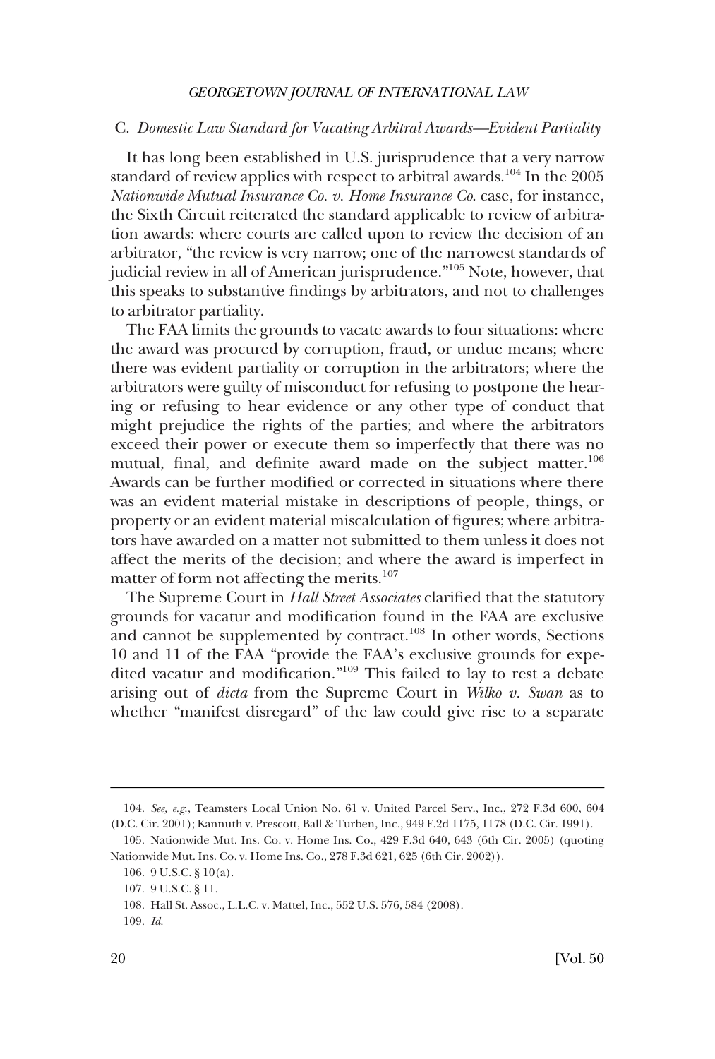### C. *Domestic Law Standard for Vacating Arbitral Awards—Evident Partiality*

It has long been established in U.S. jurisprudence that a very narrow standard of review applies with respect to arbitral awards.[104] In the 2005 *Nationwide Mutual Insurance Co. v. Home Insurance Co.* case, for instance, the Sixth Circuit reiterated the standard applicable to review of arbitration awards: where courts are called upon to review the decision of an arbitrator, "the review is very narrow; one of the narrowest standards of judicial review in all of American jurisprudence."[105] Note, however, that this speaks to substantive findings by arbitrators, and not to challenges to arbitrator partiality.

The FAA limits the grounds to vacate awards to four situations: where the award was procured by corruption, fraud, or undue means; where there was evident partiality or corruption in the arbitrators; where the arbitrators were guilty of misconduct for refusing to postpone the hearing or refusing to hear evidence or any other type of conduct that might prejudice the rights of the parties; and where the arbitrators exceed their power or execute them so imperfectly that there was no mutual, final, and definite award made on the subject matter.[106] Awards can be further modified or corrected in situations where there was an evident material mistake in descriptions of people, things, or property or an evident material miscalculation of figures; where arbitrators have awarded on a matter not submitted to them unless it does not affect the merits of the decision; and where the award is imperfect in matter of form not affecting the merits.[107]

The Supreme Court in *Hall Street Associates* clarified that the statutory grounds for vacatur and modification found in the FAA are exclusive and cannot be supplemented by contract.[108] In other words, Sections 10 and 11 of the FAA "provide the FAA's exclusive grounds for expedited vacatur and modification."[109] This failed to lay to rest a debate arising out of *dicta* from the Supreme Court in *Wilko v. Swan* as to whether "manifest disregard" of the law could give rise to a separate

---

104. *See, e.g.*, Teamsters Local Union No. 61 v. United Parcel Serv., Inc., 272 F.3d 600, 604 (D.C. Cir. 2001); Kannuth v. Prescott, Ball & Turben, Inc., 949 F.2d 1175, 1178 (D.C. Cir. 1991).

105. Nationwide Mut. Ins. Co. v. Home Ins. Co., 429 F.3d 640, 643 (6th Cir. 2005) (quoting Nationwide Mut. Ins. Co. v. Home Ins. Co., 278 F.3d 621, 625 (6th Cir. 2002)).

106. 9 U.S.C. § 10(a).

107. 9 U.S.C. § 11.

108. Hall St. Assoc., L.L.C. v. Mattel, Inc., 552 U.S. 576, 584 (2008).

109. *Id.*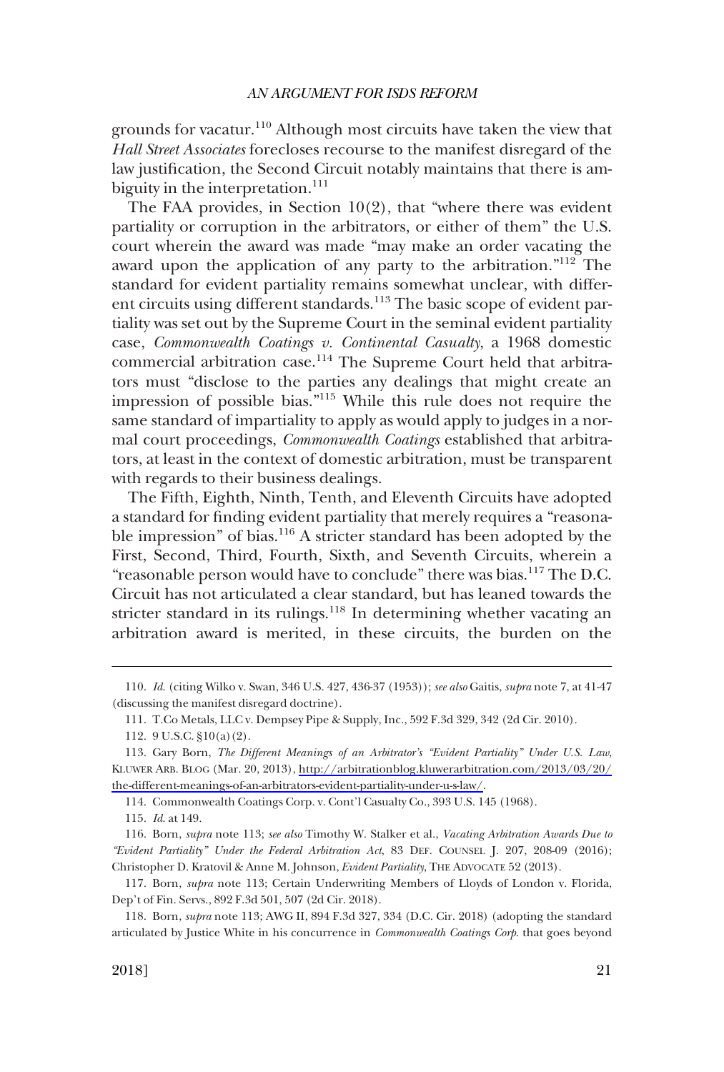grounds for vacatur.[110] Although most circuits have taken the view that *Hall Street Associates* forecloses recourse to the manifest disregard of the law justification, the Second Circuit notably maintains that there is ambiguity in the interpretation.[111]

The FAA provides, in Section 10(2), that "where there was evident partiality or corruption in the arbitrators, or either of them" the U.S. court wherein the award was made "may make an order vacating the award upon the application of any party to the arbitration."[112] The standard for evident partiality remains somewhat unclear, with different circuits using different standards.[113] The basic scope of evident partiality was set out by the Supreme Court in the seminal evident partiality case, *Commonwealth Coatings v. Continental Casualty*, a 1968 domestic commercial arbitration case.[114] The Supreme Court held that arbitrators must "disclose to the parties any dealings that might create an impression of possible bias."[115] While this rule does not require the same standard of impartiality to apply as would apply to judges in a normal court proceedings, *Commonwealth Coatings* established that arbitrators, at least in the context of domestic arbitration, must be transparent with regards to their business dealings.

The Fifth, Eighth, Ninth, Tenth, and Eleventh Circuits have adopted a standard for finding evident partiality that merely requires a "reasonable impression" of bias.[116] A stricter standard has been adopted by the First, Second, Third, Fourth, Sixth, and Seventh Circuits, wherein a "reasonable person would have to conclude" there was bias.[117] The D.C. Circuit has not articulated a clear standard, but has leaned towards the stricter standard in its rulings.[118] In determining whether vacating an arbitration award is merited, in these circuits, the burden on the

---

110. *Id.* (citing Wilko v. Swan, 346 U.S. 427, 436-37 (1953)); *see also* Gaitis, *supra* note 7, at 41-47 (discussing the manifest disregard doctrine).

111. T.Co Metals, LLC v. Dempsey Pipe & Supply, Inc., 592 F.3d 329, 342 (2d Cir. 2010).

112. 9 U.S.C. §10(a)(2).

113. Gary Born, *The Different Meanings of an Arbitrator's "Evident Partiality" Under U.S. Law*, KLUWER ARB. BLOG (Mar. 20, 2013), http://arbitrationblog.kluwerarbitration.com/2013/03/20/the-different-meanings-of-an-arbitrators-evident-partiality-under-u-s-law/.

114. Commonwealth Coatings Corp. v. Cont'l Casualty Co., 393 U.S. 145 (1968).

115. *Id.* at 149.

116. Born, *supra* note 113; *see also* Timothy W. Stalker et al., *Vacating Arbitration Awards Due to "Evident Partiality" Under the Federal Arbitration Act*, 83 DEF. COUNSEL J. 207, 208-09 (2016); Christopher D. Kratovil & Anne M. Johnson, *Evident Partiality*, THE ADVOCATE 52 (2013).

117. Born, *supra* note 113; Certain Underwriting Members of Lloyds of London v. Florida, Dep't of Fin. Servs., 892 F.3d 501, 507 (2d Cir. 2018).

118. Born, *supra* note 113; AWG II, 894 F.3d 327, 334 (D.C. Cir. 2018) (adopting the standard articulated by Justice White in his concurrence in *Commonwealth Coatings Corp.* that goes beyond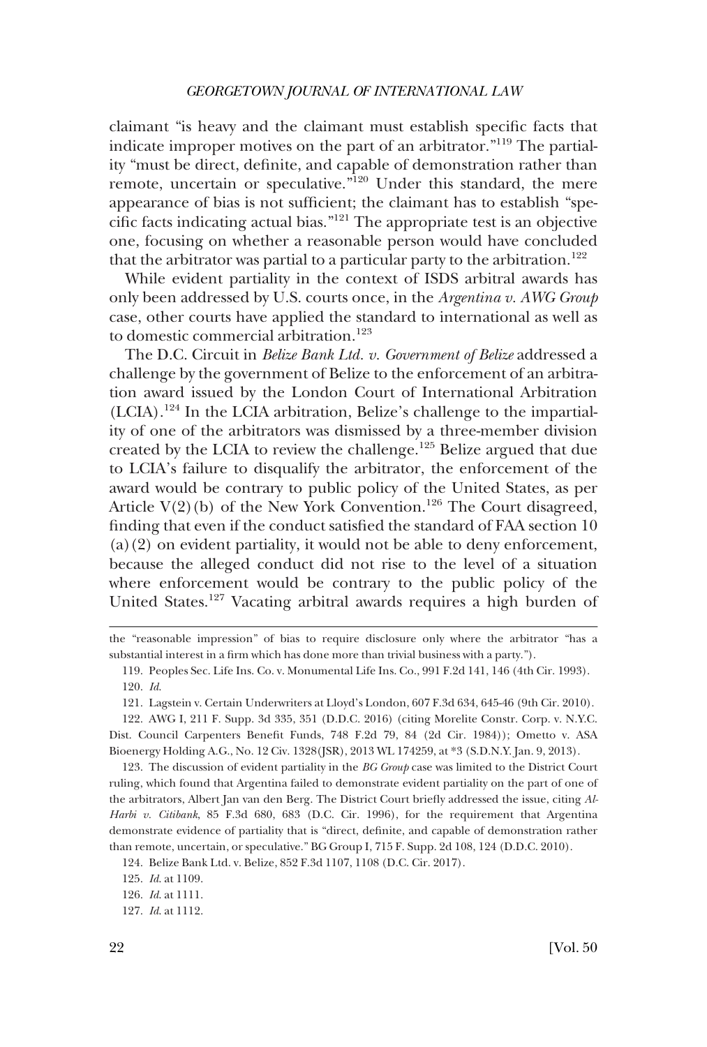claimant "is heavy and the claimant must establish specific facts that indicate improper motives on the part of an arbitrator."[119] The partiality "must be direct, definite, and capable of demonstration rather than remote, uncertain or speculative."[120] Under this standard, the mere appearance of bias is not sufficient; the claimant has to establish "specific facts indicating actual bias."[121] The appropriate test is an objective one, focusing on whether a reasonable person would have concluded that the arbitrator was partial to a particular party to the arbitration.[122]

While evident partiality in the context of ISDS arbitral awards has only been addressed by U.S. courts once, in the *Argentina v. AWG Group* case, other courts have applied the standard to international as well as to domestic commercial arbitration.[123]

The D.C. Circuit in *Belize Bank Ltd. v. Government of Belize* addressed a challenge by the government of Belize to the enforcement of an arbitration award issued by the London Court of International Arbitration (LCIA).[124] In the LCIA arbitration, Belize's challenge to the impartiality of one of the arbitrators was dismissed by a three-member division created by the LCIA to review the challenge.[125] Belize argued that due to LCIA's failure to disqualify the arbitrator, the enforcement of the award would be contrary to public policy of the United States, as per Article V(2)(b) of the New York Convention.[126] The Court disagreed, finding that even if the conduct satisfied the standard of FAA section 10 (a)(2) on evident partiality, it would not be able to deny enforcement, because the alleged conduct did not rise to the level of a situation where enforcement would be contrary to the public policy of the United States.[127] Vacating arbitral awards requires a high burden of

---

the "reasonable impression" of bias to require disclosure only where the arbitrator "has a substantial interest in a firm which has done more than trivial business with a party.").

119. Peoples Sec. Life Ins. Co. v. Monumental Life Ins. Co., 991 F.2d 141, 146 (4th Cir. 1993).

120. *Id.*

121. Lagstein v. Certain Underwriters at Lloyd's London, 607 F.3d 634, 645-46 (9th Cir. 2010).

122. AWG I, 211 F. Supp. 3d 335, 351 (D.D.C. 2016) (citing Morelite Constr. Corp. v. N.Y.C. Dist. Council Carpenters Benefit Funds, 748 F.2d 79, 84 (2d Cir. 1984)); Ometto v. ASA Bioenergy Holding A.G., No. 12 Civ. 1328(JSR), 2013 WL 174259, at *3 (S.D.N.Y. Jan. 9, 2013).

123. The discussion of evident partiality in the *BG Group* case was limited to the District Court ruling, which found that Argentina failed to demonstrate evident partiality on the part of one of the arbitrators, Albert Jan van den Berg. The District Court briefly addressed the issue, citing *Al-Harbi v. Citibank*, 85 F.3d 680, 683 (D.C. Cir. 1996), for the requirement that Argentina demonstrate evidence of partiality that is "direct, definite, and capable of demonstration rather than remote, uncertain, or speculative." BG Group I, 715 F. Supp. 2d 108, 124 (D.D.C. 2010).

124. Belize Bank Ltd. v. Belize, 852 F.3d 1107, 1108 (D.C. Cir. 2017).

125. *Id.* at 1109.

126. *Id.* at 1111.

127. *Id.* at 1112.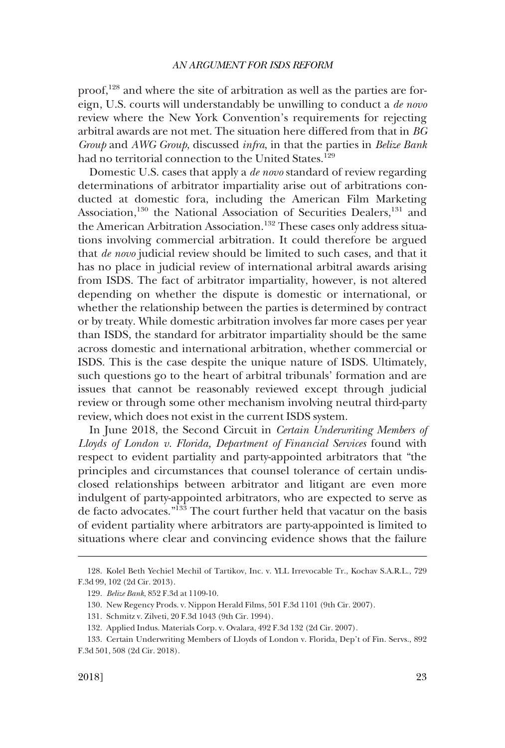proof,[128] and where the site of arbitration as well as the parties are foreign, U.S. courts will understandably be unwilling to conduct a *de novo* review where the New York Convention's requirements for rejecting arbitral awards are not met. The situation here differed from that in *BG Group* and *AWG Group*, discussed *infra*, in that the parties in *Belize Bank* had no territorial connection to the United States.[129]

Domestic U.S. cases that apply a *de novo* standard of review regarding determinations of arbitrator impartiality arise out of arbitrations conducted at domestic fora, including the American Film Marketing Association,[130] the National Association of Securities Dealers,[131] and the American Arbitration Association.[132] These cases only address situations involving commercial arbitration. It could therefore be argued that *de novo* judicial review should be limited to such cases, and that it has no place in judicial review of international arbitral awards arising from ISDS. The fact of arbitrator impartiality, however, is not altered depending on whether the dispute is domestic or international, or whether the relationship between the parties is determined by contract or by treaty. While domestic arbitration involves far more cases per year than ISDS, the standard for arbitrator impartiality should be the same across domestic and international arbitration, whether commercial or ISDS. This is the case despite the unique nature of ISDS. Ultimately, such questions go to the heart of arbitral tribunals' formation and are issues that cannot be reasonably reviewed except through judicial review or through some other mechanism involving neutral third-party review, which does not exist in the current ISDS system.

In June 2018, the Second Circuit in *Certain Underwriting Members of Lloyds of London v. Florida, Department of Financial Services* found with respect to evident partiality and party-appointed arbitrators that "the principles and circumstances that counsel tolerance of certain undisclosed relationships between arbitrator and litigant are even more indulgent of party-appointed arbitrators, who are expected to serve as de facto advocates."[133] The court further held that vacatur on the basis of evident partiality where arbitrators are party-appointed is limited to situations where clear and convincing evidence shows that the failure

---

128. Kolel Beth Yechiel Mechil of Tartikov, Inc. v. YLL Irrevocable Tr., Kochav S.A.R.L., 729 F.3d 99, 102 (2d Cir. 2013).

129. *Belize Bank*, 852 F.3d at 1109-10.

130. New Regency Prods. v. Nippon Herald Films, 501 F.3d 1101 (9th Cir. 2007).

131. Schmitz v. Zilveti, 20 F.3d 1043 (9th Cir. 1994).

132. Applied Indus. Materials Corp. v. Ovalara, 492 F.3d 132 (2d Cir. 2007).

133. Certain Underwriting Members of Lloyds of London v. Florida, Dep't of Fin. Servs., 892 F.3d 501, 508 (2d Cir. 2018).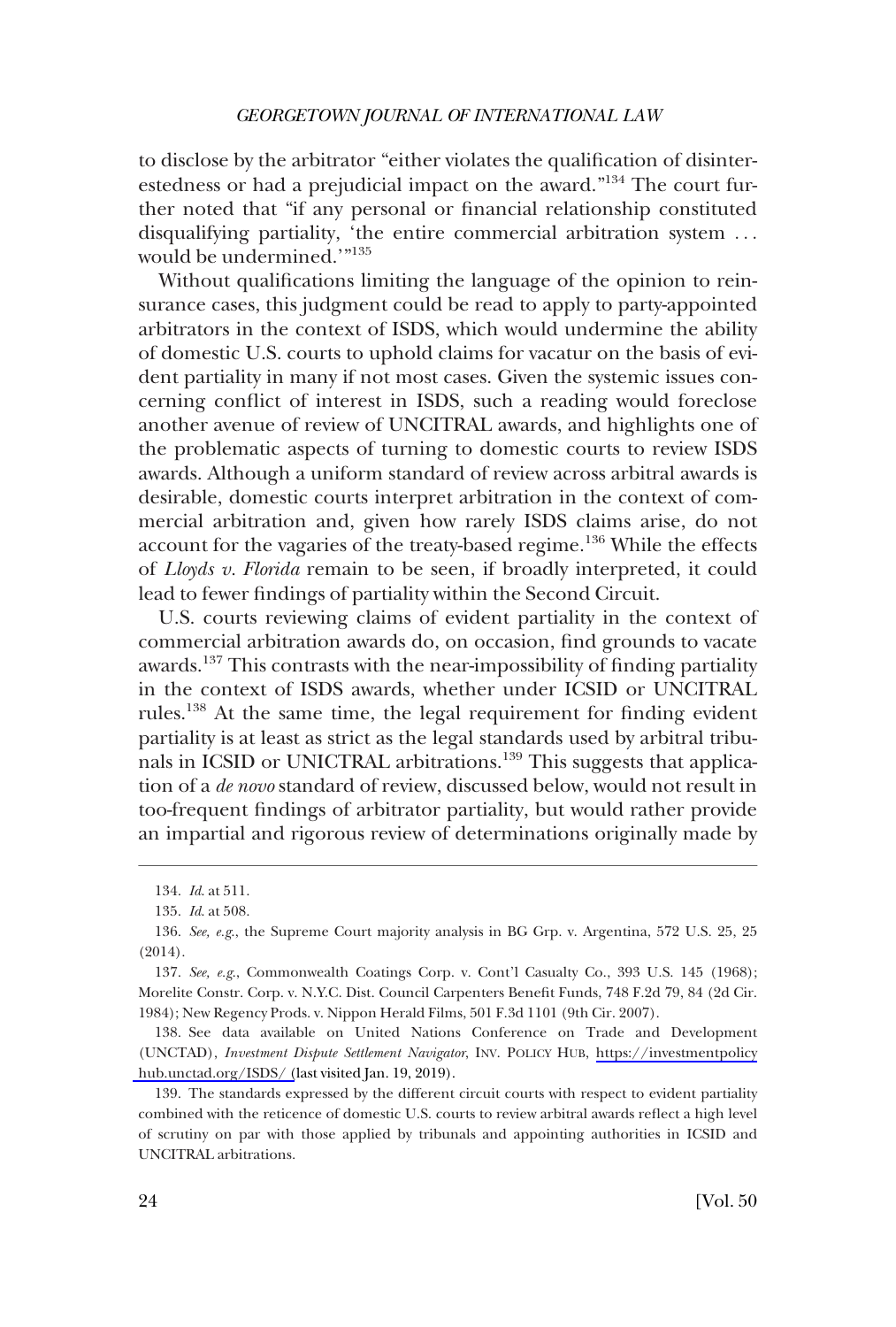to disclose by the arbitrator "either violates the qualification of disinterestedness or had a prejudicial impact on the award."[134] The court further noted that "if any personal or financial relationship constituted disqualifying partiality, 'the entire commercial arbitration system . . . would be undermined.'"[135]

Without qualifications limiting the language of the opinion to reinsurance cases, this judgment could be read to apply to party-appointed arbitrators in the context of ISDS, which would undermine the ability of domestic U.S. courts to uphold claims for vacatur on the basis of evident partiality in many if not most cases. Given the systemic issues concerning conflict of interest in ISDS, such a reading would foreclose another avenue of review of UNCITRAL awards, and highlights one of the problematic aspects of turning to domestic courts to review ISDS awards. Although a uniform standard of review across arbitral awards is desirable, domestic courts interpret arbitration in the context of commercial arbitration and, given how rarely ISDS claims arise, do not account for the vagaries of the treaty-based regime.[136] While the effects of *Lloyds v. Florida* remain to be seen, if broadly interpreted, it could lead to fewer findings of partiality within the Second Circuit.

U.S. courts reviewing claims of evident partiality in the context of commercial arbitration awards do, on occasion, find grounds to vacate awards.[137] This contrasts with the near-impossibility of finding partiality in the context of ISDS awards, whether under ICSID or UNCITRAL rules.[138] At the same time, the legal requirement for finding evident partiality is at least as strict as the legal standards used by arbitral tribunals in ICSID or UNICTRAL arbitrations.[139] This suggests that application of a *de novo* standard of review, discussed below, would not result in too-frequent findings of arbitrator partiality, but would rather provide an impartial and rigorous review of determinations originally made by

---

134. *Id.* at 511.

135. *Id.* at 508.

136. *See, e.g.*, the Supreme Court majority analysis in BG Grp. v. Argentina, 572 U.S. 25, 25 (2014).

137. *See, e.g.*, Commonwealth Coatings Corp. v. Cont'l Casualty Co., 393 U.S. 145 (1968); Morelite Constr. Corp. v. N.Y.C. Dist. Council Carpenters Benefit Funds, 748 F.2d 79, 84 (2d Cir. 1984); New Regency Prods. v. Nippon Herald Films, 501 F.3d 1101 (9th Cir. 2007).

138. See data available on United Nations Conference on Trade and Development (UNCTAD), *Investment Dispute Settlement Navigator*, INV. POLICY HUB, https://investmentpolicyhub.unctad.org/ISDS/ (last visited Jan. 19, 2019).

139. The standards expressed by the different circuit courts with respect to evident partiality combined with the reticence of domestic U.S. courts to review arbitral awards reflect a high level of scrutiny on par with those applied by tribunals and appointing authorities in ICSID and UNCITRAL arbitrations.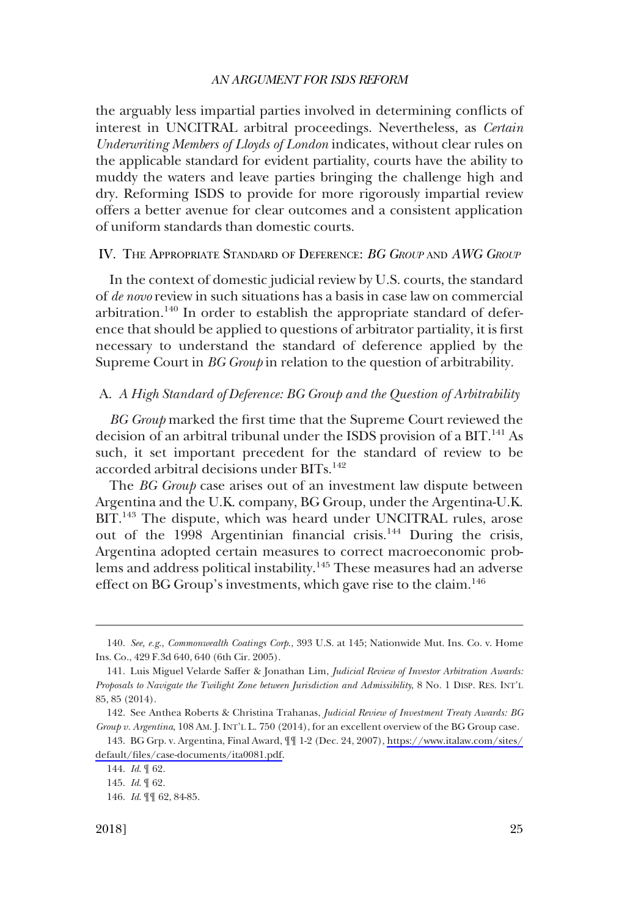the arguably less impartial parties involved in determining conflicts of interest in UNCITRAL arbitral proceedings. Nevertheless, as *Certain Underwriting Members of Lloyds of London* indicates, without clear rules on the applicable standard for evident partiality, courts have the ability to muddy the waters and leave parties bringing the challenge high and dry. Reforming ISDS to provide for more rigorously impartial review offers a better avenue for clear outcomes and a consistent application of uniform standards than domestic courts.

## IV. The Appropriate Standard of Deference: *BG Group* and *AWG Group*

In the context of domestic judicial review by U.S. courts, the standard of *de novo* review in such situations has a basis in case law on commercial arbitration.[140] In order to establish the appropriate standard of deference that should be applied to questions of arbitrator partiality, it is first necessary to understand the standard of deference applied by the Supreme Court in *BG Group* in relation to the question of arbitrability.

### A. *A High Standard of Deference: BG Group and the Question of Arbitrability*

*BG Group* marked the first time that the Supreme Court reviewed the decision of an arbitral tribunal under the ISDS provision of a BIT.[141] As such, it set important precedent for the standard of review to be accorded arbitral decisions under BITs.[142]

The *BG Group* case arises out of an investment law dispute between Argentina and the U.K. company, BG Group, under the Argentina-U.K. BIT.[143] The dispute, which was heard under UNCITRAL rules, arose out of the 1998 Argentinian financial crisis.[144] During the crisis, Argentina adopted certain measures to correct macroeconomic problems and address political instability.[145] These measures had an adverse effect on BG Group's investments, which gave rise to the claim.[146]

---

140. *See, e.g.*, *Commonwealth Coatings Corp.*, 393 U.S. at 145; Nationwide Mut. Ins. Co. v. Home Ins. Co., 429 F.3d 640, 640 (6th Cir. 2005).

141. Luis Miguel Velarde Saffer & Jonathan Lim, *Judicial Review of Investor Arbitration Awards: Proposals to Navigate the Twilight Zone between Jurisdiction and Admissibility*, 8 No. 1 DISP. RES. INT'L 85, 85 (2014).

142. See Anthea Roberts & Christina Trahanas, *Judicial Review of Investment Treaty Awards: BG Group v. Argentina*, 108 AM. J. INT'L L. 750 (2014), for an excellent overview of the BG Group case.

143. BG Grp. v. Argentina, Final Award, ¶¶ 1-2 (Dec. 24, 2007), https://www.italaw.com/sites/default/files/case-documents/ita0081.pdf.

144. *Id.* ¶ 62.

145. *Id.* ¶ 62.

146. *Id.* ¶¶ 62, 84-85.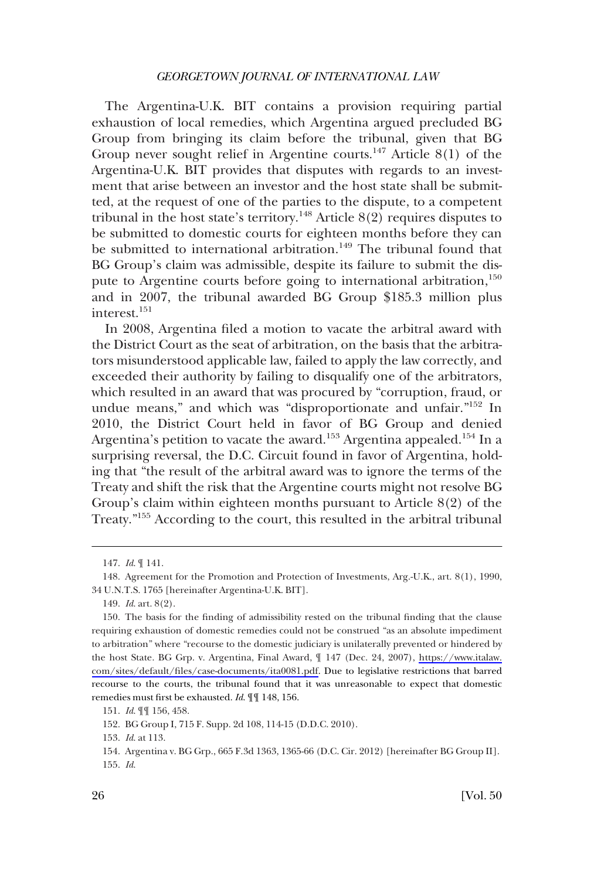The Argentina-U.K. BIT contains a provision requiring partial exhaustion of local remedies, which Argentina argued precluded BG Group from bringing its claim before the tribunal, given that BG Group never sought relief in Argentine courts.[147] Article 8(1) of the Argentina-U.K. BIT provides that disputes with regards to an investment that arise between an investor and the host state shall be submitted, at the request of one of the parties to the dispute, to a competent tribunal in the host state's territory.[148] Article 8(2) requires disputes to be submitted to domestic courts for eighteen months before they can be submitted to international arbitration.[149] The tribunal found that BG Group's claim was admissible, despite its failure to submit the dispute to Argentine courts before going to international arbitration,[150] and in 2007, the tribunal awarded BG Group $185.3 million plus interest.[151]

In 2008, Argentina filed a motion to vacate the arbitral award with the District Court as the seat of arbitration, on the basis that the arbitrators misunderstood applicable law, failed to apply the law correctly, and exceeded their authority by failing to disqualify one of the arbitrators, which resulted in an award that was procured by "corruption, fraud, or undue means," and which was "disproportionate and unfair."[152] In 2010, the District Court held in favor of BG Group and denied Argentina's petition to vacate the award.[153] Argentina appealed.[154] In a surprising reversal, the D.C. Circuit found in favor of Argentina, holding that "the result of the arbitral award was to ignore the terms of the Treaty and shift the risk that the Argentine courts might not resolve BG Group's claim within eighteen months pursuant to Article 8(2) of the Treaty."[155] According to the court, this resulted in the arbitral tribunal

147. *Id.* ¶ 141.

148. Agreement for the Promotion and Protection of Investments, Arg.-U.K., art. 8(1), 1990, 34 U.N.T.S. 1765 [hereinafter Argentina-U.K. BIT].

149. *Id.* art. 8(2).

150. The basis for the finding of admissibility rested on the tribunal finding that the clause requiring exhaustion of domestic remedies could not be construed "as an absolute impediment to arbitration" where "recourse to the domestic judiciary is unilaterally prevented or hindered by the host State. BG Grp. v. Argentina, Final Award, ¶ 147 (Dec. 24, 2007), https://www.italaw.com/sites/default/files/case-documents/ita0081.pdf. Due to legislative restrictions that barred recourse to the courts, the tribunal found that it was unreasonable to expect that domestic remedies must first be exhausted. *Id.* ¶¶ 148, 156.

151. *Id.* ¶¶ 156, 458.

152. BG Group I, 715 F. Supp. 2d 108, 114-15 (D.D.C. 2010).

153. *Id.* at 113.

154. Argentina v. BG Grp., 665 F.3d 1363, 1365-66 (D.C. Cir. 2012) [hereinafter BG Group II].

155. *Id.*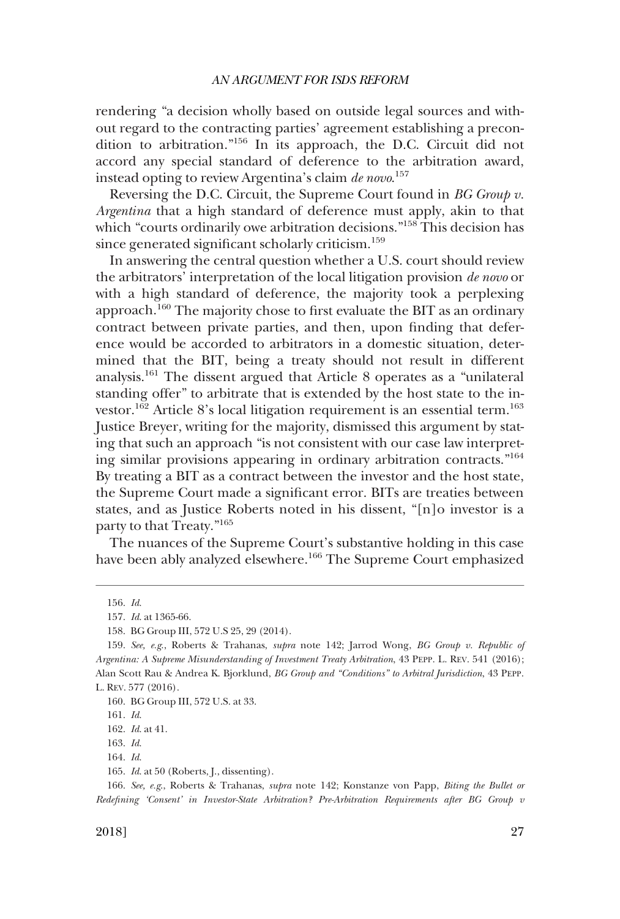rendering "a decision wholly based on outside legal sources and without regard to the contracting parties' agreement establishing a precondition to arbitration."[156] In its approach, the D.C. Circuit did not accord any special standard of deference to the arbitration award, instead opting to review Argentina's claim *de novo*.[157]

Reversing the D.C. Circuit, the Supreme Court found in *BG Group v. Argentina* that a high standard of deference must apply, akin to that which "courts ordinarily owe arbitration decisions."[158] This decision has since generated significant scholarly criticism.[159]

In answering the central question whether a U.S. court should review the arbitrators' interpretation of the local litigation provision *de novo* or with a high standard of deference, the majority took a perplexing approach.[160] The majority chose to first evaluate the BIT as an ordinary contract between private parties, and then, upon finding that deference would be accorded to arbitrators in a domestic situation, determined that the BIT, being a treaty should not result in different analysis.[161] The dissent argued that Article 8 operates as a "unilateral standing offer" to arbitrate that is extended by the host state to the investor.[162] Article 8's local litigation requirement is an essential term.[163] Justice Breyer, writing for the majority, dismissed this argument by stating that such an approach "is not consistent with our case law interpreting similar provisions appearing in ordinary arbitration contracts."[164] By treating a BIT as a contract between the investor and the host state, the Supreme Court made a significant error. BITs are treaties between states, and as Justice Roberts noted in his dissent, "[n]o investor is a party to that Treaty."[165]

The nuances of the Supreme Court's substantive holding in this case have been ably analyzed elsewhere.[166] The Supreme Court emphasized

---

156. *Id.*

157. *Id.* at 1365-66.

158. BG Group III, 572 U.S 25, 29 (2014).

159. *See, e.g.*, Roberts & Trahanas, *supra* note 142; Jarrod Wong, *BG Group v. Republic of Argentina: A Supreme Misunderstanding of Investment Treaty Arbitration*, 43 PEPP. L. REV. 541 (2016); Alan Scott Rau & Andrea K. Bjorklund, *BG Group and "Conditions" to Arbitral Jurisdiction*, 43 PEPP. L. REV. 577 (2016).

160. BG Group III, 572 U.S. at 33.

161. *Id.*

162. *Id.* at 41.

163. *Id.*

164. *Id.*

165. *Id.* at 50 (Roberts, J., dissenting).

166. *See, e.g.*, Roberts & Trahanas, *supra* note 142; Konstanze von Papp, *Biting the Bullet or Redefining 'Consent' in Investor-State Arbitration? Pre-Arbitration Requirements after BG Group v*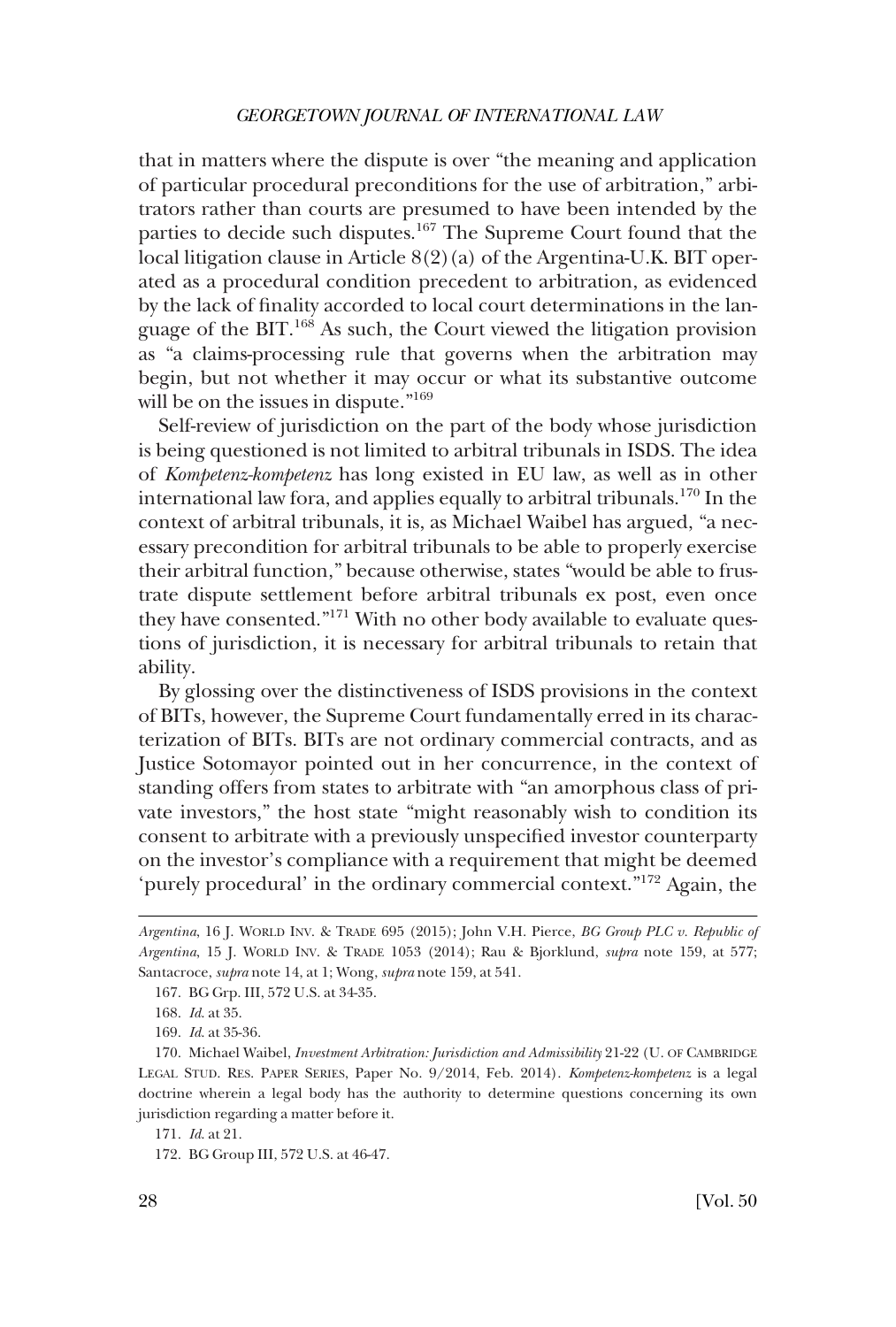that in matters where the dispute is over "the meaning and application of particular procedural preconditions for the use of arbitration," arbitrators rather than courts are presumed to have been intended by the parties to decide such disputes.[167] The Supreme Court found that the local litigation clause in Article 8(2)(a) of the Argentina-U.K. BIT operated as a procedural condition precedent to arbitration, as evidenced by the lack of finality accorded to local court determinations in the language of the BIT.[168] As such, the Court viewed the litigation provision as "a claims-processing rule that governs when the arbitration may begin, but not whether it may occur or what its substantive outcome will be on the issues in dispute."[169]

Self-review of jurisdiction on the part of the body whose jurisdiction is being questioned is not limited to arbitral tribunals in ISDS. The idea of *Kompetenz-kompetenz* has long existed in EU law, as well as in other international law fora, and applies equally to arbitral tribunals.[170] In the context of arbitral tribunals, it is, as Michael Waibel has argued, "a necessary precondition for arbitral tribunals to be able to properly exercise their arbitral function," because otherwise, states "would be able to frustrate dispute settlement before arbitral tribunals ex post, even once they have consented."[171] With no other body available to evaluate questions of jurisdiction, it is necessary for arbitral tribunals to retain that ability.

By glossing over the distinctiveness of ISDS provisions in the context of BITs, however, the Supreme Court fundamentally erred in its characterization of BITs. BITs are not ordinary commercial contracts, and as Justice Sotomayor pointed out in her concurrence, in the context of standing offers from states to arbitrate with "an amorphous class of private investors," the host state "might reasonably wish to condition its consent to arbitrate with a previously unspecified investor counterparty on the investor's compliance with a requirement that might be deemed 'purely procedural' in the ordinary commercial context."[172] Again, the

---

*Argentina*, 16 J. WORLD INV. & TRADE 695 (2015); John V.H. Pierce, *BG Group PLC v. Republic of Argentina*, 15 J. WORLD INV. & TRADE 1053 (2014); Rau & Bjorklund, *supra* note 159, at 577; Santacroce, *supra* note 14, at 1; Wong, *supra* note 159, at 541.

167. BG Grp. III, 572 U.S. at 34-35.

168. *Id.* at 35.

169. *Id.* at 35-36.

170. Michael Waibel, *Investment Arbitration: Jurisdiction and Admissibility* 21-22 (U. OF CAMBRIDGE LEGAL STUD. RES. PAPER SERIES, Paper No. 9/2014, Feb. 2014). *Kompetenz-kompetenz* is a legal doctrine wherein a legal body has the authority to determine questions concerning its own jurisdiction regarding a matter before it.

171. *Id.* at 21.

172. BG Group III, 572 U.S. at 46-47.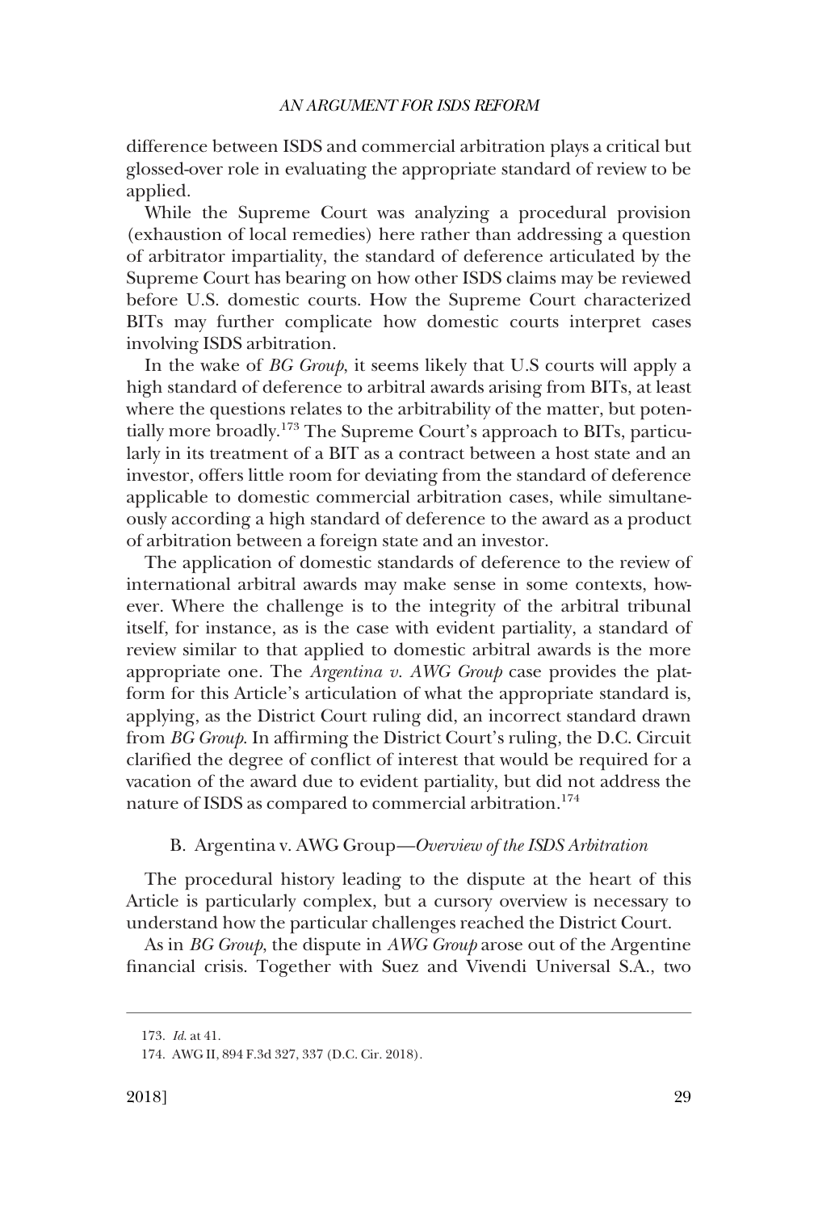difference between ISDS and commercial arbitration plays a critical but glossed-over role in evaluating the appropriate standard of review to be applied.

While the Supreme Court was analyzing a procedural provision (exhaustion of local remedies) here rather than addressing a question of arbitrator impartiality, the standard of deference articulated by the Supreme Court has bearing on how other ISDS claims may be reviewed before U.S. domestic courts. How the Supreme Court characterized BITs may further complicate how domestic courts interpret cases involving ISDS arbitration.

In the wake of *BG Group*, it seems likely that U.S courts will apply a high standard of deference to arbitral awards arising from BITs, at least where the questions relates to the arbitrability of the matter, but potentially more broadly.[173] The Supreme Court's approach to BITs, particularly in its treatment of a BIT as a contract between a host state and an investor, offers little room for deviating from the standard of deference applicable to domestic commercial arbitration cases, while simultaneously according a high standard of deference to the award as a product of arbitration between a foreign state and an investor.

The application of domestic standards of deference to the review of international arbitral awards may make sense in some contexts, however. Where the challenge is to the integrity of the arbitral tribunal itself, for instance, as is the case with evident partiality, a standard of review similar to that applied to domestic arbitral awards is the more appropriate one. The *Argentina v. AWG Group* case provides the platform for this Article's articulation of what the appropriate standard is, applying, as the District Court ruling did, an incorrect standard drawn from *BG Group*. In affirming the District Court's ruling, the D.C. Circuit clarified the degree of conflict of interest that would be required for a vacation of the award due to evident partiality, but did not address the nature of ISDS as compared to commercial arbitration.[174]

### B. Argentina v. AWG Group—*Overview of the ISDS Arbitration*

The procedural history leading to the dispute at the heart of this Article is particularly complex, but a cursory overview is necessary to understand how the particular challenges reached the District Court.

As in *BG Group*, the dispute in *AWG Group* arose out of the Argentine financial crisis. Together with Suez and Vivendi Universal S.A., two

---

173. *Id*. at 41.

174. AWG II, 894 F.3d 327, 337 (D.C. Cir. 2018).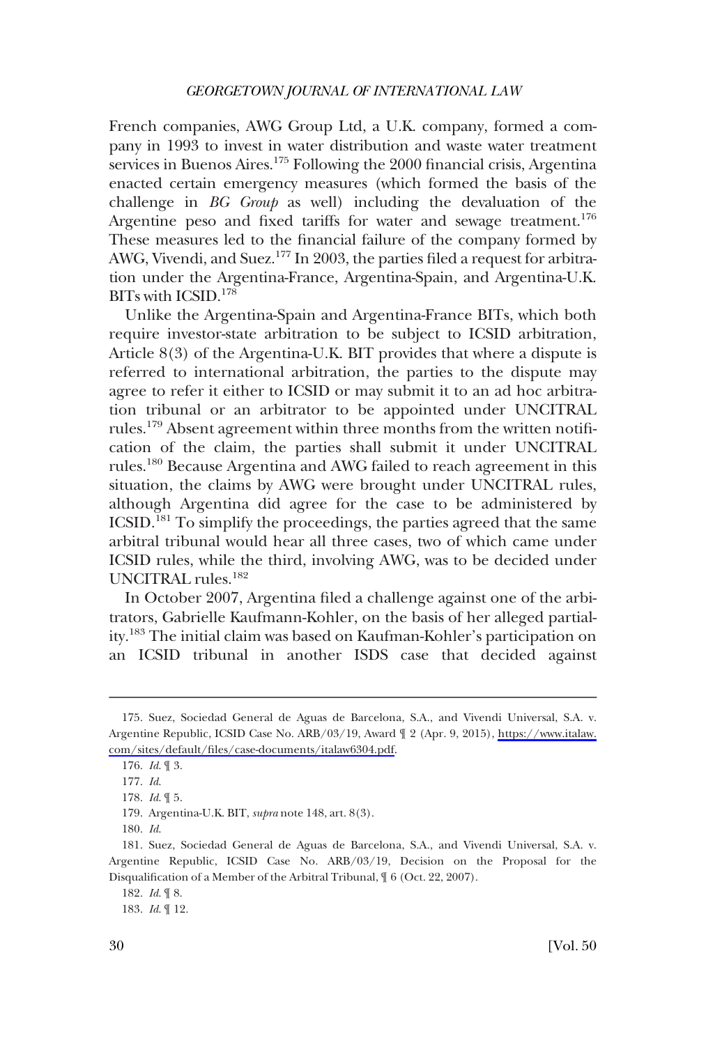French companies, AWG Group Ltd, a U.K. company, formed a company in 1993 to invest in water distribution and waste water treatment services in Buenos Aires.[175] Following the 2000 financial crisis, Argentina enacted certain emergency measures (which formed the basis of the challenge in *BG Group* as well) including the devaluation of the Argentine peso and fixed tariffs for water and sewage treatment.[176] These measures led to the financial failure of the company formed by AWG, Vivendi, and Suez.[177] In 2003, the parties filed a request for arbitration under the Argentina-France, Argentina-Spain, and Argentina-U.K. BITs with ICSID.[178]

Unlike the Argentina-Spain and Argentina-France BITs, which both require investor-state arbitration to be subject to ICSID arbitration, Article 8(3) of the Argentina-U.K. BIT provides that where a dispute is referred to international arbitration, the parties to the dispute may agree to refer it either to ICSID or may submit it to an ad hoc arbitration tribunal or an arbitrator to be appointed under UNCITRAL rules.[179] Absent agreement within three months from the written notification of the claim, the parties shall submit it under UNCITRAL rules.[180] Because Argentina and AWG failed to reach agreement in this situation, the claims by AWG were brought under UNCITRAL rules, although Argentina did agree for the case to be administered by ICSID.[181] To simplify the proceedings, the parties agreed that the same arbitral tribunal would hear all three cases, two of which came under ICSID rules, while the third, involving AWG, was to be decided under UNCITRAL rules.[182]

In October 2007, Argentina filed a challenge against one of the arbitrators, Gabrielle Kaufmann-Kohler, on the basis of her alleged partiality.[183] The initial claim was based on Kaufman-Kohler's participation on an ICSID tribunal in another ISDS case that decided against

---

175. Suez, Sociedad General de Aguas de Barcelona, S.A., and Vivendi Universal, S.A. v. Argentine Republic, ICSID Case No. ARB/03/19, Award ¶ 2 (Apr. 9, 2015), https://www.italaw.com/sites/default/files/case-documents/italaw6304.pdf.

176. *Id*. ¶ 3.

177. *Id*.

178. *Id*. ¶ 5.

179. Argentina-U.K. BIT, *supra* note 148, art. 8(3).

180. *Id*.

181. Suez, Sociedad General de Aguas de Barcelona, S.A., and Vivendi Universal, S.A. v. Argentine Republic, ICSID Case No. ARB/03/19, Decision on the Proposal for the Disqualification of a Member of the Arbitral Tribunal, ¶ 6 (Oct. 22, 2007).

182. *Id*. ¶ 8.

183. *Id*. ¶ 12.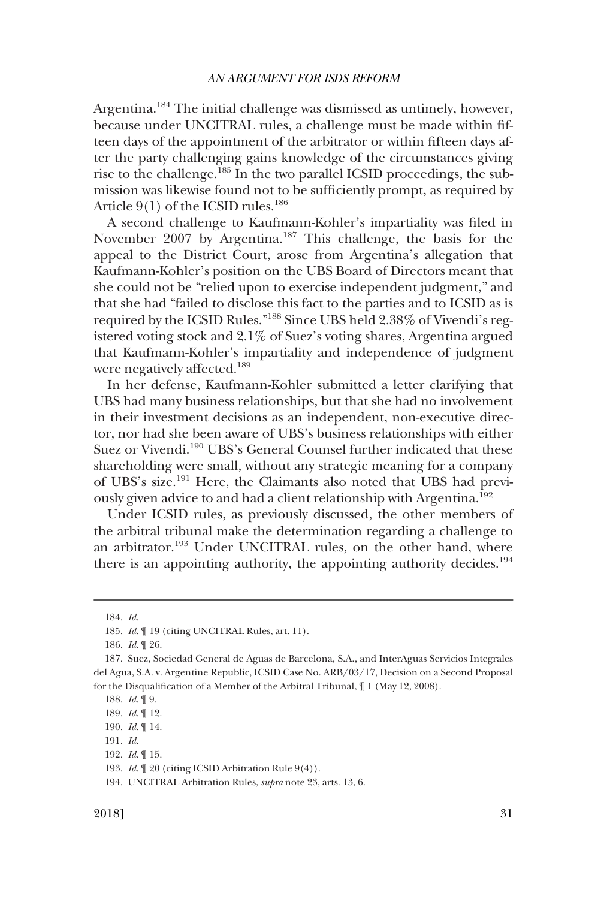Argentina.[184] The initial challenge was dismissed as untimely, however, because under UNCITRAL rules, a challenge must be made within fifteen days of the appointment of the arbitrator or within fifteen days after the party challenging gains knowledge of the circumstances giving rise to the challenge.[185] In the two parallel ICSID proceedings, the submission was likewise found not to be sufficiently prompt, as required by Article 9(1) of the ICSID rules.[186]

A second challenge to Kaufmann-Kohler's impartiality was filed in November 2007 by Argentina.[187] This challenge, the basis for the appeal to the District Court, arose from Argentina's allegation that Kaufmann-Kohler's position on the UBS Board of Directors meant that she could not be "relied upon to exercise independent judgment," and that she had "failed to disclose this fact to the parties and to ICSID as is required by the ICSID Rules."[188] Since UBS held 2.38% of Vivendi's registered voting stock and 2.1% of Suez's voting shares, Argentina argued that Kaufmann-Kohler's impartiality and independence of judgment were negatively affected.[189]

In her defense, Kaufmann-Kohler submitted a letter clarifying that UBS had many business relationships, but that she had no involvement in their investment decisions as an independent, non-executive director, nor had she been aware of UBS's business relationships with either Suez or Vivendi.[190] UBS's General Counsel further indicated that these shareholding were small, without any strategic meaning for a company of UBS's size.[191] Here, the Claimants also noted that UBS had previously given advice to and had a client relationship with Argentina.[192]

Under ICSID rules, as previously discussed, the other members of the arbitral tribunal make the determination regarding a challenge to an arbitrator.[193] Under UNCITRAL rules, on the other hand, where there is an appointing authority, the appointing authority decides.[194]

---

184. *Id.*

185. *Id.* ¶ 19 (citing UNCITRAL Rules, art. 11).

186. *Id.* ¶ 26.

187. Suez, Sociedad General de Aguas de Barcelona, S.A., and InterAguas Servicios Integrales del Agua, S.A. v. Argentine Republic, ICSID Case No. ARB/03/17, Decision on a Second Proposal for the Disqualification of a Member of the Arbitral Tribunal, ¶ 1 (May 12, 2008).

188. *Id.* ¶ 9.

189. *Id.* ¶ 12.

190. *Id.* ¶ 14.

191. *Id.*

192. *Id.* ¶ 15.

193. *Id.* ¶ 20 (citing ICSID Arbitration Rule 9(4)).

194. UNCITRAL Arbitration Rules, *supra* note 23, arts. 13, 6.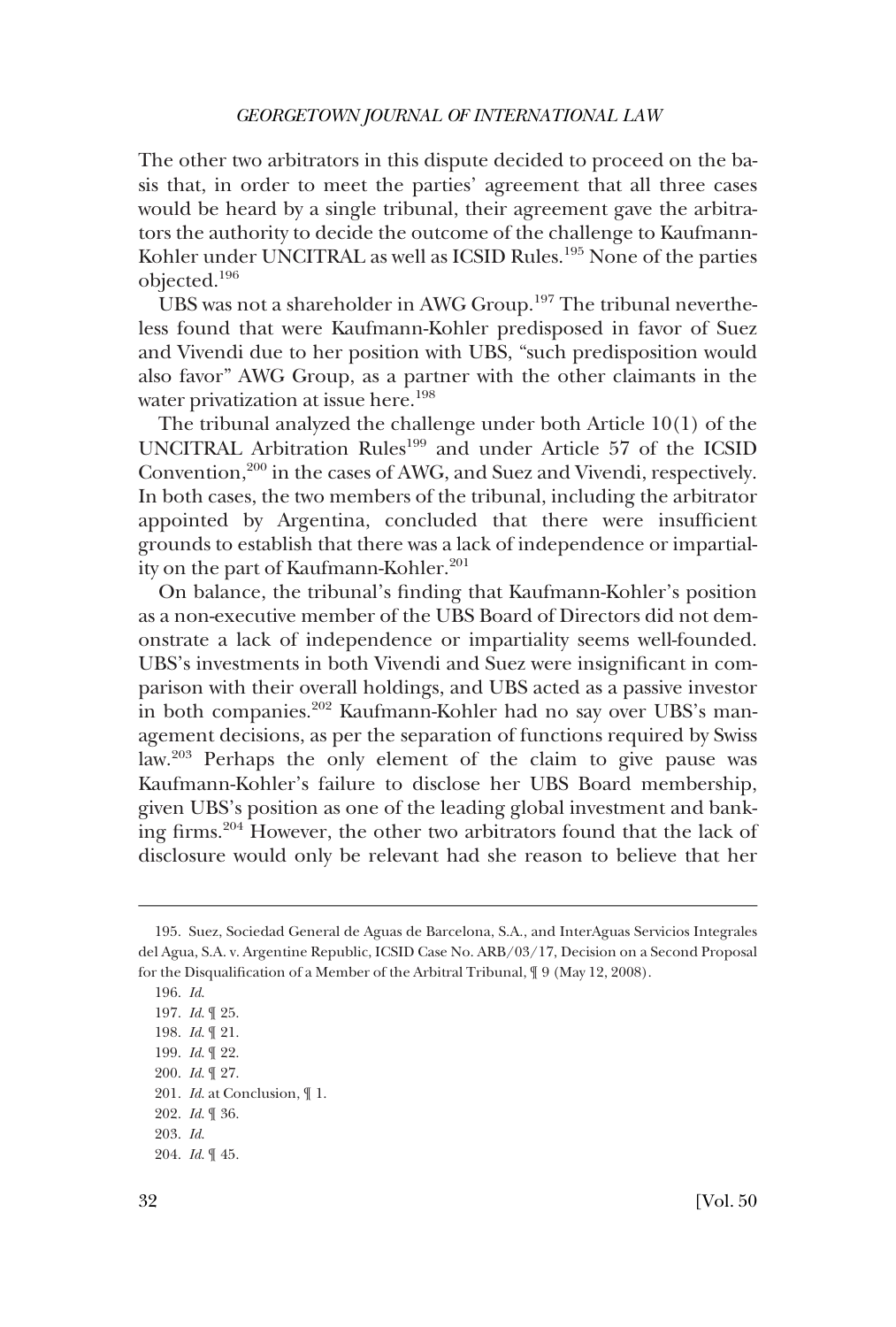The other two arbitrators in this dispute decided to proceed on the basis that, in order to meet the parties' agreement that all three cases would be heard by a single tribunal, their agreement gave the arbitrators the authority to decide the outcome of the challenge to Kaufmann-Kohler under UNCITRAL as well as ICSID Rules.[195] None of the parties objected.[196]

UBS was not a shareholder in AWG Group.[197] The tribunal nevertheless found that were Kaufmann-Kohler predisposed in favor of Suez and Vivendi due to her position with UBS, "such predisposition would also favor" AWG Group, as a partner with the other claimants in the water privatization at issue here.[198]

The tribunal analyzed the challenge under both Article 10(1) of the UNCITRAL Arbitration Rules[199] and under Article 57 of the ICSID Convention,[200] in the cases of AWG, and Suez and Vivendi, respectively. In both cases, the two members of the tribunal, including the arbitrator appointed by Argentina, concluded that there were insufficient grounds to establish that there was a lack of independence or impartiality on the part of Kaufmann-Kohler.[201]

On balance, the tribunal's finding that Kaufmann-Kohler's position as a non-executive member of the UBS Board of Directors did not demonstrate a lack of independence or impartiality seems well-founded. UBS's investments in both Vivendi and Suez were insignificant in comparison with their overall holdings, and UBS acted as a passive investor in both companies.[202] Kaufmann-Kohler had no say over UBS's management decisions, as per the separation of functions required by Swiss law.[203] Perhaps the only element of the claim to give pause was Kaufmann-Kohler's failure to disclose her UBS Board membership, given UBS's position as one of the leading global investment and banking firms.[204] However, the other two arbitrators found that the lack of disclosure would only be relevant had she reason to believe that her

---

195. Suez, Sociedad General de Aguas de Barcelona, S.A., and InterAguas Servicios Integrales del Agua, S.A. v. Argentine Republic, ICSID Case No. ARB/03/17, Decision on a Second Proposal for the Disqualification of a Member of the Arbitral Tribunal, ¶ 9 (May 12, 2008).

196. *Id.*

197. *Id.* ¶ 25.

198. *Id.* ¶ 21.

199. *Id.* ¶ 22.

200. *Id.* ¶ 27.

201. *Id.* at Conclusion, ¶ 1.

202. *Id.* ¶ 36.

203. *Id.*

204. *Id.* ¶ 45.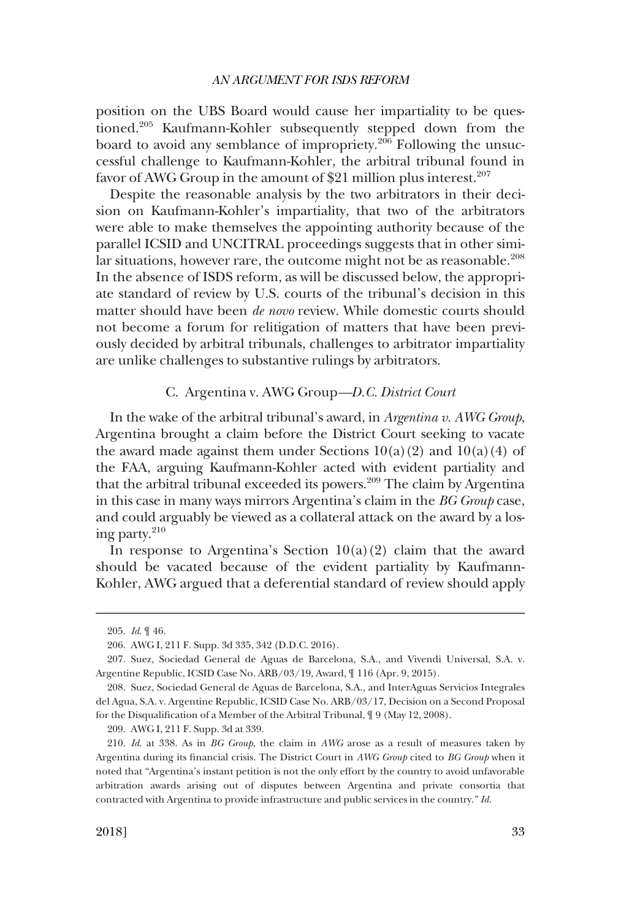position on the UBS Board would cause her impartiality to be questioned.[205] Kaufmann-Kohler subsequently stepped down from the board to avoid any semblance of impropriety.[206] Following the unsuccessful challenge to Kaufmann-Kohler, the arbitral tribunal found in favor of AWG Group in the amount of $21 million plus interest.[207]

Despite the reasonable analysis by the two arbitrators in their decision on Kaufmann-Kohler's impartiality, that two of the arbitrators were able to make themselves the appointing authority because of the parallel ICSID and UNCITRAL proceedings suggests that in other similar situations, however rare, the outcome might not be as reasonable.[208] In the absence of ISDS reform, as will be discussed below, the appropriate standard of review by U.S. courts of the tribunal's decision in this matter should have been *de novo* review. While domestic courts should not become a forum for relitigation of matters that have been previously decided by arbitral tribunals, challenges to arbitrator impartiality are unlike challenges to substantive rulings by arbitrators.

### C. Argentina v. AWG Group—*D.C. District Court*

In the wake of the arbitral tribunal's award, in *Argentina v. AWG Group*, Argentina brought a claim before the District Court seeking to vacate the award made against them under Sections 10(a)(2) and 10(a)(4) of the FAA, arguing Kaufmann-Kohler acted with evident partiality and that the arbitral tribunal exceeded its powers.[209] The claim by Argentina in this case in many ways mirrors Argentina's claim in the *BG Group* case, and could arguably be viewed as a collateral attack on the award by a losing party.[210]

In response to Argentina's Section 10(a)(2) claim that the award should be vacated because of the evident partiality by Kaufmann-Kohler, AWG argued that a deferential standard of review should apply

---

205. *Id.* ¶ 46.

206. AWG I, 211 F. Supp. 3d 335, 342 (D.D.C. 2016).

207. Suez, Sociedad General de Aguas de Barcelona, S.A., and Vivendi Universal, S.A. v. Argentine Republic, ICSID Case No. ARB/03/19, Award, ¶ 116 (Apr. 9, 2015).

208. Suez, Sociedad General de Aguas de Barcelona, S.A., and InterAguas Servicios Integrales del Agua, S.A. v. Argentine Republic, ICSID Case No. ARB/03/17, Decision on a Second Proposal for the Disqualification of a Member of the Arbitral Tribunal, ¶ 9 (May 12, 2008).

209. AWG I, 211 F. Supp. 3d at 339.

210. *Id.* at 338. As in *BG Group*, the claim in *AWG* arose as a result of measures taken by Argentina during its financial crisis. The District Court in *AWG Group* cited to *BG Group* when it noted that "Argentina's instant petition is not the only effort by the country to avoid unfavorable arbitration awards arising out of disputes between Argentina and private consortia that contracted with Argentina to provide infrastructure and public services in the country." *Id.*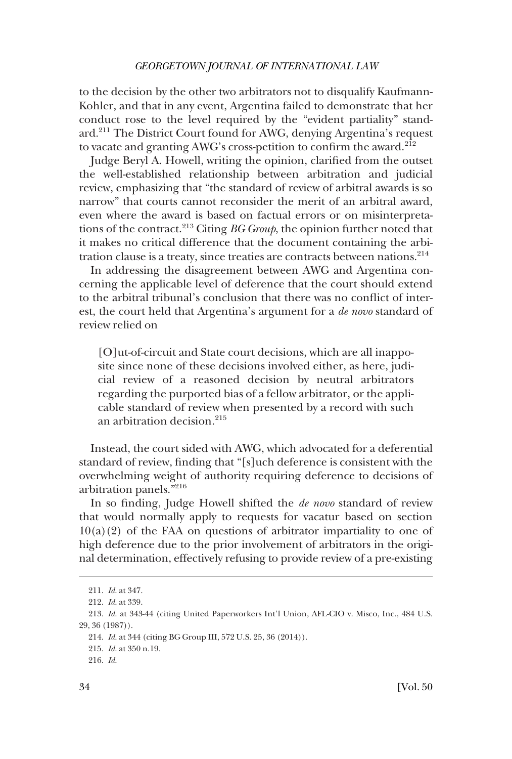to the decision by the other two arbitrators not to disqualify Kaufmann-Kohler, and that in any event, Argentina failed to demonstrate that her conduct rose to the level required by the "evident partiality" standard.[211] The District Court found for AWG, denying Argentina's request to vacate and granting AWG's cross-petition to confirm the award.[212]

Judge Beryl A. Howell, writing the opinion, clarified from the outset the well-established relationship between arbitration and judicial review, emphasizing that "the standard of review of arbitral awards is so narrow" that courts cannot reconsider the merit of an arbitral award, even where the award is based on factual errors or on misinterpretations of the contract.[213] Citing *BG Group*, the opinion further noted that it makes no critical difference that the document containing the arbitration clause is a treaty, since treaties are contracts between nations.[214]

In addressing the disagreement between AWG and Argentina concerning the applicable level of deference that the court should extend to the arbitral tribunal's conclusion that there was no conflict of interest, the court held that Argentina's argument for a *de novo* standard of review relied on

> [O]ut-of-circuit and State court decisions, which are all inapposite since none of these decisions involved either, as here, judicial review of a reasoned decision by neutral arbitrators regarding the purported bias of a fellow arbitrator, or the applicable standard of review when presented by a record with such an arbitration decision.[215]

Instead, the court sided with AWG, which advocated for a deferential standard of review, finding that "[s]uch deference is consistent with the overwhelming weight of authority requiring deference to decisions of arbitration panels."[216]

In so finding, Judge Howell shifted the *de novo* standard of review that would normally apply to requests for vacatur based on section 10(a)(2) of the FAA on questions of arbitrator impartiality to one of high deference due to the prior involvement of arbitrators in the original determination, effectively refusing to provide review of a pre-existing

---

211. *Id.* at 347.

212. *Id.* at 339.

213. *Id.* at 343-44 (citing United Paperworkers Int'l Union, AFL-CIO v. Misco, Inc., 484 U.S. 29, 36 (1987)).

214. *Id.* at 344 (citing BG Group III, 572 U.S. 25, 36 (2014)).

215. *Id.* at 350 n.19.

216. *Id.*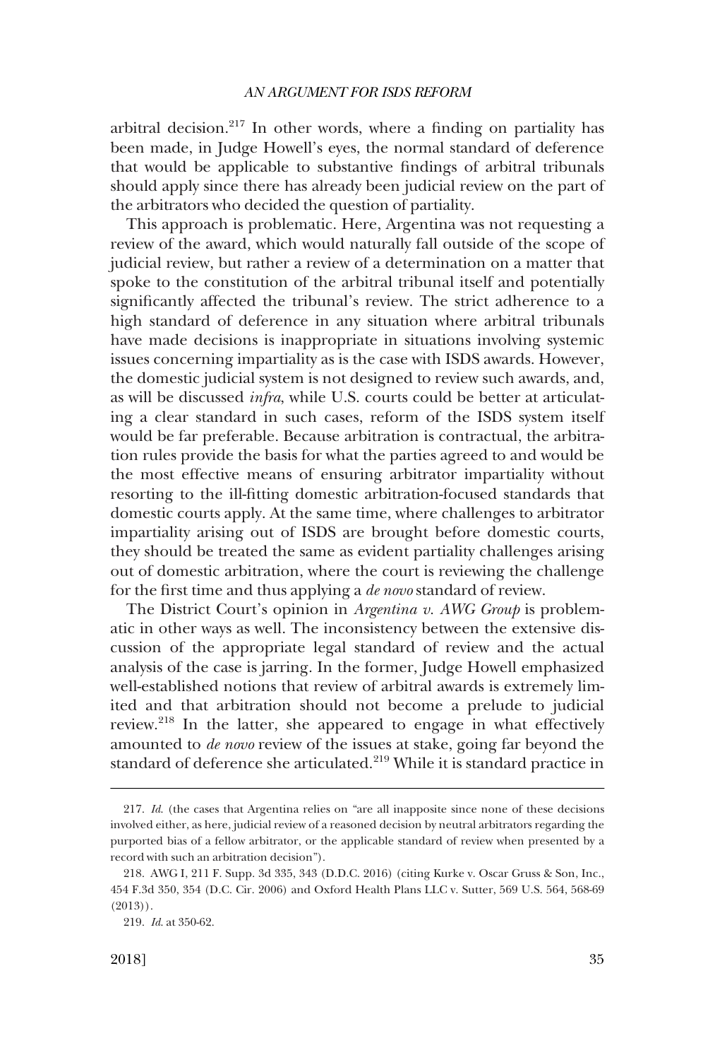arbitral decision.[217] In other words, where a finding on partiality has been made, in Judge Howell's eyes, the normal standard of deference that would be applicable to substantive findings of arbitral tribunals should apply since there has already been judicial review on the part of the arbitrators who decided the question of partiality.

This approach is problematic. Here, Argentina was not requesting a review of the award, which would naturally fall outside of the scope of judicial review, but rather a review of a determination on a matter that spoke to the constitution of the arbitral tribunal itself and potentially significantly affected the tribunal's review. The strict adherence to a high standard of deference in any situation where arbitral tribunals have made decisions is inappropriate in situations involving systemic issues concerning impartiality as is the case with ISDS awards. However, the domestic judicial system is not designed to review such awards, and, as will be discussed *infra*, while U.S. courts could be better at articulating a clear standard in such cases, reform of the ISDS system itself would be far preferable. Because arbitration is contractual, the arbitration rules provide the basis for what the parties agreed to and would be the most effective means of ensuring arbitrator impartiality without resorting to the ill-fitting domestic arbitration-focused standards that domestic courts apply. At the same time, where challenges to arbitrator impartiality arising out of ISDS are brought before domestic courts, they should be treated the same as evident partiality challenges arising out of domestic arbitration, where the court is reviewing the challenge for the first time and thus applying a *de novo* standard of review.

The District Court's opinion in *Argentina v. AWG Group* is problematic in other ways as well. The inconsistency between the extensive discussion of the appropriate legal standard of review and the actual analysis of the case is jarring. In the former, Judge Howell emphasized well-established notions that review of arbitral awards is extremely limited and that arbitration should not become a prelude to judicial review.[218] In the latter, she appeared to engage in what effectively amounted to *de novo* review of the issues at stake, going far beyond the standard of deference she articulated.[219] While it is standard practice in

---

217. *Id*. (the cases that Argentina relies on "are all inapposite since none of these decisions involved either, as here, judicial review of a reasoned decision by neutral arbitrators regarding the purported bias of a fellow arbitrator, or the applicable standard of review when presented by a record with such an arbitration decision").

218. AWG I, 211 F. Supp. 3d 335, 343 (D.D.C. 2016) (citing Kurke v. Oscar Gruss & Son, Inc., 454 F.3d 350, 354 (D.C. Cir. 2006) and Oxford Health Plans LLC v. Sutter, 569 U.S. 564, 568-69 (2013)).

219. *Id*. at 350-62.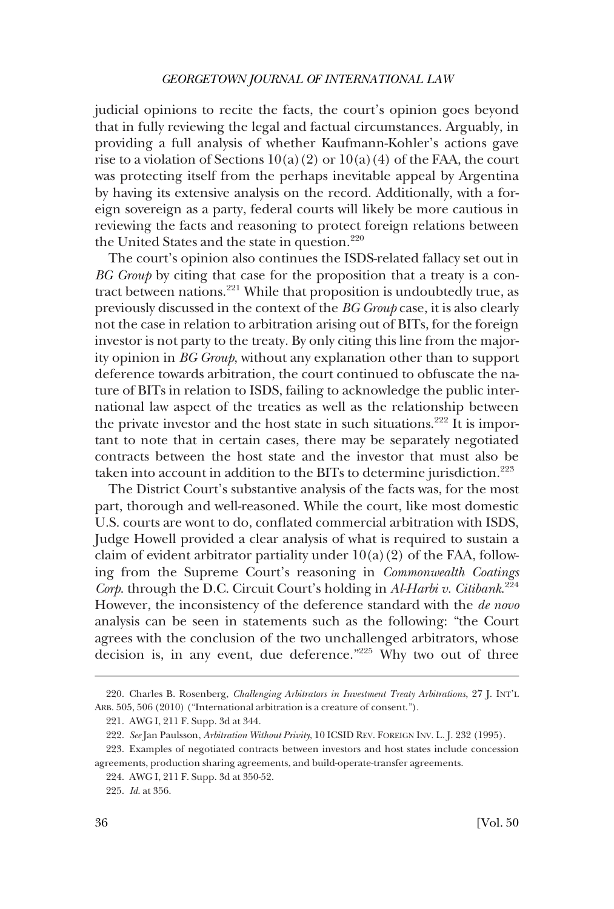judicial opinions to recite the facts, the court's opinion goes beyond that in fully reviewing the legal and factual circumstances. Arguably, in providing a full analysis of whether Kaufmann-Kohler's actions gave rise to a violation of Sections 10(a)(2) or 10(a)(4) of the FAA, the court was protecting itself from the perhaps inevitable appeal by Argentina by having its extensive analysis on the record. Additionally, with a foreign sovereign as a party, federal courts will likely be more cautious in reviewing the facts and reasoning to protect foreign relations between the United States and the state in question.[220]

The court's opinion also continues the ISDS-related fallacy set out in *BG Group* by citing that case for the proposition that a treaty is a contract between nations.[221] While that proposition is undoubtedly true, as previously discussed in the context of the *BG Group* case, it is also clearly not the case in relation to arbitration arising out of BITs, for the foreign investor is not party to the treaty. By only citing this line from the majority opinion in *BG Group*, without any explanation other than to support deference towards arbitration, the court continued to obfuscate the nature of BITs in relation to ISDS, failing to acknowledge the public international law aspect of the treaties as well as the relationship between the private investor and the host state in such situations.[222] It is important to note that in certain cases, there may be separately negotiated contracts between the host state and the investor that must also be taken into account in addition to the BITs to determine jurisdiction.[223]

The District Court's substantive analysis of the facts was, for the most part, thorough and well-reasoned. While the court, like most domestic U.S. courts are wont to do, conflated commercial arbitration with ISDS, Judge Howell provided a clear analysis of what is required to sustain a claim of evident arbitrator partiality under 10(a)(2) of the FAA, following from the Supreme Court's reasoning in *Commonwealth Coatings Corp.* through the D.C. Circuit Court's holding in *Al-Harbi v. Citibank*.[224] However, the inconsistency of the deference standard with the *de novo* analysis can be seen in statements such as the following: "the Court agrees with the conclusion of the two unchallenged arbitrators, whose decision is, in any event, due deference."[225] Why two out of three

---

220. Charles B. Rosenberg, *Challenging Arbitrators in Investment Treaty Arbitrations*, 27 J. INT'L ARB. 505, 506 (2010) ("International arbitration is a creature of consent.").

221. AWG I, 211 F. Supp. 3d at 344.

222. *See* Jan Paulsson, *Arbitration Without Privity*, 10 ICSID REV. FOREIGN INV. L. J. 232 (1995).

223. Examples of negotiated contracts between investors and host states include concession agreements, production sharing agreements, and build-operate-transfer agreements.

224. AWG I, 211 F. Supp. 3d at 350-52.

225. *Id.* at 356.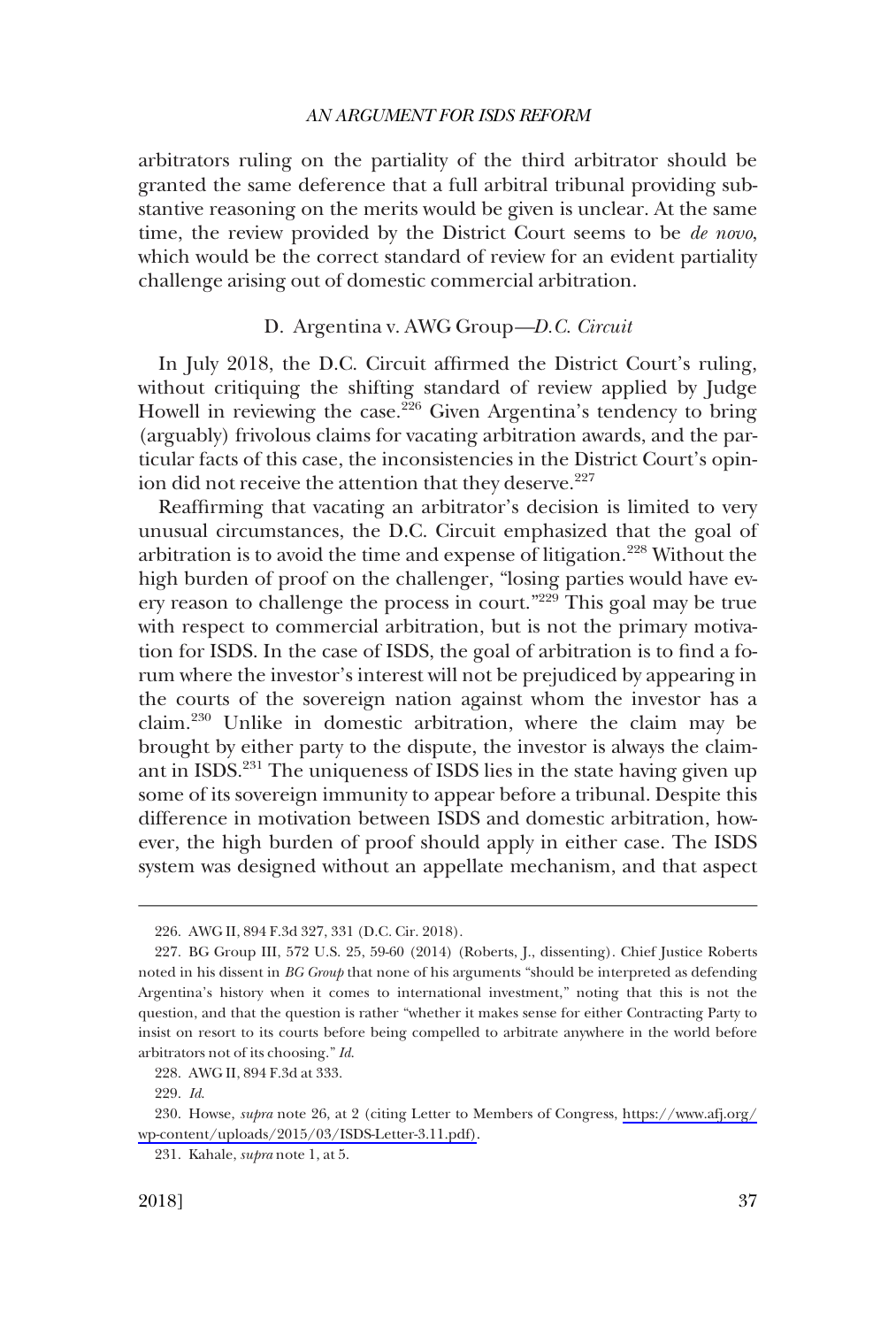arbitrators ruling on the partiality of the third arbitrator should be granted the same deference that a full arbitral tribunal providing substantive reasoning on the merits would be given is unclear. At the same time, the review provided by the District Court seems to be *de novo*, which would be the correct standard of review for an evident partiality challenge arising out of domestic commercial arbitration.

### D. Argentina v. AWG Group—*D.C. Circuit*

In July 2018, the D.C. Circuit affirmed the District Court's ruling, without critiquing the shifting standard of review applied by Judge Howell in reviewing the case.[226] Given Argentina's tendency to bring (arguably) frivolous claims for vacating arbitration awards, and the particular facts of this case, the inconsistencies in the District Court's opinion did not receive the attention that they deserve.[227]

Reaffirming that vacating an arbitrator's decision is limited to very unusual circumstances, the D.C. Circuit emphasized that the goal of arbitration is to avoid the time and expense of litigation.[228] Without the high burden of proof on the challenger, "losing parties would have every reason to challenge the process in court."[229] This goal may be true with respect to commercial arbitration, but is not the primary motivation for ISDS. In the case of ISDS, the goal of arbitration is to find a forum where the investor's interest will not be prejudiced by appearing in the courts of the sovereign nation against whom the investor has a claim.[230] Unlike in domestic arbitration, where the claim may be brought by either party to the dispute, the investor is always the claimant in ISDS.[231] The uniqueness of ISDS lies in the state having given up some of its sovereign immunity to appear before a tribunal. Despite this difference in motivation between ISDS and domestic arbitration, however, the high burden of proof should apply in either case. The ISDS system was designed without an appellate mechanism, and that aspect

---

226. AWG II, 894 F.3d 327, 331 (D.C. Cir. 2018).

227. BG Group III, 572 U.S. 25, 59-60 (2014) (Roberts, J., dissenting). Chief Justice Roberts noted in his dissent in *BG Group* that none of his arguments "should be interpreted as defending Argentina's history when it comes to international investment," noting that this is not the question, and that the question is rather "whether it makes sense for either Contracting Party to insist on resort to its courts before being compelled to arbitrate anywhere in the world before arbitrators not of its choosing." *Id.*

228. AWG II, 894 F.3d at 333.

229. *Id.*

230. Howse, *supra* note 26, at 2 (citing Letter to Members of Congress, https://www.afj.org/wp-content/uploads/2015/03/ISDS-Letter-3.11.pdf).

231. Kahale, *supra* note 1, at 5.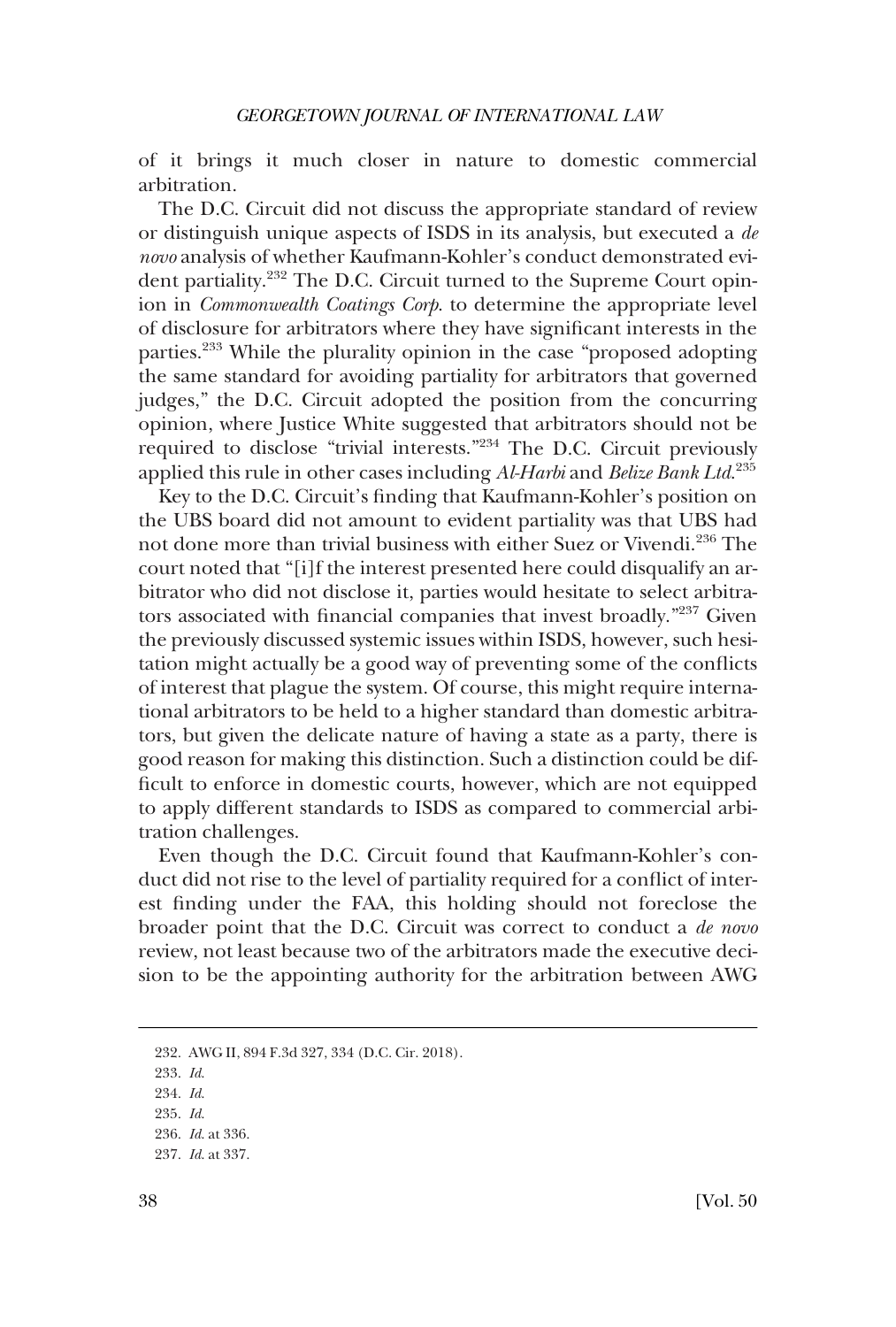of it brings it much closer in nature to domestic commercial arbitration.

The D.C. Circuit did not discuss the appropriate standard of review or distinguish unique aspects of ISDS in its analysis, but executed a *de novo* analysis of whether Kaufmann-Kohler's conduct demonstrated evident partiality.[232] The D.C. Circuit turned to the Supreme Court opinion in *Commonwealth Coatings Corp.* to determine the appropriate level of disclosure for arbitrators where they have significant interests in the parties.[233] While the plurality opinion in the case "proposed adopting the same standard for avoiding partiality for arbitrators that governed judges," the D.C. Circuit adopted the position from the concurring opinion, where Justice White suggested that arbitrators should not be required to disclose "trivial interests."[234] The D.C. Circuit previously applied this rule in other cases including *Al-Harbi* and *Belize Bank Ltd.*[235]

Key to the D.C. Circuit's finding that Kaufmann-Kohler's position on the UBS board did not amount to evident partiality was that UBS had not done more than trivial business with either Suez or Vivendi.[236] The court noted that "[i]f the interest presented here could disqualify an arbitrator who did not disclose it, parties would hesitate to select arbitrators associated with financial companies that invest broadly."[237] Given the previously discussed systemic issues within ISDS, however, such hesitation might actually be a good way of preventing some of the conflicts of interest that plague the system. Of course, this might require international arbitrators to be held to a higher standard than domestic arbitrators, but given the delicate nature of having a state as a party, there is good reason for making this distinction. Such a distinction could be difficult to enforce in domestic courts, however, which are not equipped to apply different standards to ISDS as compared to commercial arbitration challenges.

Even though the D.C. Circuit found that Kaufmann-Kohler's conduct did not rise to the level of partiality required for a conflict of interest finding under the FAA, this holding should not foreclose the broader point that the D.C. Circuit was correct to conduct a *de novo* review, not least because two of the arbitrators made the executive decision to be the appointing authority for the arbitration between AWG

232. AWG II, 894 F.3d 327, 334 (D.C. Cir. 2018).

233. *Id.*

234. *Id.*

235. *Id.*

236. *Id.* at 336.

237. *Id.* at 337.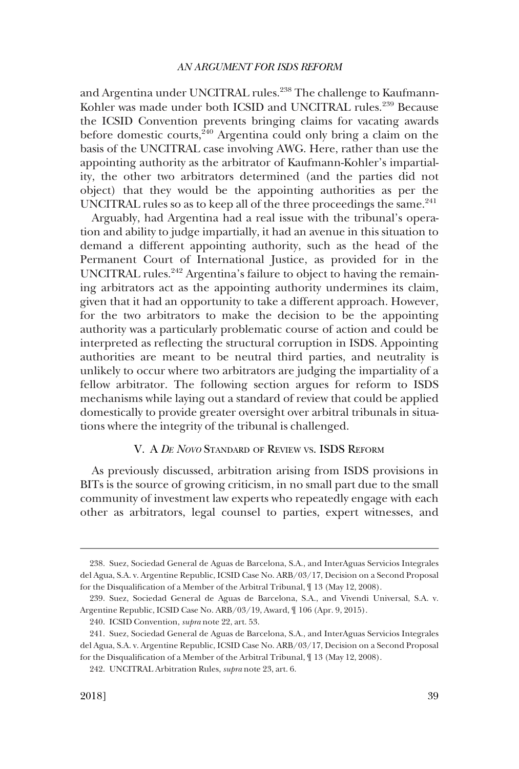and Argentina under UNCITRAL rules.[238] The challenge to Kaufmann-Kohler was made under both ICSID and UNCITRAL rules.[239] Because the ICSID Convention prevents bringing claims for vacating awards before domestic courts,[240] Argentina could only bring a claim on the basis of the UNCITRAL case involving AWG. Here, rather than use the appointing authority as the arbitrator of Kaufmann-Kohler's impartiality, the other two arbitrators determined (and the parties did not object) that they would be the appointing authorities as per the UNCITRAL rules so as to keep all of the three proceedings the same.[241]

Arguably, had Argentina had a real issue with the tribunal's operation and ability to judge impartially, it had an avenue in this situation to demand a different appointing authority, such as the head of the Permanent Court of International Justice, as provided for in the UNCITRAL rules.[242] Argentina's failure to object to having the remaining arbitrators act as the appointing authority undermines its claim, given that it had an opportunity to take a different approach. However, for the two arbitrators to make the decision to be the appointing authority was a particularly problematic course of action and could be interpreted as reflecting the structural corruption in ISDS. Appointing authorities are meant to be neutral third parties, and neutrality is unlikely to occur where two arbitrators are judging the impartiality of a fellow arbitrator. The following section argues for reform to ISDS mechanisms while laying out a standard of review that could be applied domestically to provide greater oversight over arbitral tribunals in situations where the integrity of the tribunal is challenged.

## V. A *De Novo* Standard of Review vs. ISDS Reform

As previously discussed, arbitration arising from ISDS provisions in BITs is the source of growing criticism, in no small part due to the small community of investment law experts who repeatedly engage with each other as arbitrators, legal counsel to parties, expert witnesses, and

---

238. Suez, Sociedad General de Aguas de Barcelona, S.A., and InterAguas Servicios Integrales del Agua, S.A. v. Argentine Republic, ICSID Case No. ARB/03/17, Decision on a Second Proposal for the Disqualification of a Member of the Arbitral Tribunal, ¶ 13 (May 12, 2008).

239. Suez, Sociedad General de Aguas de Barcelona, S.A., and Vivendi Universal, S.A. v. Argentine Republic, ICSID Case No. ARB/03/19, Award, ¶ 106 (Apr. 9, 2015).

240. ICSID Convention, *supra* note 22, art. 53.

241. Suez, Sociedad General de Aguas de Barcelona, S.A., and InterAguas Servicios Integrales del Agua, S.A. v. Argentine Republic, ICSID Case No. ARB/03/17, Decision on a Second Proposal for the Disqualification of a Member of the Arbitral Tribunal, ¶ 13 (May 12, 2008).

242. UNCITRAL Arbitration Rules, *supra* note 23, art. 6.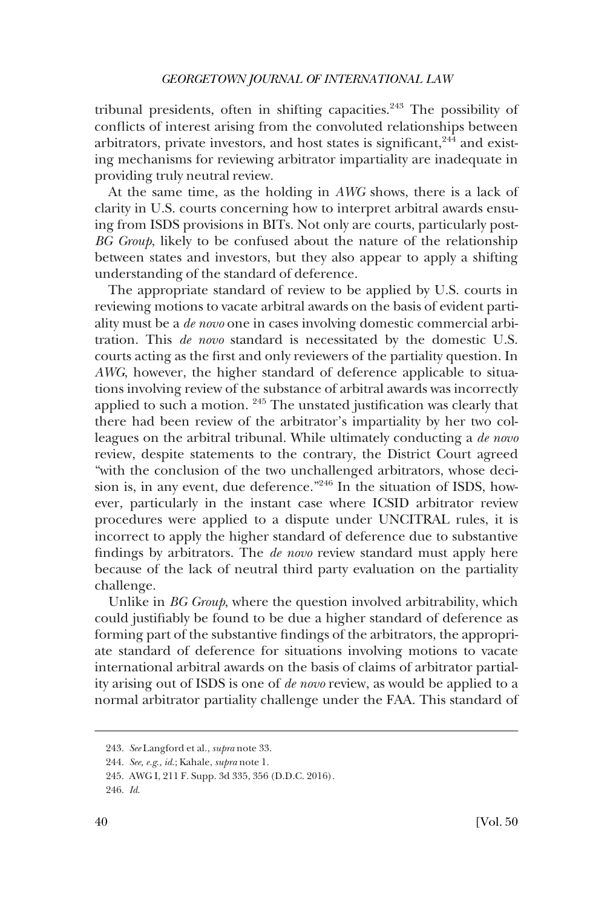tribunal presidents, often in shifting capacities.[243] The possibility of conflicts of interest arising from the convoluted relationships between arbitrators, private investors, and host states is significant,[244] and existing mechanisms for reviewing arbitrator impartiality are inadequate in providing truly neutral review.

At the same time, as the holding in *AWG* shows, there is a lack of clarity in U.S. courts concerning how to interpret arbitral awards ensuing from ISDS provisions in BITs. Not only are courts, particularly post-*BG Group*, likely to be confused about the nature of the relationship between states and investors, but they also appear to apply a shifting understanding of the standard of deference.

The appropriate standard of review to be applied by U.S. courts in reviewing motions to vacate arbitral awards on the basis of evident partiality must be a *de novo* one in cases involving domestic commercial arbitration. This *de novo* standard is necessitated by the domestic U.S. courts acting as the first and only reviewers of the partiality question. In *AWG*, however, the higher standard of deference applicable to situations involving review of the substance of arbitral awards was incorrectly applied to such a motion. [245] The unstated justification was clearly that there had been review of the arbitrator's impartiality by her two colleagues on the arbitral tribunal. While ultimately conducting a *de novo* review, despite statements to the contrary, the District Court agreed "with the conclusion of the two unchallenged arbitrators, whose decision is, in any event, due deference."[246] In the situation of ISDS, however, particularly in the instant case where ICSID arbitrator review procedures were applied to a dispute under UNCITRAL rules, it is incorrect to apply the higher standard of deference due to substantive findings by arbitrators. The *de novo* review standard must apply here because of the lack of neutral third party evaluation on the partiality challenge.

Unlike in *BG Group*, where the question involved arbitrability, which could justifiably be found to be due a higher standard of deference as forming part of the substantive findings of the arbitrators, the appropriate standard of deference for situations involving motions to vacate international arbitral awards on the basis of claims of arbitrator partiality arising out of ISDS is one of *de novo* review, as would be applied to a normal arbitrator partiality challenge under the FAA. This standard of

---

243. *See* Langford et al., *supra* note 33.

244. *See, e.g.*, *id.*; Kahale, *supra* note 1.

245. AWG I, 211 F. Supp. 3d 335, 356 (D.D.C. 2016).

246. *Id.*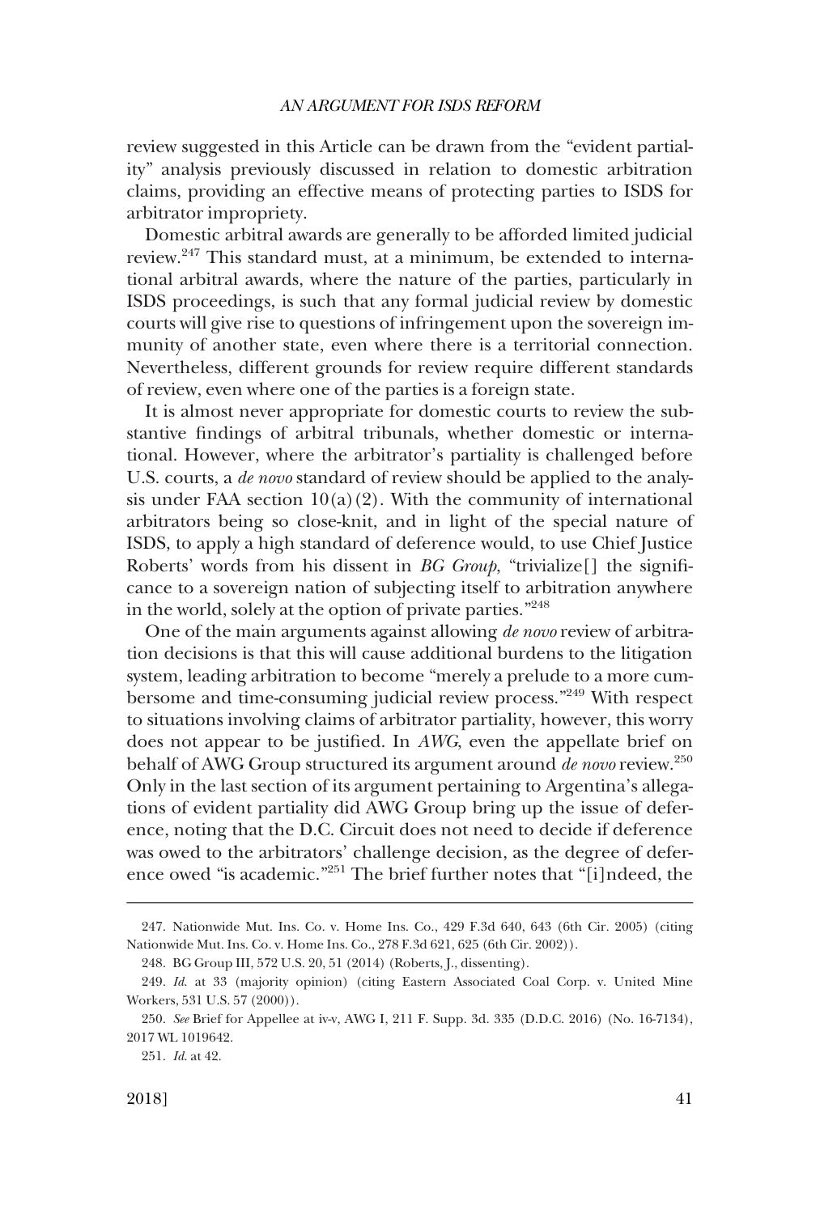review suggested in this Article can be drawn from the "evident partiality" analysis previously discussed in relation to domestic arbitration claims, providing an effective means of protecting parties to ISDS for arbitrator impropriety.

Domestic arbitral awards are generally to be afforded limited judicial review.[247] This standard must, at a minimum, be extended to international arbitral awards, where the nature of the parties, particularly in ISDS proceedings, is such that any formal judicial review by domestic courts will give rise to questions of infringement upon the sovereign immunity of another state, even where there is a territorial connection. Nevertheless, different grounds for review require different standards of review, even where one of the parties is a foreign state.

It is almost never appropriate for domestic courts to review the substantive findings of arbitral tribunals, whether domestic or international. However, where the arbitrator's partiality is challenged before U.S. courts, a *de novo* standard of review should be applied to the analysis under FAA section 10(a)(2). With the community of international arbitrators being so close-knit, and in light of the special nature of ISDS, to apply a high standard of deference would, to use Chief Justice Roberts' words from his dissent in *BG Group*, "trivialize[] the significance to a sovereign nation of subjecting itself to arbitration anywhere in the world, solely at the option of private parties."[248]

One of the main arguments against allowing *de novo* review of arbitration decisions is that this will cause additional burdens to the litigation system, leading arbitration to become "merely a prelude to a more cumbersome and time-consuming judicial review process."[249] With respect to situations involving claims of arbitrator partiality, however, this worry does not appear to be justified. In *AWG*, even the appellate brief on behalf of AWG Group structured its argument around *de novo* review.[250] Only in the last section of its argument pertaining to Argentina's allegations of evident partiality did AWG Group bring up the issue of deference, noting that the D.C. Circuit does not need to decide if deference was owed to the arbitrators' challenge decision, as the degree of deference owed "is academic."[251] The brief further notes that "[i]ndeed, the

---

247. Nationwide Mut. Ins. Co. v. Home Ins. Co., 429 F.3d 640, 643 (6th Cir. 2005) (citing Nationwide Mut. Ins. Co. v. Home Ins. Co., 278 F.3d 621, 625 (6th Cir. 2002)).

248. BG Group III, 572 U.S. 20, 51 (2014) (Roberts, J., dissenting).

249. *Id.* at 33 (majority opinion) (citing Eastern Associated Coal Corp. v. United Mine Workers, 531 U.S. 57 (2000)).

250. *See* Brief for Appellee at iv-v, AWG I, 211 F. Supp. 3d. 335 (D.D.C. 2016) (No. 16-7134), 2017 WL 1019642.

251. *Id.* at 42.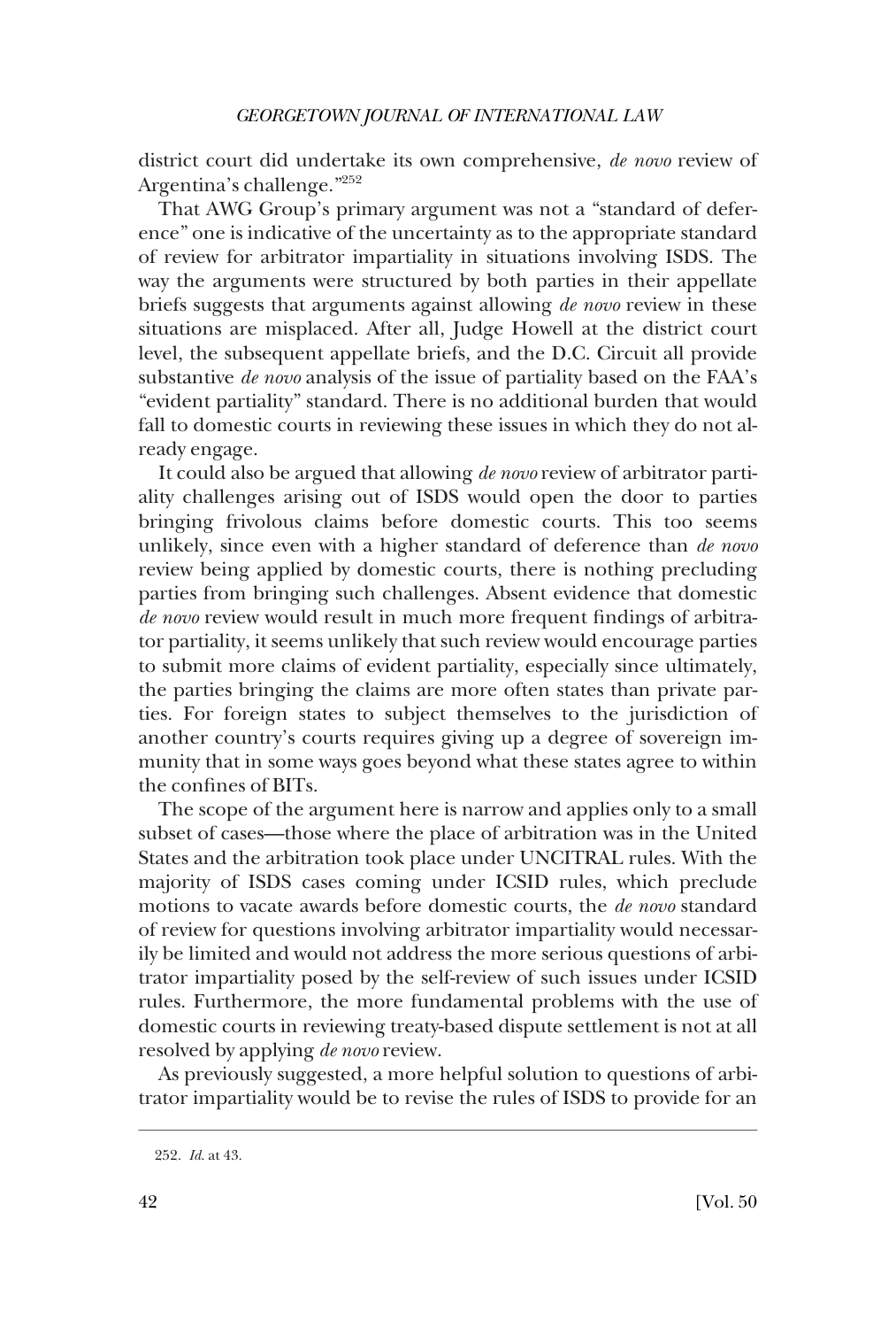district court did undertake its own comprehensive, *de novo* review of Argentina's challenge."[252]

That AWG Group's primary argument was not a "standard of deference" one is indicative of the uncertainty as to the appropriate standard of review for arbitrator impartiality in situations involving ISDS. The way the arguments were structured by both parties in their appellate briefs suggests that arguments against allowing *de novo* review in these situations are misplaced. After all, Judge Howell at the district court level, the subsequent appellate briefs, and the D.C. Circuit all provide substantive *de novo* analysis of the issue of partiality based on the FAA's "evident partiality" standard. There is no additional burden that would fall to domestic courts in reviewing these issues in which they do not already engage.

It could also be argued that allowing *de novo* review of arbitrator partiality challenges arising out of ISDS would open the door to parties bringing frivolous claims before domestic courts. This too seems unlikely, since even with a higher standard of deference than *de novo* review being applied by domestic courts, there is nothing precluding parties from bringing such challenges. Absent evidence that domestic *de novo* review would result in much more frequent findings of arbitrator partiality, it seems unlikely that such review would encourage parties to submit more claims of evident partiality, especially since ultimately, the parties bringing the claims are more often states than private parties. For foreign states to subject themselves to the jurisdiction of another country's courts requires giving up a degree of sovereign immunity that in some ways goes beyond what these states agree to within the confines of BITs.

The scope of the argument here is narrow and applies only to a small subset of cases—those where the place of arbitration was in the United States and the arbitration took place under UNCITRAL rules. With the majority of ISDS cases coming under ICSID rules, which preclude motions to vacate awards before domestic courts, the *de novo* standard of review for questions involving arbitrator impartiality would necessarily be limited and would not address the more serious questions of arbitrator impartiality posed by the self-review of such issues under ICSID rules. Furthermore, the more fundamental problems with the use of domestic courts in reviewing treaty-based dispute settlement is not at all resolved by applying *de novo* review.

As previously suggested, a more helpful solution to questions of arbitrator impartiality would be to revise the rules of ISDS to provide for an

252. *Id.* at 43.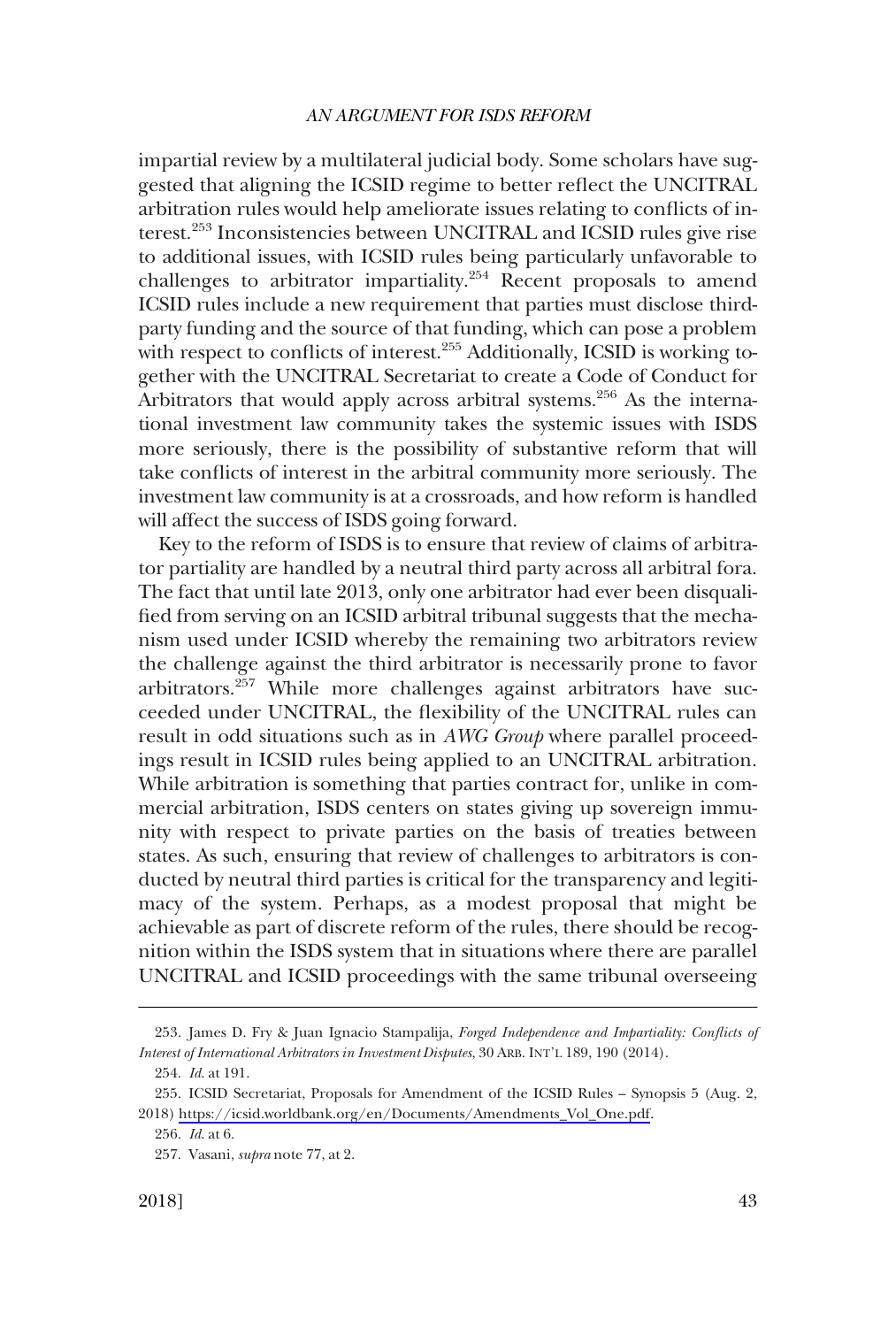impartial review by a multilateral judicial body. Some scholars have suggested that aligning the ICSID regime to better reflect the UNCITRAL arbitration rules would help ameliorate issues relating to conflicts of interest.[253] Inconsistencies between UNCITRAL and ICSID rules give rise to additional issues, with ICSID rules being particularly unfavorable to challenges to arbitrator impartiality.[254] Recent proposals to amend ICSID rules include a new requirement that parties must disclose third-party funding and the source of that funding, which can pose a problem with respect to conflicts of interest.[255] Additionally, ICSID is working together with the UNCITRAL Secretariat to create a Code of Conduct for Arbitrators that would apply across arbitral systems.[256] As the international investment law community takes the systemic issues with ISDS more seriously, there is the possibility of substantive reform that will take conflicts of interest in the arbitral community more seriously. The investment law community is at a crossroads, and how reform is handled will affect the success of ISDS going forward.

Key to the reform of ISDS is to ensure that review of claims of arbitrator partiality are handled by a neutral third party across all arbitral fora. The fact that until late 2013, only one arbitrator had ever been disqualified from serving on an ICSID arbitral tribunal suggests that the mechanism used under ICSID whereby the remaining two arbitrators review the challenge against the third arbitrator is necessarily prone to favor arbitrators.[257] While more challenges against arbitrators have succeeded under UNCITRAL, the flexibility of the UNCITRAL rules can result in odd situations such as in *AWG Group* where parallel proceedings result in ICSID rules being applied to an UNCITRAL arbitration. While arbitration is something that parties contract for, unlike in commercial arbitration, ISDS centers on states giving up sovereign immunity with respect to private parties on the basis of treaties between states. As such, ensuring that review of challenges to arbitrators is conducted by neutral third parties is critical for the transparency and legitimacy of the system. Perhaps, as a modest proposal that might be achievable as part of discrete reform of the rules, there should be recognition within the ISDS system that in situations where there are parallel UNCITRAL and ICSID proceedings with the same tribunal overseeing

---

253. James D. Fry & Juan Ignacio Stampalija, *Forged Independence and Impartiality: Conflicts of Interest of International Arbitrators in Investment Disputes*, 30 ARB. INT'L 189, 190 (2014).

254. *Id*. at 191.

255. ICSID Secretariat, Proposals for Amendment of the ICSID Rules – Synopsis 5 (Aug. 2, 2018) https://icsid.worldbank.org/en/Documents/Amendments_Vol_One.pdf.

256. *Id*. at 6.

257. Vasani, *supra* note 77, at 2.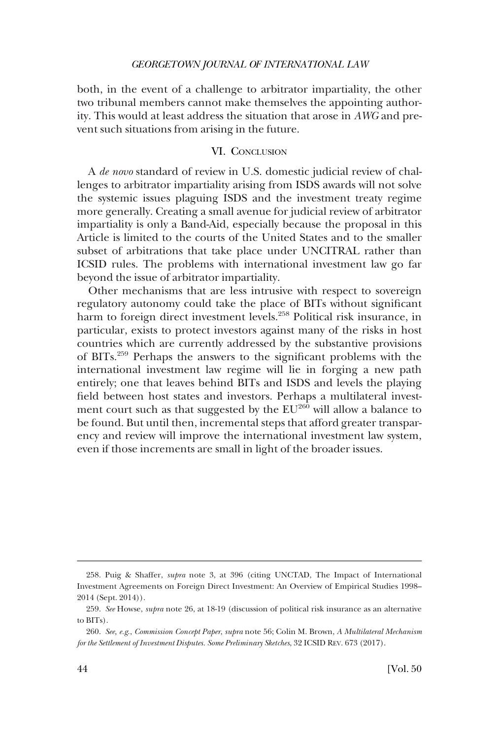both, in the event of a challenge to arbitrator impartiality, the other two tribunal members cannot make themselves the appointing authority. This would at least address the situation that arose in *AWG* and prevent such situations from arising in the future.

## VI. Conclusion

A *de novo* standard of review in U.S. domestic judicial review of challenges to arbitrator impartiality arising from ISDS awards will not solve the systemic issues plaguing ISDS and the investment treaty regime more generally. Creating a small avenue for judicial review of arbitrator impartiality is only a Band-Aid, especially because the proposal in this Article is limited to the courts of the United States and to the smaller subset of arbitrations that take place under UNCITRAL rather than ICSID rules. The problems with international investment law go far beyond the issue of arbitrator impartiality.

Other mechanisms that are less intrusive with respect to sovereign regulatory autonomy could take the place of BITs without significant harm to foreign direct investment levels.[258] Political risk insurance, in particular, exists to protect investors against many of the risks in host countries which are currently addressed by the substantive provisions of BITs.[259] Perhaps the answers to the significant problems with the international investment law regime will lie in forging a new path entirely; one that leaves behind BITs and ISDS and levels the playing field between host states and investors. Perhaps a multilateral investment court such as that suggested by the EU[260] will allow a balance to be found. But until then, incremental steps that afford greater transparency and review will improve the international investment law system, even if those increments are small in light of the broader issues.

---

258. Puig & Shaffer, *supra* note 3, at 396 (citing UNCTAD, The Impact of International Investment Agreements on Foreign Direct Investment: An Overview of Empirical Studies 1998–2014 (Sept. 2014)).

259. *See* Howse, *supra* note 26, at 18-19 (discussion of political risk insurance as an alternative to BITs).

260. *See, e.g.*, *Commission Concept Paper*, *supra* note 56; Colin M. Brown, *A Multilateral Mechanism for the Settlement of Investment Disputes. Some Preliminary Sketches*, 32 ICSID Rev. 673 (2017).